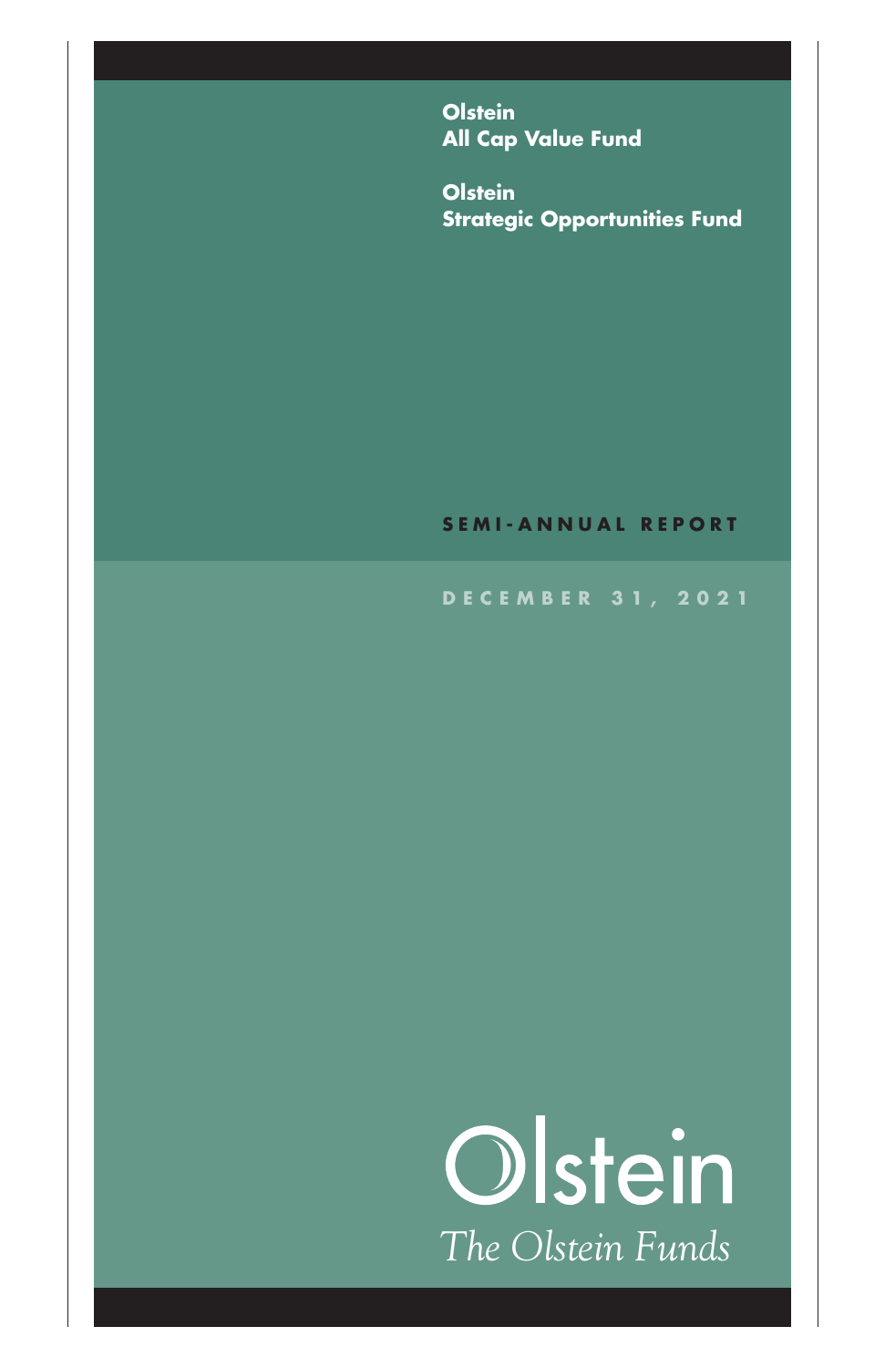**Olstein**
**All Cap Value Fund**

**Olstein**
**Strategic Opportunities Fund**

**SEMI-ANNUAL REPORT**

**DECEMBER 31, 2021**

Olstein

*The Olstein Funds*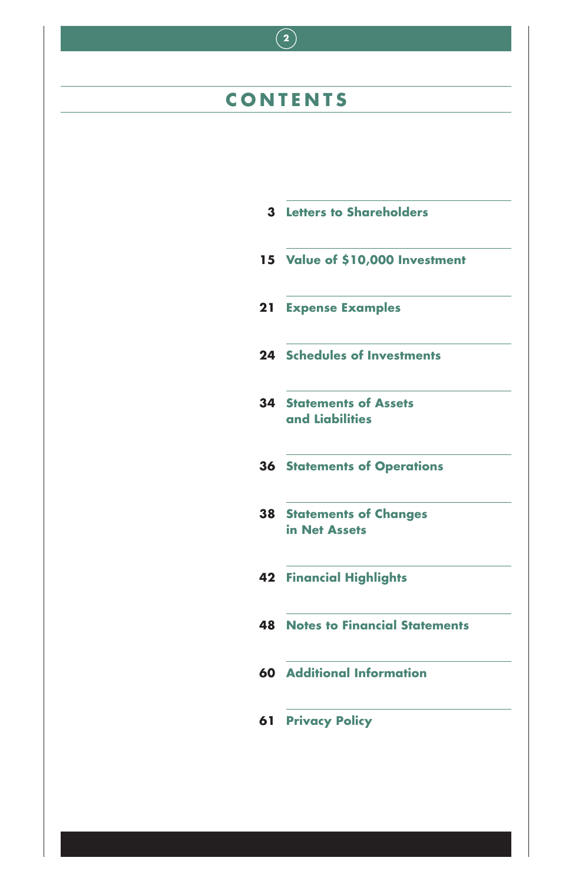# CONTENTS

| Page | Section |
|---|---|
| 3 | Letters to Shareholders |
| 15 | Value of $10,000 Investment |
| 21 | Expense Examples |
| 24 | Schedules of Investments |
| 34 | Statements of Assets and Liabilities |
| 36 | Statements of Operations |
| 38 | Statements of Changes in Net Assets |
| 42 | Financial Highlights |
| 48 | Notes to Financial Statements |
| 60 | Additional Information |
| 61 | Privacy Policy |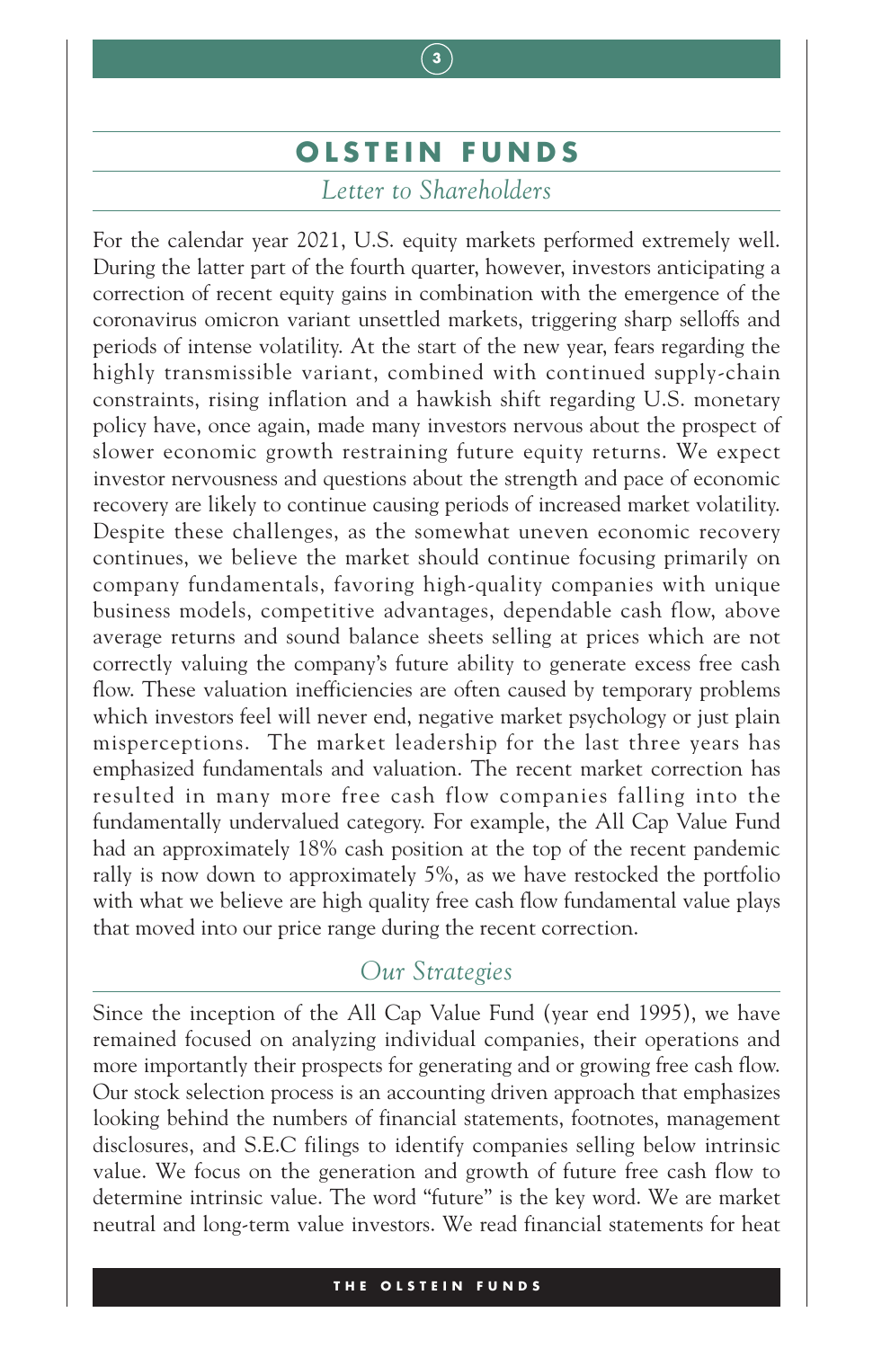# OLSTEIN FUNDS

## *Letter to Shareholders*

For the calendar year 2021, U.S. equity markets performed extremely well. During the latter part of the fourth quarter, however, investors anticipating a correction of recent equity gains in combination with the emergence of the coronavirus omicron variant unsettled markets, triggering sharp selloffs and periods of intense volatility. At the start of the new year, fears regarding the highly transmissible variant, combined with continued supply-chain constraints, rising inflation and a hawkish shift regarding U.S. monetary policy have, once again, made many investors nervous about the prospect of slower economic growth restraining future equity returns. We expect investor nervousness and questions about the strength and pace of economic recovery are likely to continue causing periods of increased market volatility. Despite these challenges, as the somewhat uneven economic recovery continues, we believe the market should continue focusing primarily on company fundamentals, favoring high-quality companies with unique business models, competitive advantages, dependable cash flow, above average returns and sound balance sheets selling at prices which are not correctly valuing the company's future ability to generate excess free cash flow. These valuation inefficiencies are often caused by temporary problems which investors feel will never end, negative market psychology or just plain misperceptions. The market leadership for the last three years has emphasized fundamentals and valuation. The recent market correction has resulted in many more free cash flow companies falling into the fundamentally undervalued category. For example, the All Cap Value Fund had an approximately 18% cash position at the top of the recent pandemic rally is now down to approximately 5%, as we have restocked the portfolio with what we believe are high quality free cash flow fundamental value plays that moved into our price range during the recent correction.

## *Our Strategies*

Since the inception of the All Cap Value Fund (year end 1995), we have remained focused on analyzing individual companies, their operations and more importantly their prospects for generating and or growing free cash flow. Our stock selection process is an accounting driven approach that emphasizes looking behind the numbers of financial statements, footnotes, management disclosures, and S.E.C filings to identify companies selling below intrinsic value. We focus on the generation and growth of future free cash flow to determine intrinsic value. The word "future" is the key word. We are market neutral and long-term value investors. We read financial statements for heat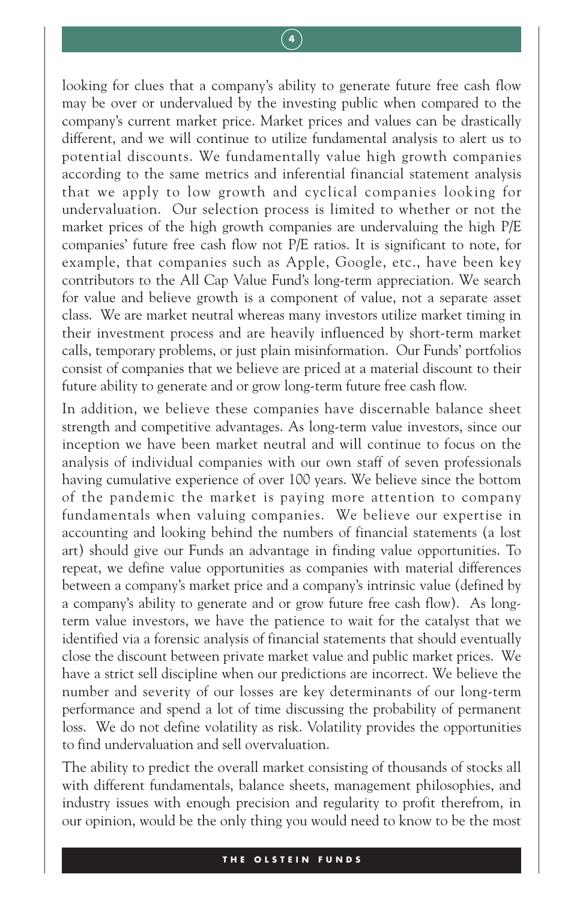looking for clues that a company's ability to generate future free cash flow may be over or undervalued by the investing public when compared to the company's current market price. Market prices and values can be drastically different, and we will continue to utilize fundamental analysis to alert us to potential discounts. We fundamentally value high growth companies according to the same metrics and inferential financial statement analysis that we apply to low growth and cyclical companies looking for undervaluation. Our selection process is limited to whether or not the market prices of the high growth companies are undervaluing the high P/E companies' future free cash flow not P/E ratios. It is significant to note, for example, that companies such as Apple, Google, etc., have been key contributors to the All Cap Value Fund's long-term appreciation. We search for value and believe growth is a component of value, not a separate asset class. We are market neutral whereas many investors utilize market timing in their investment process and are heavily influenced by short-term market calls, temporary problems, or just plain misinformation. Our Funds' portfolios consist of companies that we believe are priced at a material discount to their future ability to generate and or grow long-term future free cash flow.

In addition, we believe these companies have discernable balance sheet strength and competitive advantages. As long-term value investors, since our inception we have been market neutral and will continue to focus on the analysis of individual companies with our own staff of seven professionals having cumulative experience of over 100 years. We believe since the bottom of the pandemic the market is paying more attention to company fundamentals when valuing companies. We believe our expertise in accounting and looking behind the numbers of financial statements (a lost art) should give our Funds an advantage in finding value opportunities. To repeat, we define value opportunities as companies with material differences between a company's market price and a company's intrinsic value (defined by a company's ability to generate and or grow future free cash flow). As long-term value investors, we have the patience to wait for the catalyst that we identified via a forensic analysis of financial statements that should eventually close the discount between private market value and public market prices. We have a strict sell discipline when our predictions are incorrect. We believe the number and severity of our losses are key determinants of our long-term performance and spend a lot of time discussing the probability of permanent loss. We do not define volatility as risk. Volatility provides the opportunities to find undervaluation and sell overvaluation.

The ability to predict the overall market consisting of thousands of stocks all with different fundamentals, balance sheets, management philosophies, and industry issues with enough precision and regularity to profit therefrom, in our opinion, would be the only thing you would need to know to be the most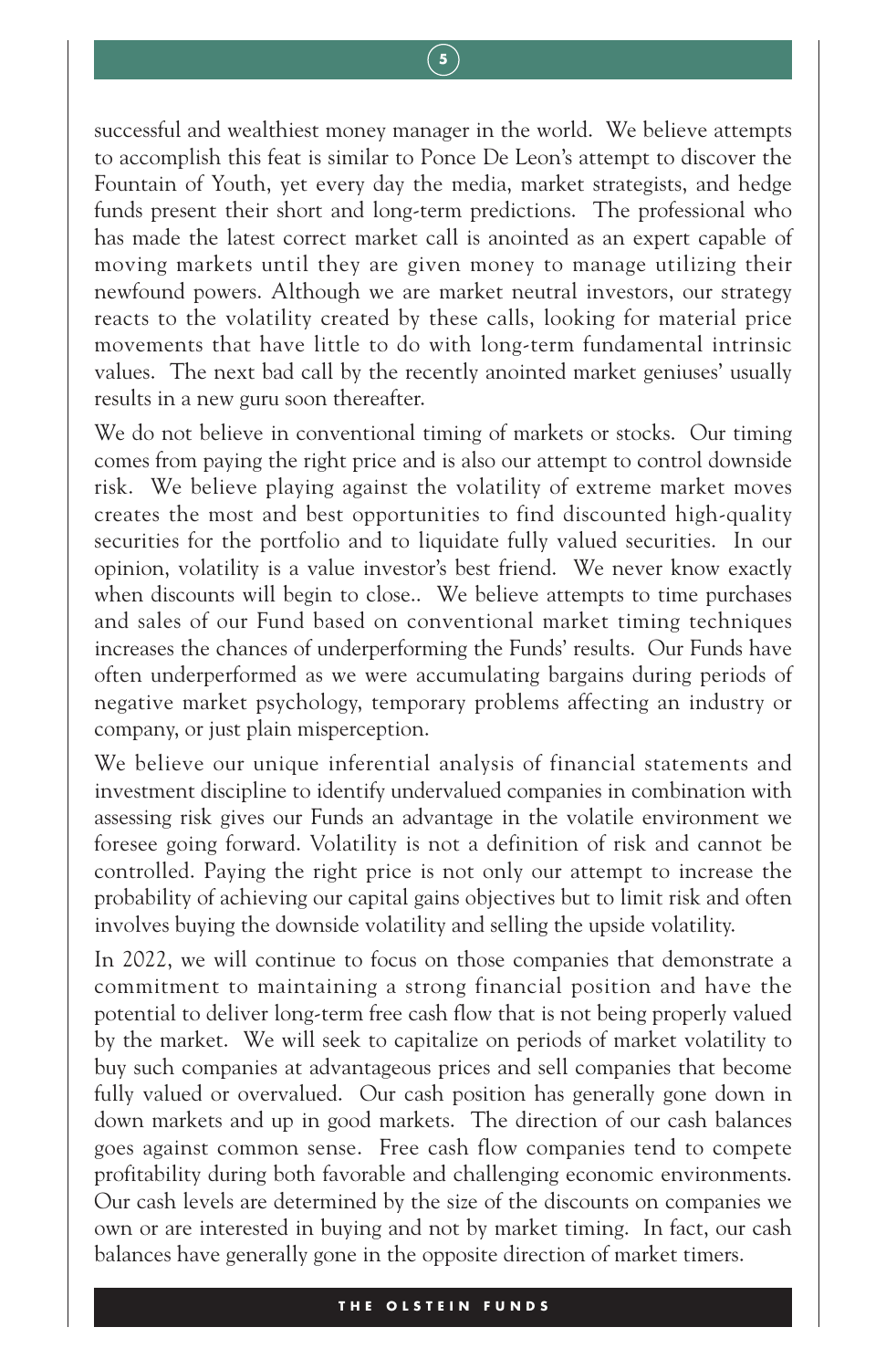successful and wealthiest money manager in the world. We believe attempts to accomplish this feat is similar to Ponce De Leon's attempt to discover the Fountain of Youth, yet every day the media, market strategists, and hedge funds present their short and long-term predictions. The professional who has made the latest correct market call is anointed as an expert capable of moving markets until they are given money to manage utilizing their newfound powers. Although we are market neutral investors, our strategy reacts to the volatility created by these calls, looking for material price movements that have little to do with long-term fundamental intrinsic values. The next bad call by the recently anointed market geniuses' usually results in a new guru soon thereafter.

We do not believe in conventional timing of markets or stocks. Our timing comes from paying the right price and is also our attempt to control downside risk. We believe playing against the volatility of extreme market moves creates the most and best opportunities to find discounted high-quality securities for the portfolio and to liquidate fully valued securities. In our opinion, volatility is a value investor's best friend. We never know exactly when discounts will begin to close.. We believe attempts to time purchases and sales of our Fund based on conventional market timing techniques increases the chances of underperforming the Funds' results. Our Funds have often underperformed as we were accumulating bargains during periods of negative market psychology, temporary problems affecting an industry or company, or just plain misperception.

We believe our unique inferential analysis of financial statements and investment discipline to identify undervalued companies in combination with assessing risk gives our Funds an advantage in the volatile environment we foresee going forward. Volatility is not a definition of risk and cannot be controlled. Paying the right price is not only our attempt to increase the probability of achieving our capital gains objectives but to limit risk and often involves buying the downside volatility and selling the upside volatility.

In 2022, we will continue to focus on those companies that demonstrate a commitment to maintaining a strong financial position and have the potential to deliver long-term free cash flow that is not being properly valued by the market. We will seek to capitalize on periods of market volatility to buy such companies at advantageous prices and sell companies that become fully valued or overvalued. Our cash position has generally gone down in down markets and up in good markets. The direction of our cash balances goes against common sense. Free cash flow companies tend to compete profitability during both favorable and challenging economic environments. Our cash levels are determined by the size of the discounts on companies we own or are interested in buying and not by market timing. In fact, our cash balances have generally gone in the opposite direction of market timers.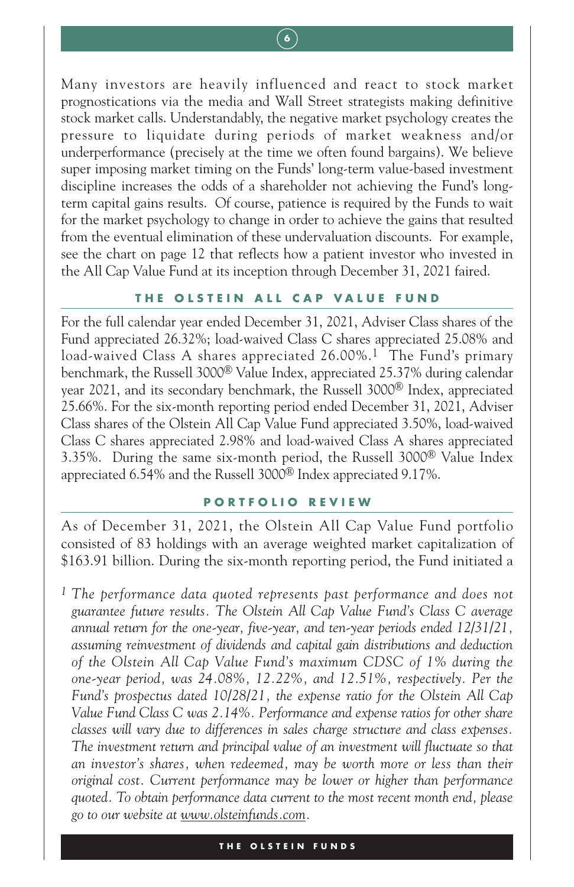Many investors are heavily influenced and react to stock market prognostications via the media and Wall Street strategists making definitive stock market calls. Understandably, the negative market psychology creates the pressure to liquidate during periods of market weakness and/or underperformance (precisely at the time we often found bargains). We believe super imposing market timing on the Funds' long-term value-based investment discipline increases the odds of a shareholder not achieving the Fund's long-term capital gains results. Of course, patience is required by the Funds to wait for the market psychology to change in order to achieve the gains that resulted from the eventual elimination of these undervaluation discounts. For example, see the chart on page 12 that reflects how a patient investor who invested in the All Cap Value Fund at its inception through December 31, 2021 faired.

## THE OLSTEIN ALL CAP VALUE FUND

For the full calendar year ended December 31, 2021, Adviser Class shares of the Fund appreciated 26.32%; load-waived Class C shares appreciated 25.08% and load-waived Class A shares appreciated 26.00%.[1] The Fund's primary benchmark, the Russell 3000® Value Index, appreciated 25.37% during calendar year 2021, and its secondary benchmark, the Russell 3000® Index, appreciated 25.66%. For the six-month reporting period ended December 31, 2021, Adviser Class shares of the Olstein All Cap Value Fund appreciated 3.50%, load-waived Class C shares appreciated 2.98% and load-waived Class A shares appreciated 3.35%. During the same six-month period, the Russell 3000® Value Index appreciated 6.54% and the Russell 3000® Index appreciated 9.17%.

## PORTFOLIO REVIEW

As of December 31, 2021, the Olstein All Cap Value Fund portfolio consisted of 83 holdings with an average weighted market capitalization of $163.91 billion. During the six-month reporting period, the Fund initiated a

[1] *The performance data quoted represents past performance and does not guarantee future results. The Olstein All Cap Value Fund's Class C average annual return for the one-year, five-year, and ten-year periods ended 12/31/21, assuming reinvestment of dividends and capital gain distributions and deduction of the Olstein All Cap Value Fund's maximum CDSC of 1% during the one-year period, was 24.08%, 12.22%, and 12.51%, respectively. Per the Fund's prospectus dated 10/28/21, the expense ratio for the Olstein All Cap Value Fund Class C was 2.14%. Performance and expense ratios for other share classes will vary due to differences in sales charge structure and class expenses. The investment return and principal value of an investment will fluctuate so that an investor's shares, when redeemed, may be worth more or less than their original cost. Current performance may be lower or higher than performance quoted. To obtain performance data current to the most recent month end, please go to our website at www.olsteinfunds.com.*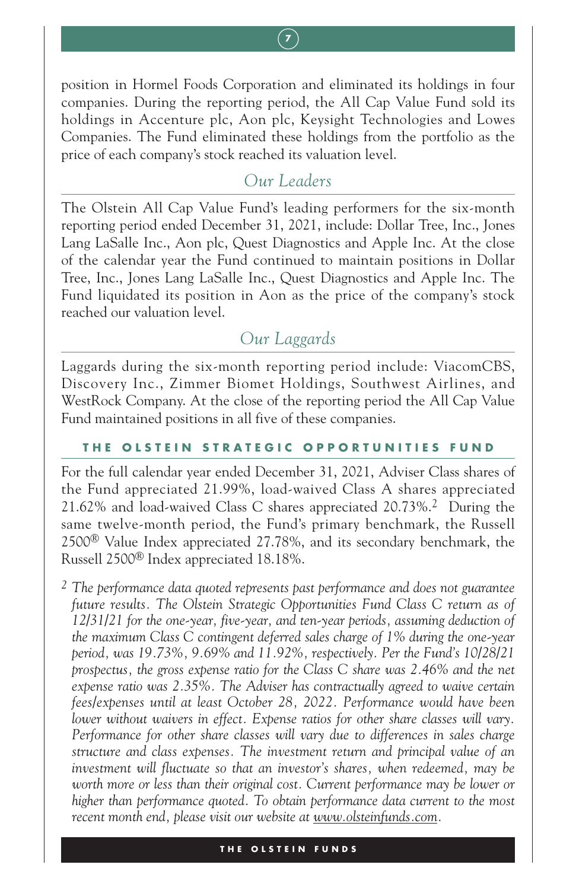position in Hormel Foods Corporation and eliminated its holdings in four companies. During the reporting period, the All Cap Value Fund sold its holdings in Accenture plc, Aon plc, Keysight Technologies and Lowes Companies. The Fund eliminated these holdings from the portfolio as the price of each company's stock reached its valuation level.

## *Our Leaders*

The Olstein All Cap Value Fund's leading performers for the six-month reporting period ended December 31, 2021, include: Dollar Tree, Inc., Jones Lang LaSalle Inc., Aon plc, Quest Diagnostics and Apple Inc. At the close of the calendar year the Fund continued to maintain positions in Dollar Tree, Inc., Jones Lang LaSalle Inc., Quest Diagnostics and Apple Inc. The Fund liquidated its position in Aon as the price of the company's stock reached our valuation level.

## *Our Laggards*

Laggards during the six-month reporting period include: ViacomCBS, Discovery Inc., Zimmer Biomet Holdings, Southwest Airlines, and WestRock Company. At the close of the reporting period the All Cap Value Fund maintained positions in all five of these companies.

## THE OLSTEIN STRATEGIC OPPORTUNITIES FUND

For the full calendar year ended December 31, 2021, Adviser Class shares of the Fund appreciated 21.99%, load-waived Class A shares appreciated 21.62% and load-waived Class C shares appreciated 20.73%.[2] During the same twelve-month period, the Fund's primary benchmark, the Russell 2500® Value Index appreciated 27.78%, and its secondary benchmark, the Russell 2500® Index appreciated 18.18%.

[2] *The performance data quoted represents past performance and does not guarantee future results. The Olstein Strategic Opportunities Fund Class C return as of 12/31/21 for the one-year, five-year, and ten-year periods, assuming deduction of the maximum Class C contingent deferred sales charge of 1% during the one-year period, was 19.73%, 9.69% and 11.92%, respectively. Per the Fund's 10/28/21 prospectus, the gross expense ratio for the Class C share was 2.46% and the net expense ratio was 2.35%. The Adviser has contractually agreed to waive certain fees/expenses until at least October 28, 2022. Performance would have been lower without waivers in effect. Expense ratios for other share classes will vary. Performance for other share classes will vary due to differences in sales charge structure and class expenses. The investment return and principal value of an investment will fluctuate so that an investor's shares, when redeemed, may be worth more or less than their original cost. Current performance may be lower or higher than performance quoted. To obtain performance data current to the most recent month end, please visit our website at www.olsteinfunds.com.*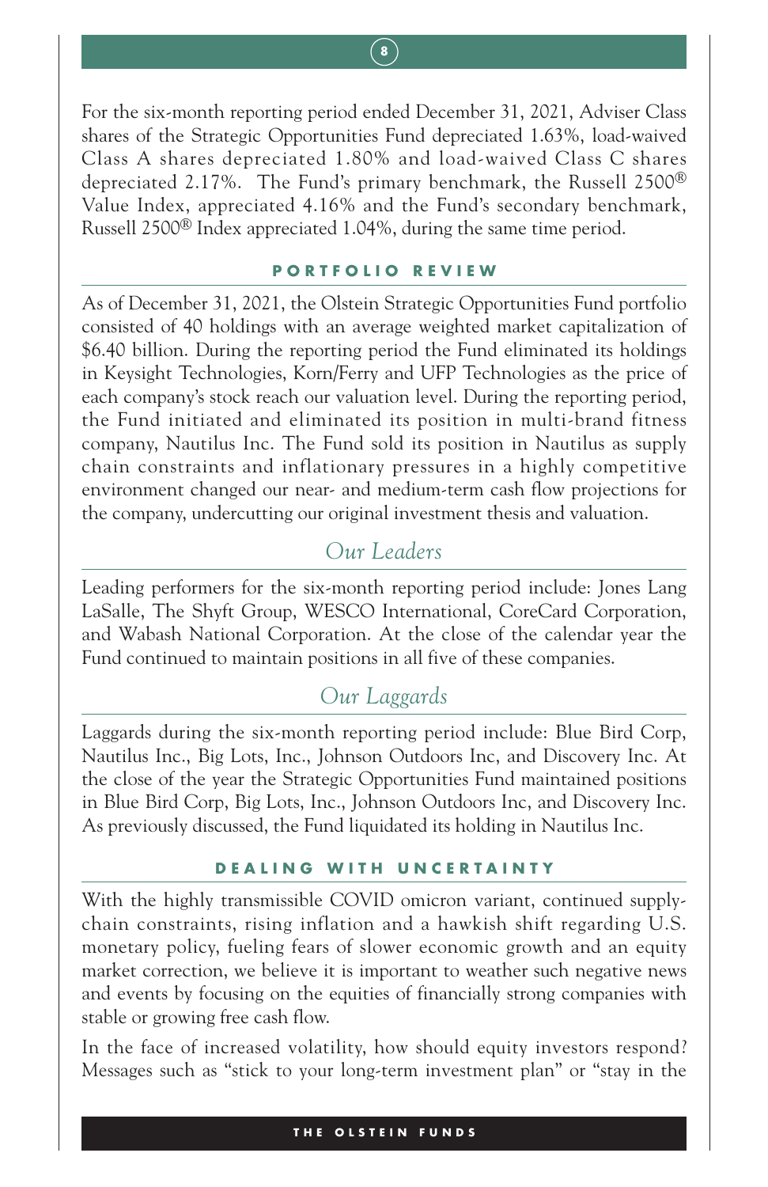For the six-month reporting period ended December 31, 2021, Adviser Class shares of the Strategic Opportunities Fund depreciated 1.63%, load-waived Class A shares depreciated 1.80% and load-waived Class C shares depreciated 2.17%. The Fund's primary benchmark, the Russell 2500® Value Index, appreciated 4.16% and the Fund's secondary benchmark, Russell 2500® Index appreciated 1.04%, during the same time period.

## PORTFOLIO REVIEW

As of December 31, 2021, the Olstein Strategic Opportunities Fund portfolio consisted of 40 holdings with an average weighted market capitalization of $6.40 billion. During the reporting period the Fund eliminated its holdings in Keysight Technologies, Korn/Ferry and UFP Technologies as the price of each company's stock reach our valuation level. During the reporting period, the Fund initiated and eliminated its position in multi-brand fitness company, Nautilus Inc. The Fund sold its position in Nautilus as supply chain constraints and inflationary pressures in a highly competitive environment changed our near- and medium-term cash flow projections for the company, undercutting our original investment thesis and valuation.

### *Our Leaders*

Leading performers for the six-month reporting period include: Jones Lang LaSalle, The Shyft Group, WESCO International, CoreCard Corporation, and Wabash National Corporation. At the close of the calendar year the Fund continued to maintain positions in all five of these companies.

### *Our Laggards*

Laggards during the six-month reporting period include: Blue Bird Corp, Nautilus Inc., Big Lots, Inc., Johnson Outdoors Inc, and Discovery Inc. At the close of the year the Strategic Opportunities Fund maintained positions in Blue Bird Corp, Big Lots, Inc., Johnson Outdoors Inc, and Discovery Inc. As previously discussed, the Fund liquidated its holding in Nautilus Inc.

## DEALING WITH UNCERTAINTY

With the highly transmissible COVID omicron variant, continued supply-chain constraints, rising inflation and a hawkish shift regarding U.S. monetary policy, fueling fears of slower economic growth and an equity market correction, we believe it is important to weather such negative news and events by focusing on the equities of financially strong companies with stable or growing free cash flow.

In the face of increased volatility, how should equity investors respond? Messages such as "stick to your long-term investment plan" or "stay in the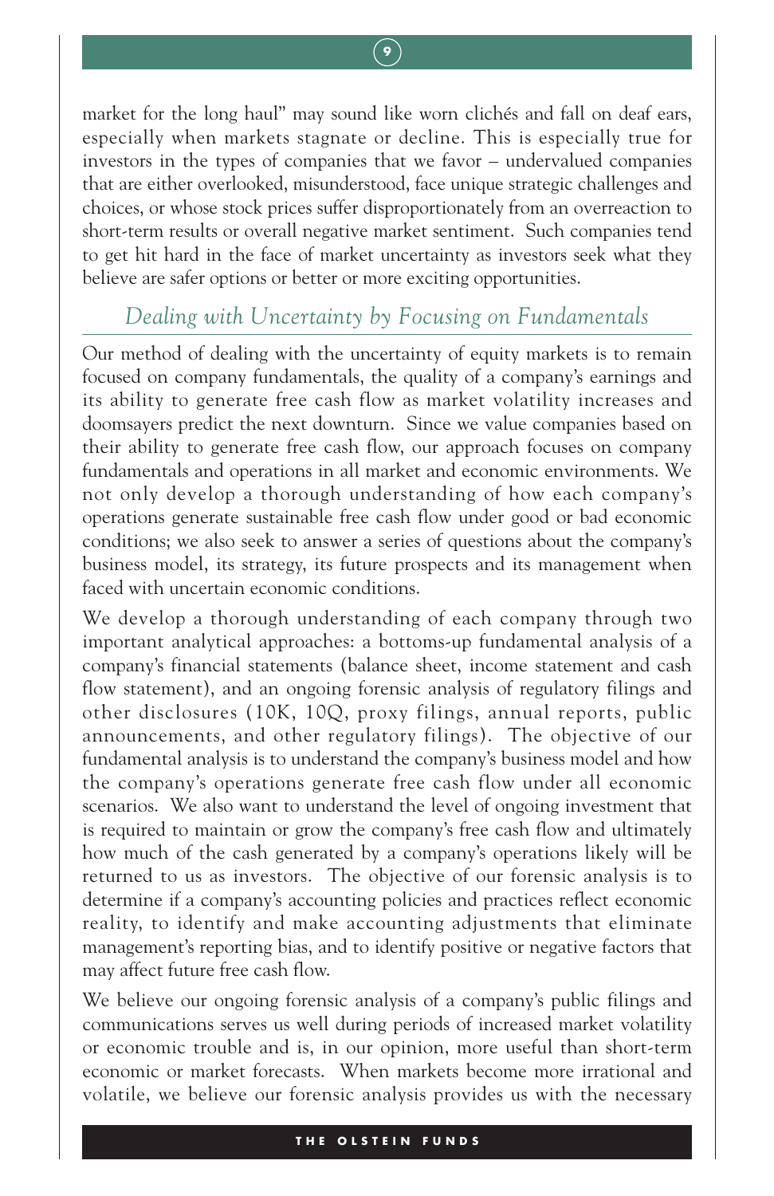market for the long haul" may sound like worn clichés and fall on deaf ears, especially when markets stagnate or decline. This is especially true for investors in the types of companies that we favor – undervalued companies that are either overlooked, misunderstood, face unique strategic challenges and choices, or whose stock prices suffer disproportionately from an overreaction to short-term results or overall negative market sentiment. Such companies tend to get hit hard in the face of market uncertainty as investors seek what they believe are safer options or better or more exciting opportunities.

## *Dealing with Uncertainty by Focusing on Fundamentals*

Our method of dealing with the uncertainty of equity markets is to remain focused on company fundamentals, the quality of a company's earnings and its ability to generate free cash flow as market volatility increases and doomsayers predict the next downturn. Since we value companies based on their ability to generate free cash flow, our approach focuses on company fundamentals and operations in all market and economic environments. We not only develop a thorough understanding of how each company's operations generate sustainable free cash flow under good or bad economic conditions; we also seek to answer a series of questions about the company's business model, its strategy, its future prospects and its management when faced with uncertain economic conditions.

We develop a thorough understanding of each company through two important analytical approaches: a bottoms-up fundamental analysis of a company's financial statements (balance sheet, income statement and cash flow statement), and an ongoing forensic analysis of regulatory filings and other disclosures (10K, 10Q, proxy filings, annual reports, public announcements, and other regulatory filings). The objective of our fundamental analysis is to understand the company's business model and how the company's operations generate free cash flow under all economic scenarios. We also want to understand the level of ongoing investment that is required to maintain or grow the company's free cash flow and ultimately how much of the cash generated by a company's operations likely will be returned to us as investors. The objective of our forensic analysis is to determine if a company's accounting policies and practices reflect economic reality, to identify and make accounting adjustments that eliminate management's reporting bias, and to identify positive or negative factors that may affect future free cash flow.

We believe our ongoing forensic analysis of a company's public filings and communications serves us well during periods of increased market volatility or economic trouble and is, in our opinion, more useful than short-term economic or market forecasts. When markets become more irrational and volatile, we believe our forensic analysis provides us with the necessary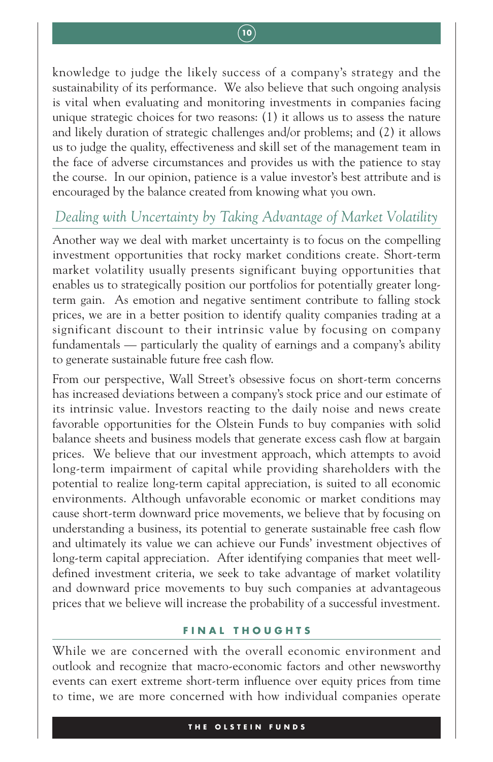knowledge to judge the likely success of a company's strategy and the sustainability of its performance. We also believe that such ongoing analysis is vital when evaluating and monitoring investments in companies facing unique strategic choices for two reasons: (1) it allows us to assess the nature and likely duration of strategic challenges and/or problems; and (2) it allows us to judge the quality, effectiveness and skill set of the management team in the face of adverse circumstances and provides us with the patience to stay the course. In our opinion, patience is a value investor's best attribute and is encouraged by the balance created from knowing what you own.

### *Dealing with Uncertainty by Taking Advantage of Market Volatility*

Another way we deal with market uncertainty is to focus on the compelling investment opportunities that rocky market conditions create. Short-term market volatility usually presents significant buying opportunities that enables us to strategically position our portfolios for potentially greater long-term gain. As emotion and negative sentiment contribute to falling stock prices, we are in a better position to identify quality companies trading at a significant discount to their intrinsic value by focusing on company fundamentals — particularly the quality of earnings and a company's ability to generate sustainable future free cash flow.

From our perspective, Wall Street's obsessive focus on short-term concerns has increased deviations between a company's stock price and our estimate of its intrinsic value. Investors reacting to the daily noise and news create favorable opportunities for the Olstein Funds to buy companies with solid balance sheets and business models that generate excess cash flow at bargain prices. We believe that our investment approach, which attempts to avoid long-term impairment of capital while providing shareholders with the potential to realize long-term capital appreciation, is suited to all economic environments. Although unfavorable economic or market conditions may cause short-term downward price movements, we believe that by focusing on understanding a business, its potential to generate sustainable free cash flow and ultimately its value we can achieve our Funds' investment objectives of long-term capital appreciation. After identifying companies that meet well-defined investment criteria, we seek to take advantage of market volatility and downward price movements to buy such companies at advantageous prices that we believe will increase the probability of a successful investment.

## FINAL THOUGHTS

While we are concerned with the overall economic environment and outlook and recognize that macro-economic factors and other newsworthy events can exert extreme short-term influence over equity prices from time to time, we are more concerned with how individual companies operate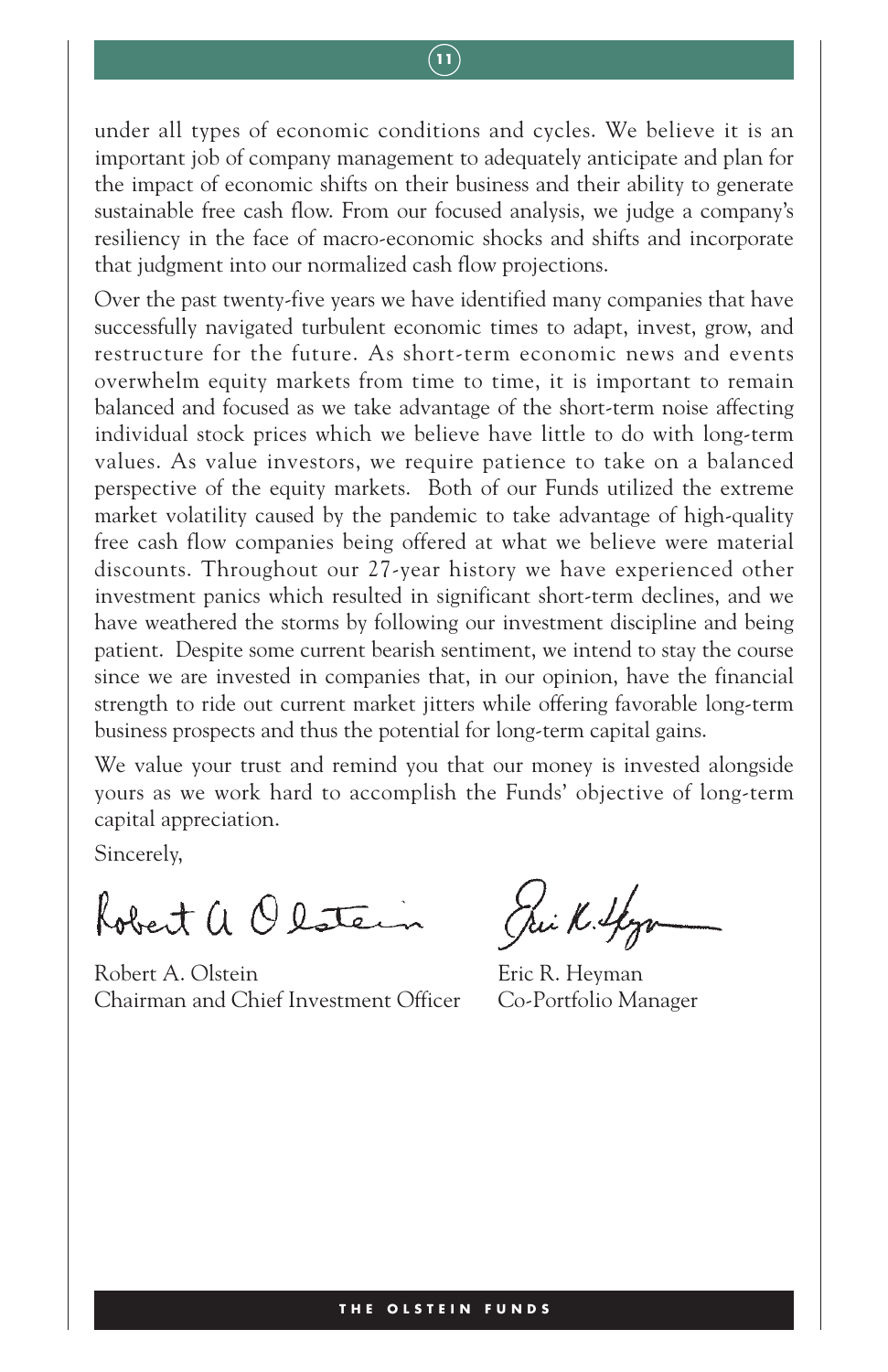under all types of economic conditions and cycles. We believe it is an important job of company management to adequately anticipate and plan for the impact of economic shifts on their business and their ability to generate sustainable free cash flow. From our focused analysis, we judge a company's resiliency in the face of macro-economic shocks and shifts and incorporate that judgment into our normalized cash flow projections.

Over the past twenty-five years we have identified many companies that have successfully navigated turbulent economic times to adapt, invest, grow, and restructure for the future. As short-term economic news and events overwhelm equity markets from time to time, it is important to remain balanced and focused as we take advantage of the short-term noise affecting individual stock prices which we believe have little to do with long-term values. As value investors, we require patience to take on a balanced perspective of the equity markets. Both of our Funds utilized the extreme market volatility caused by the pandemic to take advantage of high-quality free cash flow companies being offered at what we believe were material discounts. Throughout our 27-year history we have experienced other investment panics which resulted in significant short-term declines, and we have weathered the storms by following our investment discipline and being patient. Despite some current bearish sentiment, we intend to stay the course since we are invested in companies that, in our opinion, have the financial strength to ride out current market jitters while offering favorable long-term business prospects and thus the potential for long-term capital gains.

We value your trust and remind you that our money is invested alongside yours as we work hard to accomplish the Funds' objective of long-term capital appreciation.

Sincerely,

Robert A. Olstein
Chairman and Chief Investment Officer

Eric R. Heyman
Co-Portfolio Manager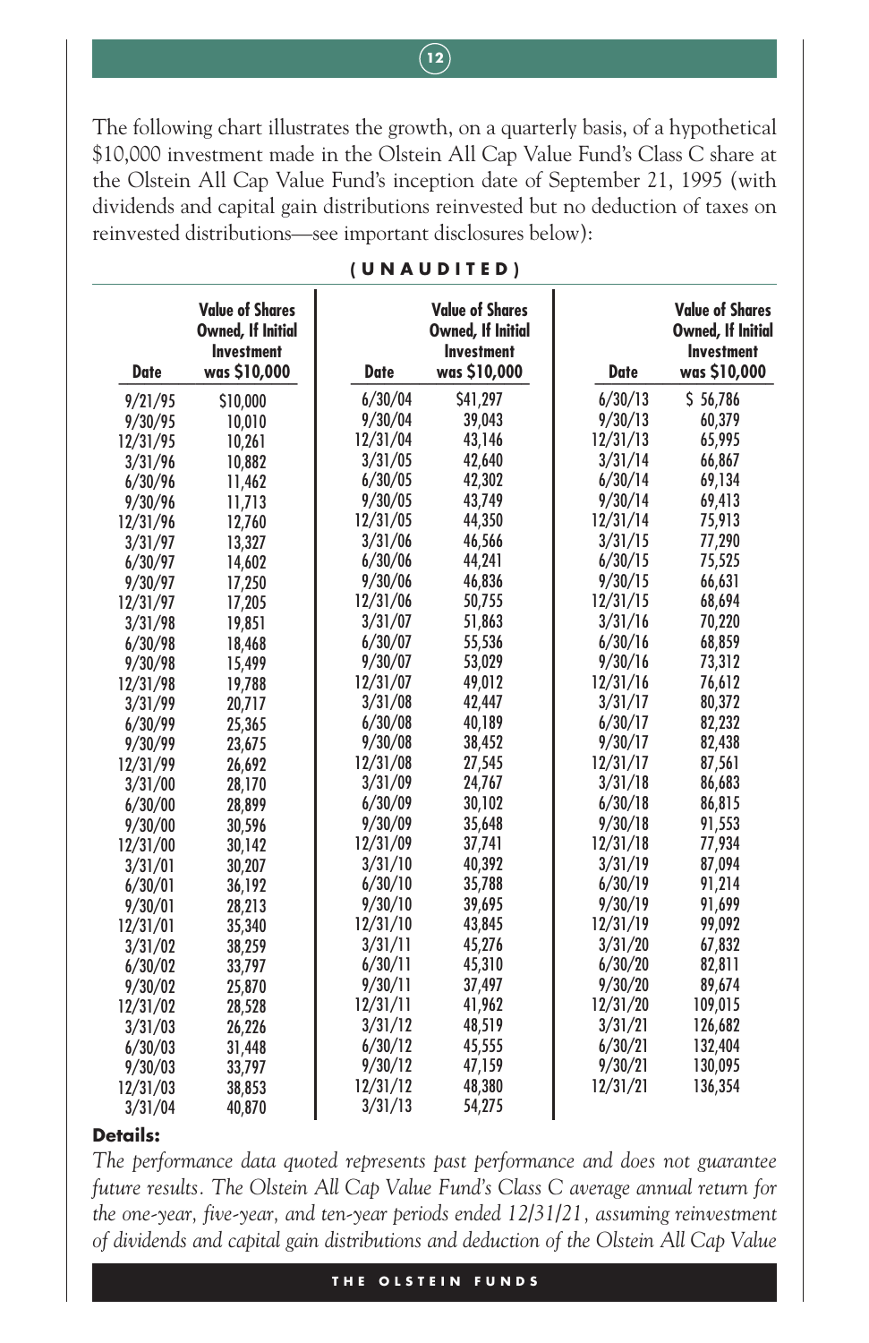The following chart illustrates the growth, on a quarterly basis, of a hypothetical $10,000 investment made in the Olstein All Cap Value Fund's Class C share at the Olstein All Cap Value Fund's inception date of September 21, 1995 (with dividends and capital gain distributions reinvested but no deduction of taxes on reinvested distributions—see important disclosures below):

**(UNAUDITED)**

| Date | Value of Shares Owned, If Initial Investment was $10,000 | Date | Value of Shares Owned, If Initial Investment was $10,000 | Date | Value of Shares Owned, If Initial Investment was $10,000 |
|---|---|---|---|---|---|
| 9/21/95 | $10,000 | 6/30/04 | $41,297 | 6/30/13 | $ 56,786 |
| 9/30/95 | 10,010 | 9/30/04 | 39,043 | 9/30/13 | 60,379 |
| 12/31/95 | 10,261 | 12/31/04 | 43,146 | 12/31/13 | 65,995 |
| 3/31/96 | 10,882 | 3/31/05 | 42,640 | 3/31/14 | 66,867 |
| 6/30/96 | 11,462 | 6/30/05 | 42,302 | 6/30/14 | 69,134 |
| 9/30/96 | 11,713 | 9/30/05 | 43,749 | 9/30/14 | 69,413 |
| 12/31/96 | 12,760 | 12/31/05 | 44,350 | 12/31/14 | 75,913 |
| 3/31/97 | 13,327 | 3/31/06 | 46,566 | 3/31/15 | 77,290 |
| 6/30/97 | 14,602 | 6/30/06 | 44,241 | 6/30/15 | 75,525 |
| 9/30/97 | 17,250 | 9/30/06 | 46,836 | 9/30/15 | 66,631 |
| 12/31/97 | 17,205 | 12/31/06 | 50,755 | 12/31/15 | 68,694 |
| 3/31/98 | 19,851 | 3/31/07 | 51,863 | 3/31/16 | 70,220 |
| 6/30/98 | 18,468 | 6/30/07 | 55,536 | 6/30/16 | 68,859 |
| 9/30/98 | 15,499 | 9/30/07 | 53,029 | 9/30/16 | 73,312 |
| 12/31/98 | 19,788 | 12/31/07 | 49,012 | 12/31/16 | 76,612 |
| 3/31/99 | 20,717 | 3/31/08 | 42,447 | 3/31/17 | 80,372 |
| 6/30/99 | 25,365 | 6/30/08 | 40,189 | 6/30/17 | 82,232 |
| 9/30/99 | 23,675 | 9/30/08 | 38,452 | 9/30/17 | 82,438 |
| 12/31/99 | 26,692 | 12/31/08 | 27,545 | 12/31/17 | 87,561 |
| 3/31/00 | 28,170 | 3/31/09 | 24,767 | 3/31/18 | 86,683 |
| 6/30/00 | 28,899 | 6/30/09 | 30,102 | 6/30/18 | 86,815 |
| 9/30/00 | 30,596 | 9/30/09 | 35,648 | 9/30/18 | 91,553 |
| 12/31/00 | 30,142 | 12/31/09 | 37,741 | 12/31/18 | 77,934 |
| 3/31/01 | 30,207 | 3/31/10 | 40,392 | 3/31/19 | 87,094 |
| 6/30/01 | 36,192 | 6/30/10 | 35,788 | 6/30/19 | 91,214 |
| 9/30/01 | 28,213 | 9/30/10 | 39,695 | 9/30/19 | 91,699 |
| 12/31/01 | 35,340 | 12/31/10 | 43,845 | 12/31/19 | 99,092 |
| 3/31/02 | 38,259 | 3/31/11 | 45,276 | 3/31/20 | 67,832 |
| 6/30/02 | 33,797 | 6/30/11 | 45,310 | 6/30/20 | 82,811 |
| 9/30/02 | 25,870 | 9/30/11 | 37,497 | 9/30/20 | 89,674 |
| 12/31/02 | 28,528 | 12/31/11 | 41,962 | 12/31/20 | 109,015 |
| 3/31/03 | 26,226 | 3/31/12 | 48,519 | 3/31/21 | 126,682 |
| 6/30/03 | 31,448 | 6/30/12 | 45,555 | 6/30/21 | 132,404 |
| 9/30/03 | 33,797 | 9/30/12 | 47,159 | 9/30/21 | 130,095 |
| 12/31/03 | 38,853 | 12/31/12 | 48,380 | 12/31/21 | 136,354 |
| 3/31/04 | 40,870 | 3/31/13 | 54,275 | | |

**Details:**

*The performance data quoted represents past performance and does not guarantee future results. The Olstein All Cap Value Fund's Class C average annual return for the one-year, five-year, and ten-year periods ended 12/31/21, assuming reinvestment of dividends and capital gain distributions and deduction of the Olstein All Cap Value*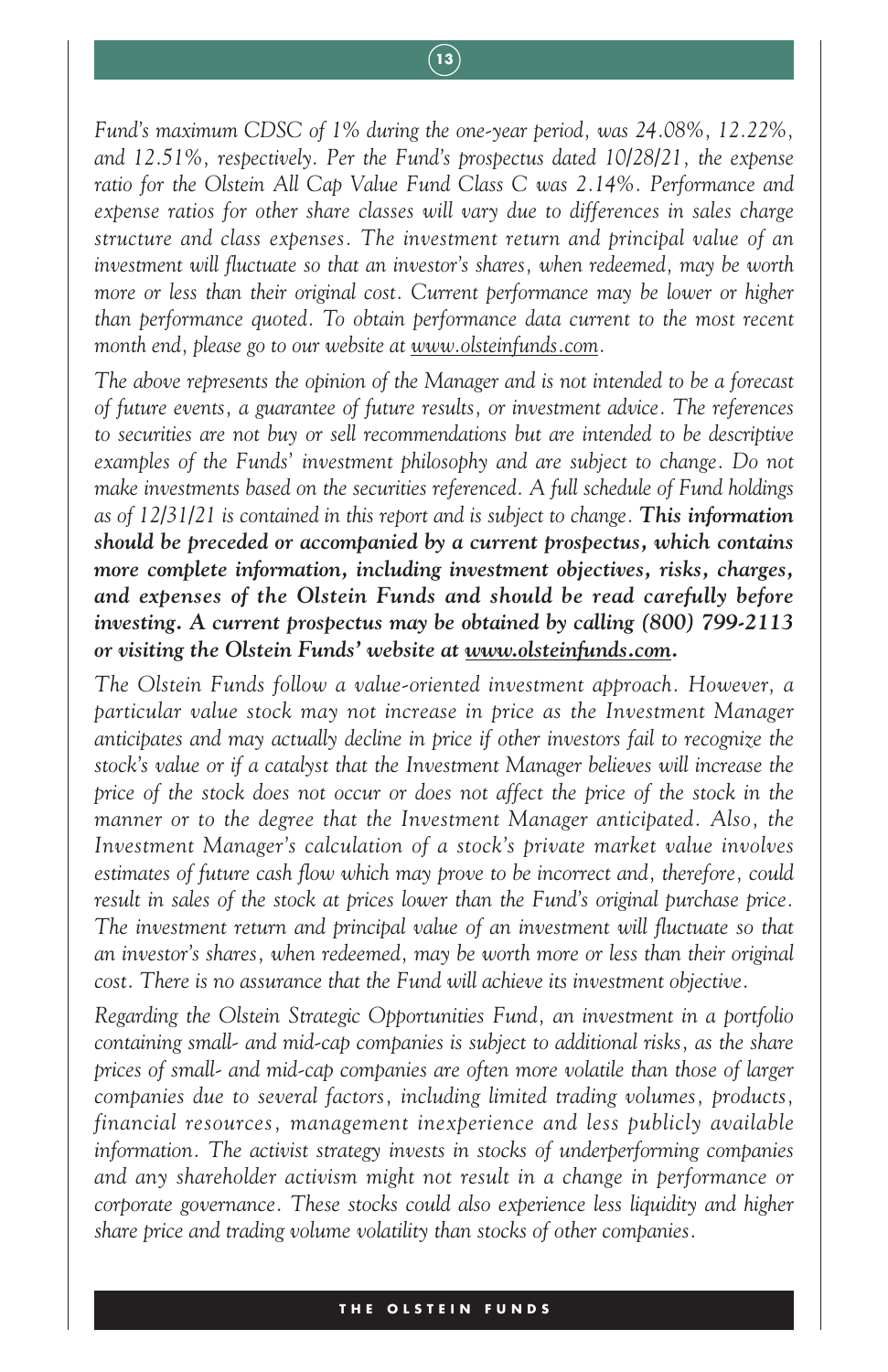*Fund's maximum CDSC of 1% during the one-year period, was 24.08%, 12.22%, and 12.51%, respectively. Per the Fund's prospectus dated 10/28/21, the expense ratio for the Olstein All Cap Value Fund Class C was 2.14%. Performance and expense ratios for other share classes will vary due to differences in sales charge structure and class expenses. The investment return and principal value of an investment will fluctuate so that an investor's shares, when redeemed, may be worth more or less than their original cost. Current performance may be lower or higher than performance quoted. To obtain performance data current to the most recent month end, please go to our website at www.olsteinfunds.com.*

*The above represents the opinion of the Manager and is not intended to be a forecast of future events, a guarantee of future results, or investment advice. The references to securities are not buy or sell recommendations but are intended to be descriptive examples of the Funds' investment philosophy and are subject to change. Do not make investments based on the securities referenced. A full schedule of Fund holdings as of 12/31/21 is contained in this report and is subject to change.* ***This information should be preceded or accompanied by a current prospectus, which contains more complete information, including investment objectives, risks, charges, and expenses of the Olstein Funds and should be read carefully before investing. A current prospectus may be obtained by calling (800) 799-2113 or visiting the Olstein Funds' website at www.olsteinfunds.com.***

*The Olstein Funds follow a value-oriented investment approach. However, a particular value stock may not increase in price as the Investment Manager anticipates and may actually decline in price if other investors fail to recognize the stock's value or if a catalyst that the Investment Manager believes will increase the price of the stock does not occur or does not affect the price of the stock in the manner or to the degree that the Investment Manager anticipated. Also, the Investment Manager's calculation of a stock's private market value involves estimates of future cash flow which may prove to be incorrect and, therefore, could result in sales of the stock at prices lower than the Fund's original purchase price. The investment return and principal value of an investment will fluctuate so that an investor's shares, when redeemed, may be worth more or less than their original cost. There is no assurance that the Fund will achieve its investment objective.*

*Regarding the Olstein Strategic Opportunities Fund, an investment in a portfolio containing small- and mid-cap companies is subject to additional risks, as the share prices of small- and mid-cap companies are often more volatile than those of larger companies due to several factors, including limited trading volumes, products, financial resources, management inexperience and less publicly available information. The activist strategy invests in stocks of underperforming companies and any shareholder activism might not result in a change in performance or corporate governance. These stocks could also experience less liquidity and higher share price and trading volume volatility than stocks of other companies.*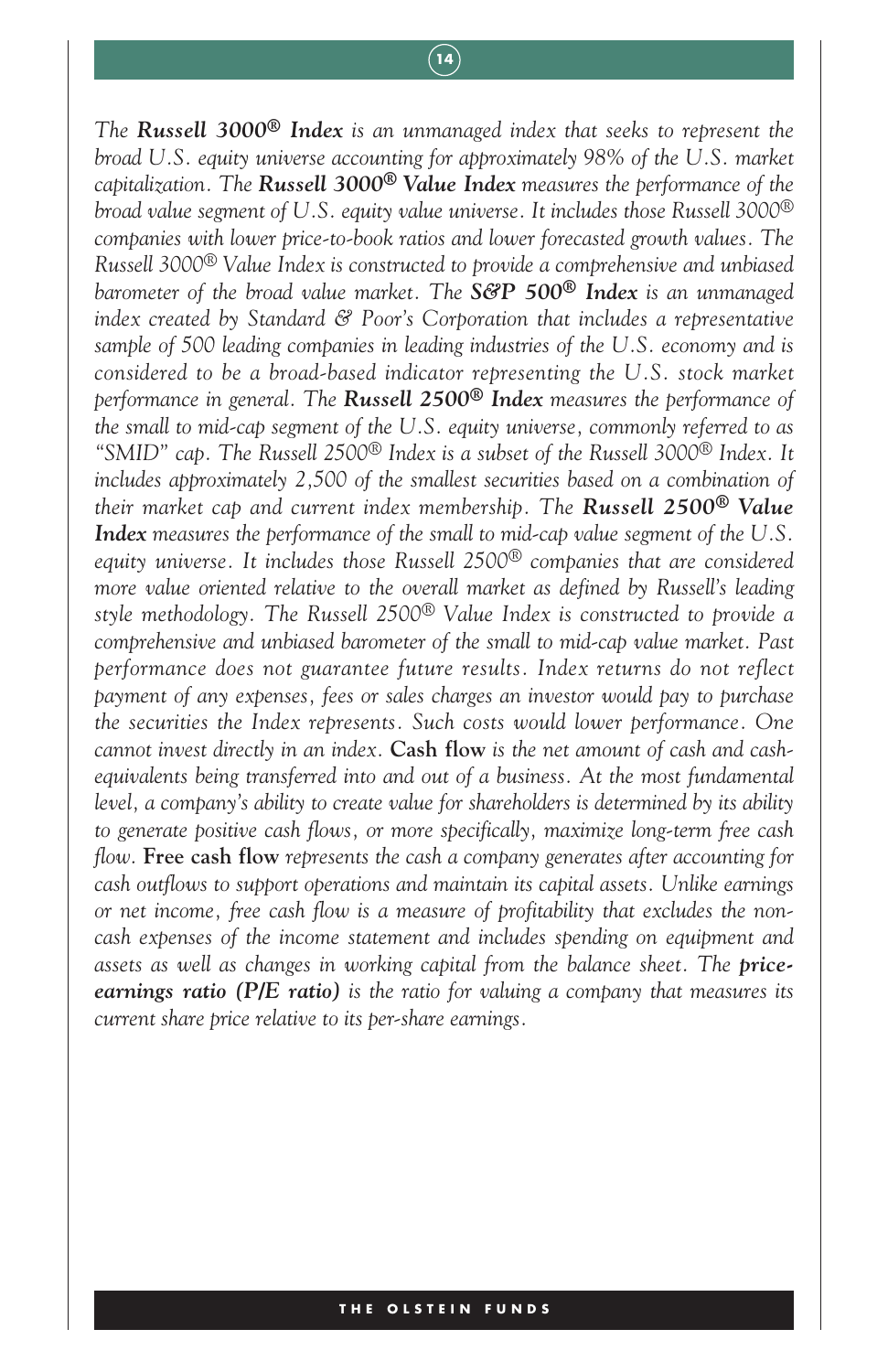*The **Russell 3000® Index** is an unmanaged index that seeks to represent the broad U.S. equity universe accounting for approximately 98% of the U.S. market capitalization. The **Russell 3000® Value Index** measures the performance of the broad value segment of U.S. equity value universe. It includes those Russell 3000® companies with lower price-to-book ratios and lower forecasted growth values. The Russell 3000® Value Index is constructed to provide a comprehensive and unbiased barometer of the broad value market. The **S&P 500® Index** is an unmanaged index created by Standard & Poor's Corporation that includes a representative sample of 500 leading companies in leading industries of the U.S. economy and is considered to be a broad-based indicator representing the U.S. stock market performance in general. The **Russell 2500® Index** measures the performance of the small to mid-cap segment of the U.S. equity universe, commonly referred to as "SMID" cap. The Russell 2500® Index is a subset of the Russell 3000® Index. It includes approximately 2,500 of the smallest securities based on a combination of their market cap and current index membership. The **Russell 2500® Value Index** measures the performance of the small to mid-cap value segment of the U.S. equity universe. It includes those Russell 2500® companies that are considered more value oriented relative to the overall market as defined by Russell's leading style methodology. The Russell 2500® Value Index is constructed to provide a comprehensive and unbiased barometer of the small to mid-cap value market. Past performance does not guarantee future results. Index returns do not reflect payment of any expenses, fees or sales charges an investor would pay to purchase the securities the Index represents. Such costs would lower performance. One cannot invest directly in an index.* **Cash flow** *is the net amount of cash and cash-equivalents being transferred into and out of a business. At the most fundamental level, a company's ability to create value for shareholders is determined by its ability to generate positive cash flows, or more specifically, maximize long-term free cash flow.* **Free cash flow** *represents the cash a company generates after accounting for cash outflows to support operations and maintain its capital assets. Unlike earnings or net income, free cash flow is a measure of profitability that excludes the non-cash expenses of the income statement and includes spending on equipment and assets as well as changes in working capital from the balance sheet. The **price-earnings ratio (P/E ratio)** is the ratio for valuing a company that measures its current share price relative to its per-share earnings.*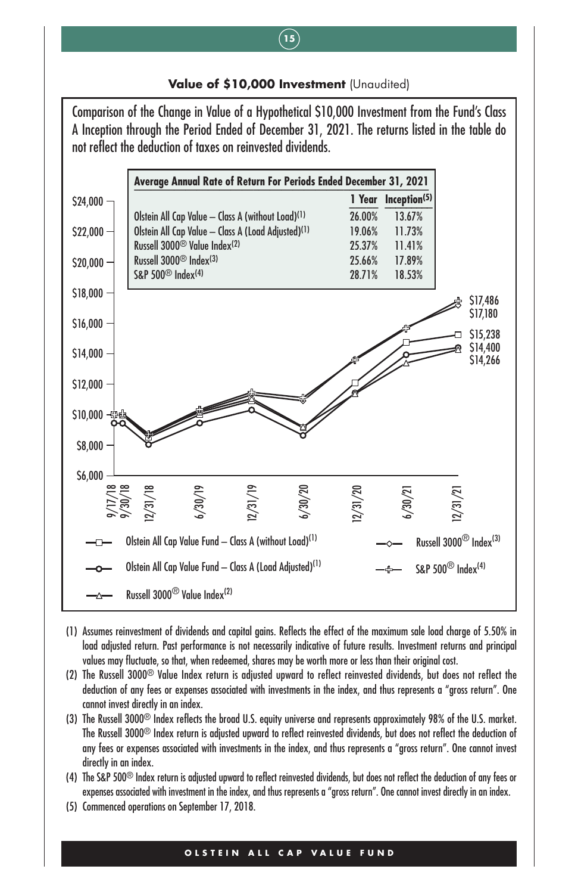**Value of $10,000 Investment** (Unaudited)

Comparison of the Change in Value of a Hypothetical $10,000 Investment from the Fund's Class A Inception through the Period Ended of December 31, 2021. The returns listed in the table do not reflect the deduction of taxes on reinvested dividends.

**Average Annual Rate of Return For Periods Ended December 31, 2021**

| | 1 Year | Inception[5] |
|---|---|---|
| Olstein All Cap Value – Class A (without Load)[1] | 26.00% | 13.67% |
| Olstein All Cap Value – Class A (Load Adjusted)[1] | 19.06% | 11.73% |
| Russell 3000® Value Index[2] | 25.37% | 11.41% |
| Russell 3000® Index[3] | 25.66% | 17.89% |
| S&P 500® Index[4] | 28.71% | 18.53% |

Ending values at 12/31/21: S&P 500® Index $17,486; Russell 3000® Index $17,180; Olstein All Cap Value Fund – Class A (without Load) $15,238; Olstein All Cap Value Fund – Class A (Load Adjusted) $14,400; Russell 3000® Value Index $14,266.

Legend: Olstein All Cap Value Fund – Class A (without Load)[1]; Olstein All Cap Value Fund – Class A (Load Adjusted)[1]; Russell 3000® Value Index[2]; Russell 3000® Index[3]; S&P 500® Index[4]

(1) Assumes reinvestment of dividends and capital gains. Reflects the effect of the maximum sale load charge of 5.50% in load adjusted return. Past performance is not necessarily indicative of future results. Investment returns and principal values may fluctuate, so that, when redeemed, shares may be worth more or less than their original cost.

(2) The Russell 3000® Value Index return is adjusted upward to reflect reinvested dividends, but does not reflect the deduction of any fees or expenses associated with investments in the index, and thus represents a "gross return". One cannot invest directly in an index.

(3) The Russell 3000® Index reflects the broad U.S. equity universe and represents approximately 98% of the U.S. market. The Russell 3000® Index return is adjusted upward to reflect reinvested dividends, but does not reflect the deduction of any fees or expenses associated with investments in the index, and thus represents a "gross return". One cannot invest directly in an index.

(4) The S&P 500® Index return is adjusted upward to reflect reinvested dividends, but does not reflect the deduction of any fees or expenses associated with investment in the index, and thus represents a "gross return". One cannot invest directly in an index.

(5) Commenced operations on September 17, 2018.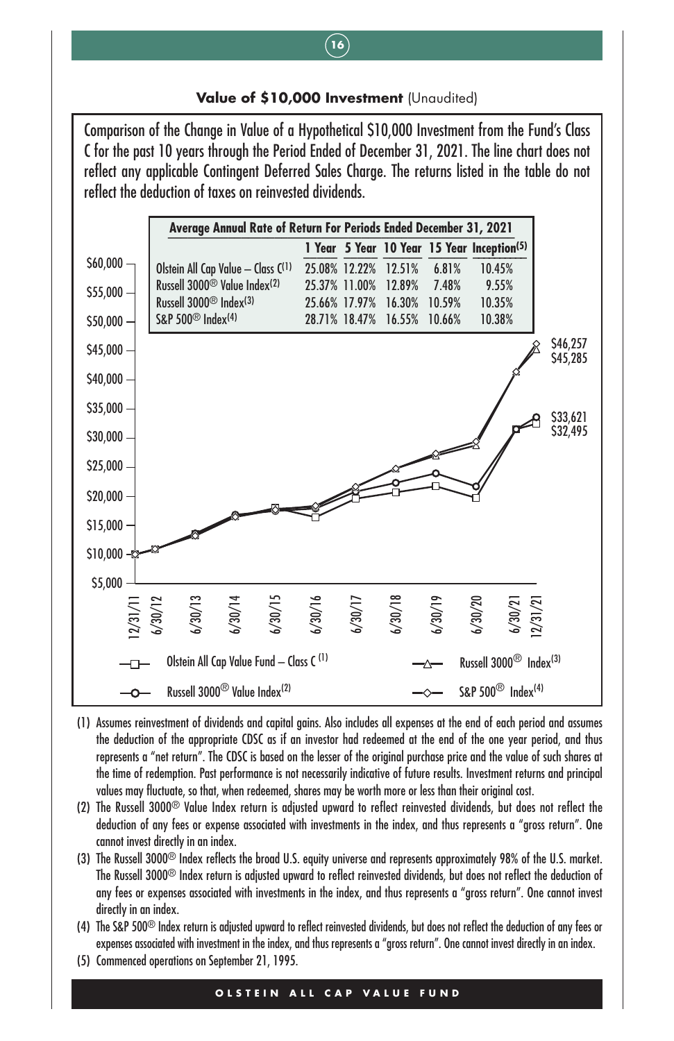**Value of $10,000 Investment** (Unaudited)

Comparison of the Change in Value of a Hypothetical $10,000 Investment from the Fund's Class C for the past 10 years through the Period Ended of December 31, 2021. The line chart does not reflect any applicable Contingent Deferred Sales Charge. The returns listed in the table do not reflect the deduction of taxes on reinvested dividends.

**Average Annual Rate of Return For Periods Ended December 31, 2021**

| | 1 Year | 5 Year | 10 Year | 15 Year | Inception[5] |
|---|---|---|---|---|---|
| Olstein All Cap Value – Class C[1] | 25.08% | 12.22% | 12.51% | 6.81% | 10.45% |
| Russell 3000® Value Index[2] | 25.37% | 11.00% | 12.89% | 7.48% | 9.55% |
| Russell 3000® Index[3] | 25.66% | 17.97% | 16.30% | 10.59% | 10.35% |
| S&P 500® Index[4] | 28.71% | 18.47% | 16.55% | 10.66% | 10.38% |

Ending values: $46,257; $45,285; $33,621; $32,495

Legend: Olstein All Cap Value Fund – Class C[1]; Russell 3000® Value Index[2]; Russell 3000® Index[3]; S&P 500® Index[4]

(1) Assumes reinvestment of dividends and capital gains. Also includes all expenses at the end of each period and assumes the deduction of the appropriate CDSC as if an investor had redeemed at the end of the one year period, and thus represents a "net return". The CDSC is based on the lesser of the original purchase price and the value of such shares at the time of redemption. Past performance is not necessarily indicative of future results. Investment returns and principal values may fluctuate, so that, when redeemed, shares may be worth more or less than their original cost.

(2) The Russell 3000® Value Index return is adjusted upward to reflect reinvested dividends, but does not reflect the deduction of any fees or expense associated with investments in the index, and thus represents a "gross return". One cannot invest directly in an index.

(3) The Russell 3000® Index reflects the broad U.S. equity universe and represents approximately 98% of the U.S. market. The Russell 3000® Index return is adjusted upward to reflect reinvested dividends, but does not reflect the deduction of any fees or expenses associated with investments in the index, and thus represents a "gross return". One cannot invest directly in an index.

(4) The S&P 500® Index return is adjusted upward to reflect reinvested dividends, but does not reflect the deduction of any fees or expenses associated with investment in the index, and thus represents a "gross return". One cannot invest directly in an index.

(5) Commenced operations on September 21, 1995.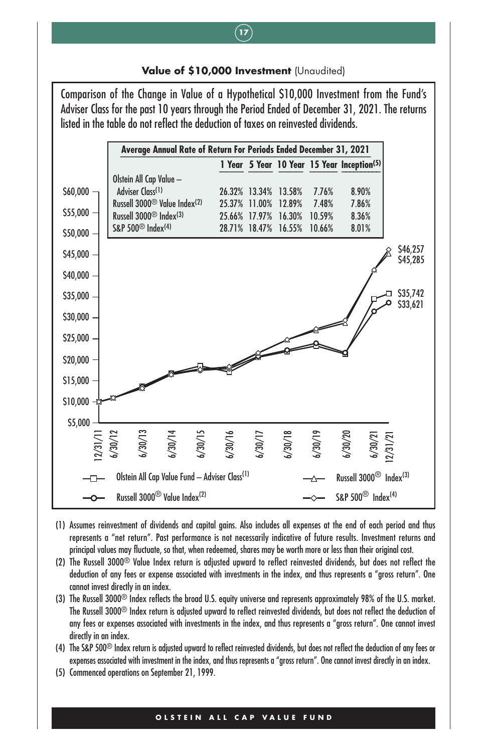## Value of $10,000 Investment (Unaudited)

Comparison of the Change in Value of a Hypothetical $10,000 Investment from the Fund's Adviser Class for the past 10 years through the Period Ended of December 31, 2021. The returns listed in the table do not reflect the deduction of taxes on reinvested dividends.

| Average Annual Rate of Return For Periods Ended December 31, 2021 | | | | | |
|---|---|---|---|---|---|
| | 1 Year | 5 Year | 10 Year | 15 Year | Inception[5] |
| Olstein All Cap Value – Adviser Class[1] | 26.32% | 13.34% | 13.58% | 7.76% | 8.90% |
| Russell 3000® Value Index[2] | 25.37% | 11.00% | 12.89% | 7.48% | 7.86% |
| Russell 3000® Index[3] | 25.66% | 17.97% | 16.30% | 10.59% | 8.36% |
| S&P 500® Index[4] | 28.71% | 18.47% | 16.55% | 10.66% | 8.01% |

Ending values at 12/31/21: $46,257; $45,285; $35,742; $33,621

Olstein All Cap Value Fund – Adviser Class[1] — Russell 3000® Index[3] — Russell 3000® Value Index[2] — S&P 500® Index[4]

(1) Assumes reinvestment of dividends and capital gains. Also includes all expenses at the end of each period and thus represents a "net return". Past performance is not necessarily indicative of future results. Investment returns and principal values may fluctuate, so that, when redeemed, shares may be worth more or less than their original cost.

(2) The Russell 3000® Value Index return is adjusted upward to reflect reinvested dividends, but does not reflect the deduction of any fees or expense associated with investments in the index, and thus represents a "gross return". One cannot invest directly in an index.

(3) The Russell 3000® Index reflects the broad U.S. equity universe and represents approximately 98% of the U.S. market. The Russell 3000® Index return is adjusted upward to reflect reinvested dividends, but does not reflect the deduction of any fees or expenses associated with investments in the index, and thus represents a "gross return". One cannot invest directly in an index.

(4) The S&P 500® Index return is adjusted upward to reflect reinvested dividends, but does not reflect the deduction of any fees or expenses associated with investment in the index, and thus represents a "gross return". One cannot invest directly in an index.

(5) Commenced operations on September 21, 1999.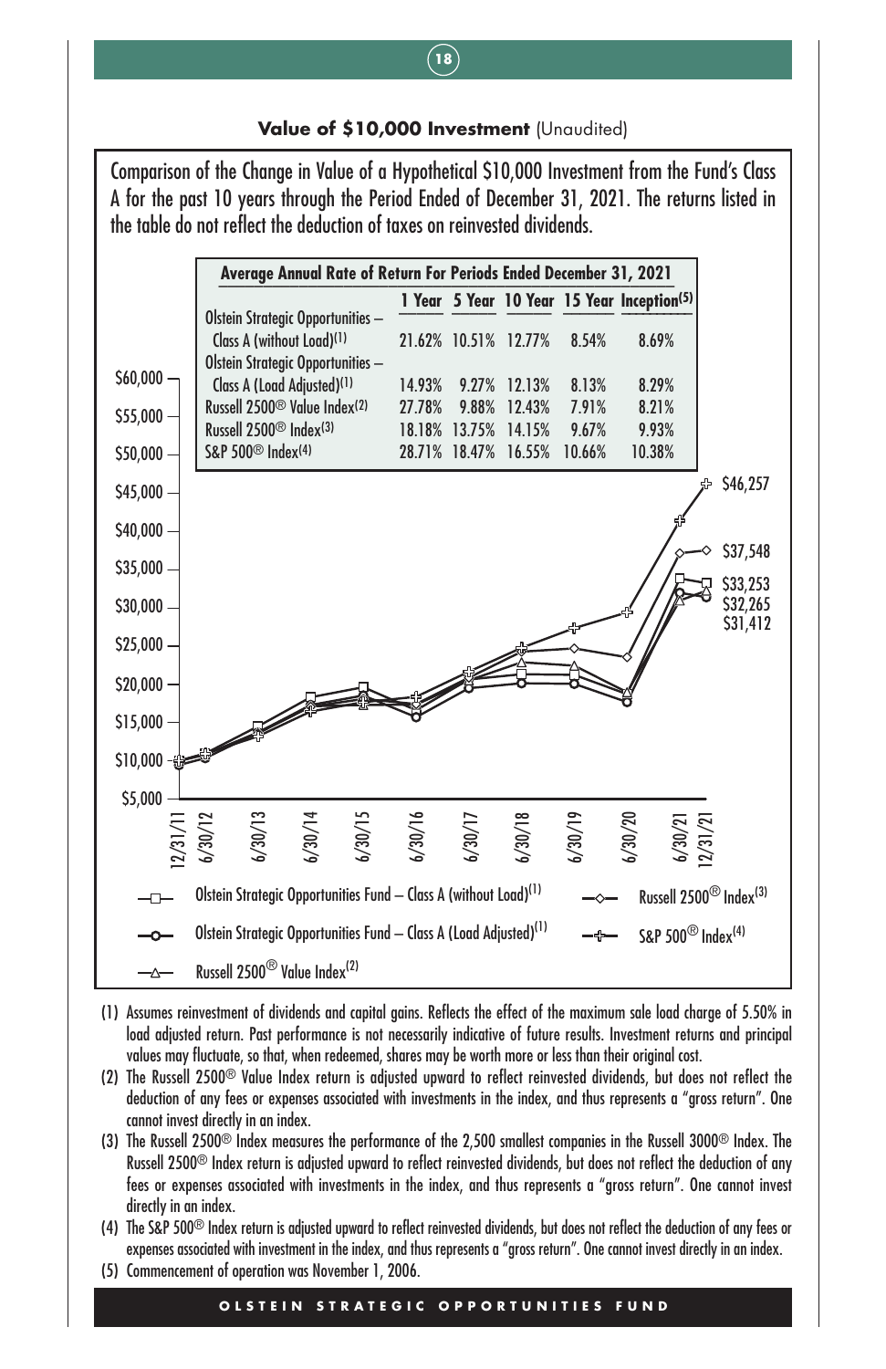### **Value of $10,000 Investment** (Unaudited)

Comparison of the Change in Value of a Hypothetical $10,000 Investment from the Fund's Class A for the past 10 years through the Period Ended of December 31, 2021. The returns listed in the table do not reflect the deduction of taxes on reinvested dividends.

**Average Annual Rate of Return For Periods Ended December 31, 2021**

| | 1 Year | 5 Year | 10 Year | 15 Year | Inception[5] |
|---|---|---|---|---|---|
| Olstein Strategic Opportunities – Class A (without Load)[1] | 21.62% | 10.51% | 12.77% | 8.54% | 8.69% |
| Olstein Strategic Opportunities – Class A (Load Adjusted)[1] | 14.93% | 9.27% | 12.13% | 8.13% | 8.29% |
| Russell 2500® Value Index[2] | 27.78% | 9.88% | 12.43% | 7.91% | 8.21% |
| Russell 2500® Index[3] | 18.18% | 13.75% | 14.15% | 9.67% | 9.93% |
| S&P 500® Index[4] | 28.71% | 18.47% | 16.55% | 10.66% | 10.38% |

Ending values at 12/31/21: S&P 500® Index $46,257; Russell 2500® Index $37,548; Olstein Strategic Opportunities Fund – Class A (without Load) $33,253; Russell 2500® Value Index $32,265; Olstein Strategic Opportunities Fund – Class A (Load Adjusted) $31,412.

Legend: Olstein Strategic Opportunities Fund – Class A (without Load)[1]; Olstein Strategic Opportunities Fund – Class A (Load Adjusted)[1]; Russell 2500® Value Index[2]; Russell 2500® Index[3]; S&P 500® Index[4]

(1) Assumes reinvestment of dividends and capital gains. Reflects the effect of the maximum sale load charge of 5.50% in load adjusted return. Past performance is not necessarily indicative of future results. Investment returns and principal values may fluctuate, so that, when redeemed, shares may be worth more or less than their original cost.

(2) The Russell 2500® Value Index return is adjusted upward to reflect reinvested dividends, but does not reflect the deduction of any fees or expenses associated with investments in the index, and thus represents a "gross return". One cannot invest directly in an index.

(3) The Russell 2500® Index measures the performance of the 2,500 smallest companies in the Russell 3000® Index. The Russell 2500® Index return is adjusted upward to reflect reinvested dividends, but does not reflect the deduction of any fees or expenses associated with investments in the index, and thus represents a "gross return". One cannot invest directly in an index.

(4) The S&P 500® Index return is adjusted upward to reflect reinvested dividends, but does not reflect the deduction of any fees or expenses associated with investment in the index, and thus represents a "gross return". One cannot invest directly in an index.

(5) Commencement of operation was November 1, 2006.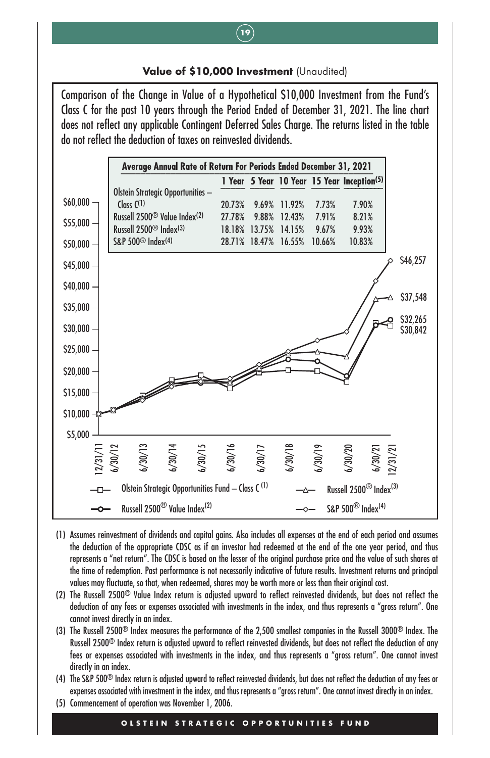## Value of $10,000 Investment (Unaudited)

Comparison of the Change in Value of a Hypothetical $10,000 Investment from the Fund's Class C for the past 10 years through the Period Ended of December 31, 2021. The line chart does not reflect any applicable Contingent Deferred Sales Charge. The returns listed in the table do not reflect the deduction of taxes on reinvested dividends.

**Average Annual Rate of Return For Periods Ended December 31, 2021**

| | 1 Year | 5 Year | 10 Year | 15 Year | Inception[5] |
|---|---|---|---|---|---|
| Olstein Strategic Opportunities – Class C[1] | 20.73% | 9.69% | 11.92% | 7.73% | 7.90% |
| Russell 2500® Value Index[2] | 27.78% | 9.88% | 12.43% | 7.91% | 8.21% |
| Russell 2500® Index[3] | 18.18% | 13.75% | 14.15% | 9.67% | 9.93% |
| S&P 500® Index[4] | 28.71% | 18.47% | 16.55% | 10.66% | 10.83% |

Ending values at 12/31/21: S&P 500® Index[4] $46,257; Russell 2500® Index[3] $37,548; Russell 2500® Value Index[2] $32,265; Olstein Strategic Opportunities Fund – Class C[1] $30,842

1. Assumes reinvestment of dividends and capital gains. Also includes all expenses at the end of each period and assumes the deduction of the appropriate CDSC as if an investor had redeemed at the end of the one year period, and thus represents a "net return". The CDSC is based on the lesser of the original purchase price and the value of such shares at the time of redemption. Past performance is not necessarily indicative of future results. Investment returns and principal values may fluctuate, so that, when redeemed, shares may be worth more or less than their original cost.
2. The Russell 2500® Value Index return is adjusted upward to reflect reinvested dividends, but does not reflect the deduction of any fees or expenses associated with investments in the index, and thus represents a "gross return". One cannot invest directly in an index.
3. The Russell 2500® Index measures the performance of the 2,500 smallest companies in the Russell 3000® Index. The Russell 2500® Index return is adjusted upward to reflect reinvested dividends, but does not reflect the deduction of any fees or expenses associated with investments in the index, and thus represents a "gross return". One cannot invest directly in an index.
4. The S&P 500® Index return is adjusted upward to reflect reinvested dividends, but does not reflect the deduction of any fees or expenses associated with investment in the index, and thus represents a "gross return". One cannot invest directly in an index.
5. Commencement of operation was November 1, 2006.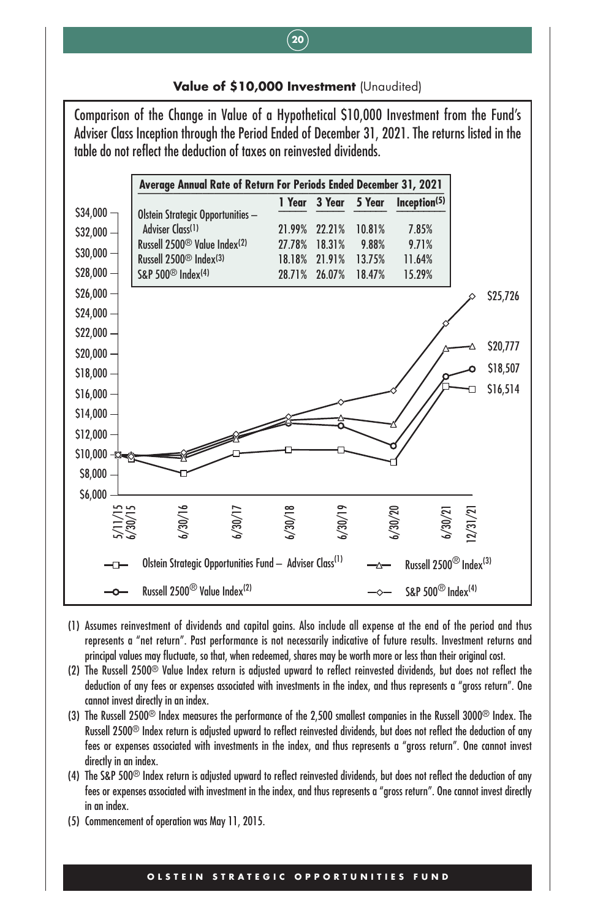**Value of $10,000 Investment** (Unaudited)

Comparison of the Change in Value of a Hypothetical $10,000 Investment from the Fund's Adviser Class Inception through the Period Ended of December 31, 2021. The returns listed in the table do not reflect the deduction of taxes on reinvested dividends.

**Average Annual Rate of Return For Periods Ended December 31, 2021**

| | 1 Year | 3 Year | 5 Year | Inception(5) |
|---|---|---|---|---|
| Olstein Strategic Opportunities – Adviser Class(1) | 21.99% | 22.21% | 10.81% | 7.85% |
| Russell 2500® Value Index(2) | 27.78% | 18.31% | 9.88% | 9.71% |
| Russell 2500® Index(3) | 18.18% | 21.91% | 13.75% | 11.64% |
| S&P 500® Index(4) | 28.71% | 26.07% | 18.47% | 15.29% |

Ending values as of 12/31/21: S&P 500® Index(4) $25,726; Russell 2500® Index(3) $20,777; Russell 2500® Value Index(2) $18,507; Olstein Strategic Opportunities Fund – Adviser Class(1) $16,514.

(1) Assumes reinvestment of dividends and capital gains. Also include all expense at the end of the period and thus represents a "net return". Past performance is not necessarily indicative of future results. Investment returns and principal values may fluctuate, so that, when redeemed, shares may be worth more or less than their original cost.

(2) The Russell 2500® Value Index return is adjusted upward to reflect reinvested dividends, but does not reflect the deduction of any fees or expenses associated with investments in the index, and thus represents a "gross return". One cannot invest directly in an index.

(3) The Russell 2500® Index measures the performance of the 2,500 smallest companies in the Russell 3000® Index. The Russell 2500® Index return is adjusted upward to reflect reinvested dividends, but does not reflect the deduction of any fees or expenses associated with investments in the index, and thus represents a "gross return". One cannot invest directly in an index.

(4) The S&P 500® Index return is adjusted upward to reflect reinvested dividends, but does not reflect the deduction of any fees or expenses associated with investment in the index, and thus represents a "gross return". One cannot invest directly in an index.

(5) Commencement of operation was May 11, 2015.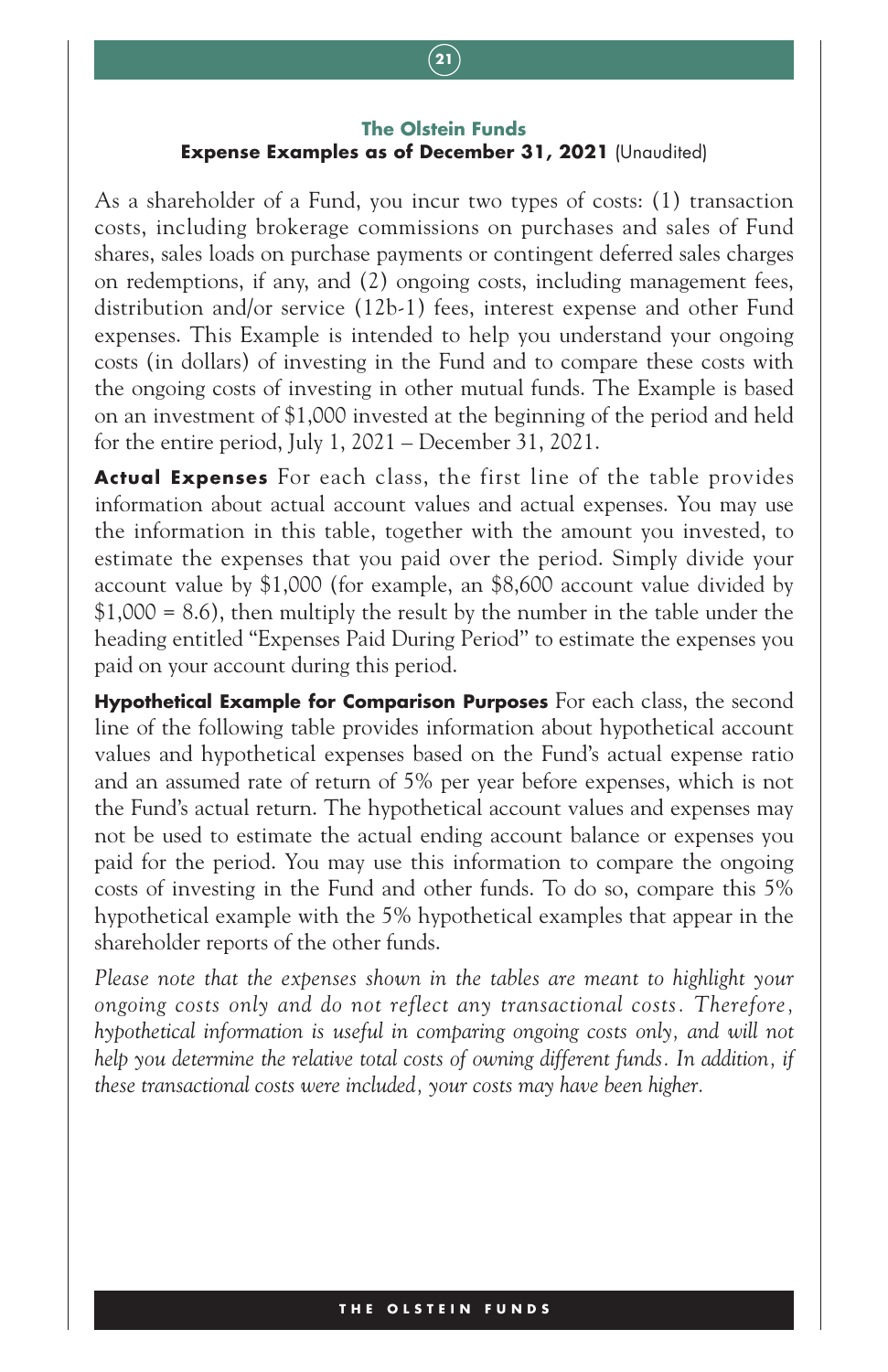## The Olstein Funds

### Expense Examples as of December 31, 2021 (Unaudited)

As a shareholder of a Fund, you incur two types of costs: (1) transaction costs, including brokerage commissions on purchases and sales of Fund shares, sales loads on purchase payments or contingent deferred sales charges on redemptions, if any, and (2) ongoing costs, including management fees, distribution and/or service (12b-1) fees, interest expense and other Fund expenses. This Example is intended to help you understand your ongoing costs (in dollars) of investing in the Fund and to compare these costs with the ongoing costs of investing in other mutual funds. The Example is based on an investment of $1,000 invested at the beginning of the period and held for the entire period, July 1, 2021 – December 31, 2021.

**Actual Expenses** For each class, the first line of the table provides information about actual account values and actual expenses. You may use the information in this table, together with the amount you invested, to estimate the expenses that you paid over the period. Simply divide your account value by $1,000 (for example, an $8,600 account value divided by $1,000 = 8.6), then multiply the result by the number in the table under the heading entitled "Expenses Paid During Period" to estimate the expenses you paid on your account during this period.

**Hypothetical Example for Comparison Purposes** For each class, the second line of the following table provides information about hypothetical account values and hypothetical expenses based on the Fund's actual expense ratio and an assumed rate of return of 5% per year before expenses, which is not the Fund's actual return. The hypothetical account values and expenses may not be used to estimate the actual ending account balance or expenses you paid for the period. You may use this information to compare the ongoing costs of investing in the Fund and other funds. To do so, compare this 5% hypothetical example with the 5% hypothetical examples that appear in the shareholder reports of the other funds.

*Please note that the expenses shown in the tables are meant to highlight your ongoing costs only and do not reflect any transactional costs. Therefore, hypothetical information is useful in comparing ongoing costs only, and will not help you determine the relative total costs of owning different funds. In addition, if these transactional costs were included, your costs may have been higher.*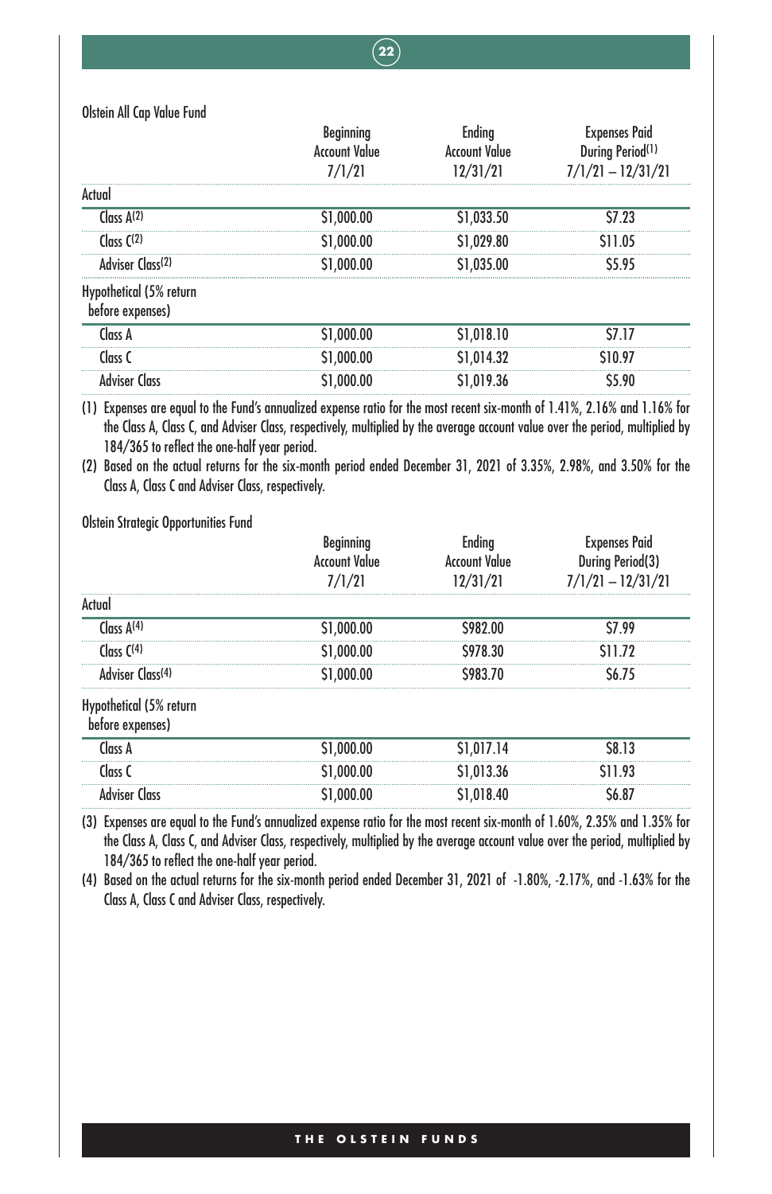Olstein All Cap Value Fund

| | Beginning Account Value 7/1/21 | Ending Account Value 12/31/21 | Expenses Paid During Period[(1)] 7/1/21 – 12/31/21 |
|---|---|---|---|
| **Actual** | | | |
| Class A[(2)] | $1,000.00 | $1,033.50 | $7.23 |
| Class C[(2)] | $1,000.00 | $1,029.80 | $11.05 |
| Adviser Class[(2)] | $1,000.00 | $1,035.00 | $5.95 |
| **Hypothetical (5% return before expenses)** | | | |
| Class A | $1,000.00 | $1,018.10 | $7.17 |
| Class C | $1,000.00 | $1,014.32 | $10.97 |
| Adviser Class | $1,000.00 | $1,019.36 | $5.90 |

(1) Expenses are equal to the Fund's annualized expense ratio for the most recent six-month of 1.41%, 2.16% and 1.16% for the Class A, Class C, and Adviser Class, respectively, multiplied by the average account value over the period, multiplied by 184/365 to reflect the one-half year period.

(2) Based on the actual returns for the six-month period ended December 31, 2021 of 3.35%, 2.98%, and 3.50% for the Class A, Class C and Adviser Class, respectively.

Olstein Strategic Opportunities Fund

| | Beginning Account Value 7/1/21 | Ending Account Value 12/31/21 | Expenses Paid During Period(3) 7/1/21 – 12/31/21 |
|---|---|---|---|
| **Actual** | | | |
| Class A[(4)] | $1,000.00 | $982.00 | $7.99 |
| Class C[(4)] | $1,000.00 | $978.30 | $11.72 |
| Adviser Class[(4)] | $1,000.00 | $983.70 | $6.75 |
| **Hypothetical (5% return before expenses)** | | | |
| Class A | $1,000.00 | $1,017.14 | $8.13 |
| Class C | $1,000.00 | $1,013.36 | $11.93 |
| Adviser Class | $1,000.00 | $1,018.40 | $6.87 |

(3) Expenses are equal to the Fund's annualized expense ratio for the most recent six-month of 1.60%, 2.35% and 1.35% for the Class A, Class C, and Adviser Class, respectively, multiplied by the average account value over the period, multiplied by 184/365 to reflect the one-half year period.

(4) Based on the actual returns for the six-month period ended December 31, 2021 of -1.80%, -2.17%, and -1.63% for the Class A, Class C and Adviser Class, respectively.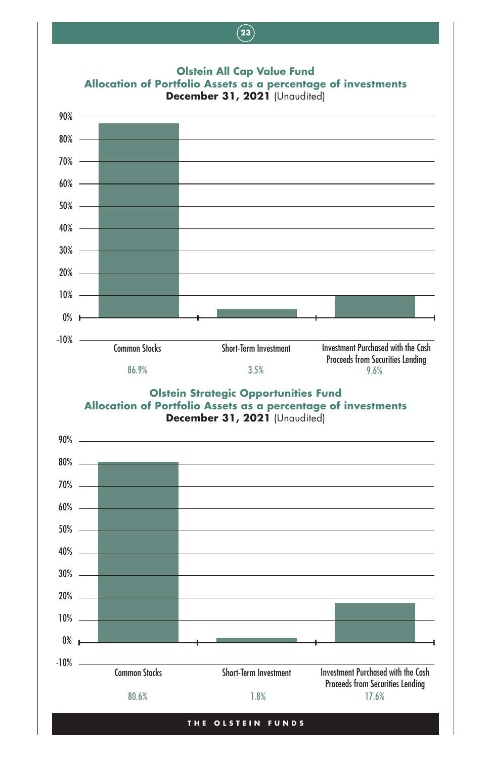**Olstein All Cap Value Fund**
**Allocation of Portfolio Assets as a percentage of investments**
**December 31, 2021** (Unaudited)

| Common Stocks | Short-Term Investment | Investment Purchased with the Cash Proceeds from Securities Lending |
|---|---|---|
| 86.9% | 3.5% | 9.6% |

**Olstein Strategic Opportunities Fund**
**Allocation of Portfolio Assets as a percentage of investments**
**December 31, 2021** (Unaudited)

| Common Stocks | Short-Term Investment | Investment Purchased with the Cash Proceeds from Securities Lending |
|---|---|---|
| 80.6% | 1.8% | 17.6% |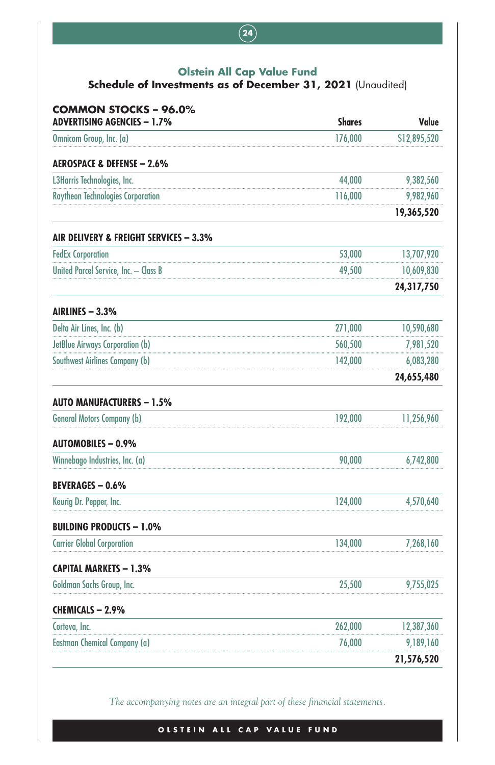## Olstein All Cap Value Fund

### Schedule of Investments as of December 31, 2021 (Unaudited)

| COMMON STOCKS – 96.0% | | |
|---|---|---|
| **ADVERTISING AGENCIES – 1.7%** | **Shares** | **Value** |
| Omnicom Group, Inc. (a) | 176,000 | $12,895,520 |
| **AEROSPACE & DEFENSE – 2.6%** | | |
| L3Harris Technologies, Inc. | 44,000 | 9,382,560 |
| Raytheon Technologies Corporation | 116,000 | 9,982,960 |
| | | **19,365,520** |
| **AIR DELIVERY & FREIGHT SERVICES – 3.3%** | | |
| FedEx Corporation | 53,000 | 13,707,920 |
| United Parcel Service, Inc. – Class B | 49,500 | 10,609,830 |
| | | **24,317,750** |
| **AIRLINES – 3.3%** | | |
| Delta Air Lines, Inc. (b) | 271,000 | 10,590,680 |
| JetBlue Airways Corporation (b) | 560,500 | 7,981,520 |
| Southwest Airlines Company (b) | 142,000 | 6,083,280 |
| | | **24,655,480** |
| **AUTO MANUFACTURERS – 1.5%** | | |
| General Motors Company (b) | 192,000 | 11,256,960 |
| **AUTOMOBILES – 0.9%** | | |
| Winnebago Industries, Inc. (a) | 90,000 | 6,742,800 |
| **BEVERAGES – 0.6%** | | |
| Keurig Dr. Pepper, Inc. | 124,000 | 4,570,640 |
| **BUILDING PRODUCTS – 1.0%** | | |
| Carrier Global Corporation | 134,000 | 7,268,160 |
| **CAPITAL MARKETS – 1.3%** | | |
| Goldman Sachs Group, Inc. | 25,500 | 9,755,025 |
| **CHEMICALS – 2.9%** | | |
| Corteva, Inc. | 262,000 | 12,387,360 |
| Eastman Chemical Company (a) | 76,000 | 9,189,160 |
| | | **21,576,520** |

*The accompanying notes are an integral part of these financial statements.*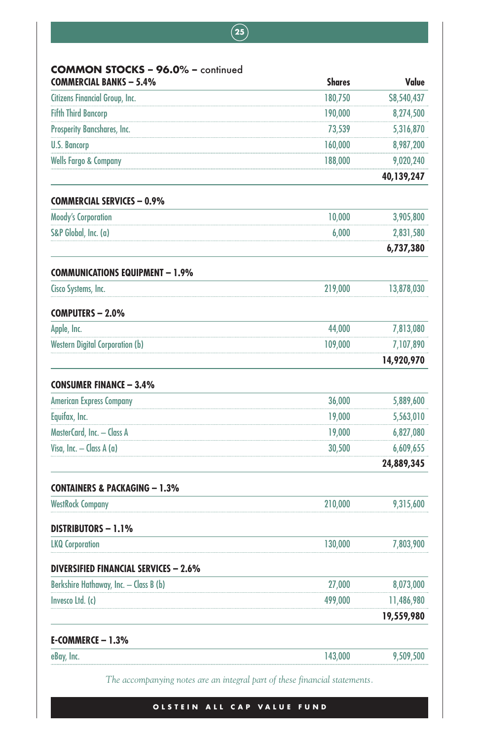## COMMON STOCKS – 96.0% – continued

| COMMERCIAL BANKS – 5.4% | Shares | Value |
|---|---|---|
| Citizens Financial Group, Inc. | 180,750 | $8,540,437 |
| Fifth Third Bancorp | 190,000 | 8,274,500 |
| Prosperity Bancshares, Inc. | 73,539 | 5,316,870 |
| U.S. Bancorp | 160,000 | 8,987,200 |
| Wells Fargo & Company | 188,000 | 9,020,240 |
| | | **40,139,247** |

| COMMERCIAL SERVICES – 0.9% | | |
|---|---|---|
| Moody's Corporation | 10,000 | 3,905,800 |
| S&P Global, Inc. (a) | 6,000 | 2,831,580 |
| | | **6,737,380** |

| COMMUNICATIONS EQUIPMENT – 1.9% | | |
|---|---|---|
| Cisco Systems, Inc. | 219,000 | 13,878,030 |

| COMPUTERS – 2.0% | | |
|---|---|---|
| Apple, Inc. | 44,000 | 7,813,080 |
| Western Digital Corporation (b) | 109,000 | 7,107,890 |
| | | **14,920,970** |

| CONSUMER FINANCE – 3.4% | | |
|---|---|---|
| American Express Company | 36,000 | 5,889,600 |
| Equifax, Inc. | 19,000 | 5,563,010 |
| MasterCard, Inc. – Class A | 19,000 | 6,827,080 |
| Visa, Inc. – Class A (a) | 30,500 | 6,609,655 |
| | | **24,889,345** |

| CONTAINERS & PACKAGING – 1.3% | | |
|---|---|---|
| WestRock Company | 210,000 | 9,315,600 |

| DISTRIBUTORS – 1.1% | | |
|---|---|---|
| LKQ Corporation | 130,000 | 7,803,900 |

| DIVERSIFIED FINANCIAL SERVICES – 2.6% | | |
|---|---|---|
| Berkshire Hathaway, Inc. – Class B (b) | 27,000 | 8,073,000 |
| Invesco Ltd. (c) | 499,000 | 11,486,980 |
| | | **19,559,980** |

| E-COMMERCE – 1.3% | | |
|---|---|---|
| eBay, Inc. | 143,000 | 9,509,500 |

*The accompanying notes are an integral part of these financial statements.*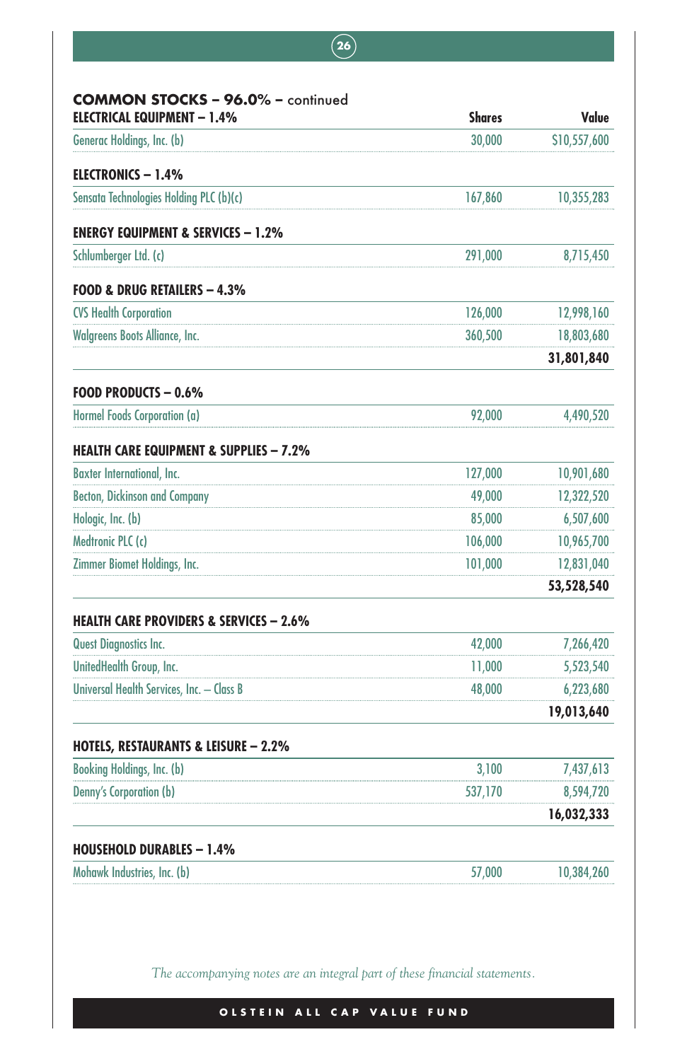**COMMON STOCKS – 96.0% – continued**

| ELECTRICAL EQUIPMENT – 1.4% | Shares | Value |
|---|---|---|
| Generac Holdings, Inc. (b) | 30,000 | $10,557,600 |
| **ELECTRONICS – 1.4%** | | |
| Sensata Technologies Holding PLC (b)(c) | 167,860 | 10,355,283 |
| **ENERGY EQUIPMENT & SERVICES – 1.2%** | | |
| Schlumberger Ltd. (c) | 291,000 | 8,715,450 |
| **FOOD & DRUG RETAILERS – 4.3%** | | |
| CVS Health Corporation | 126,000 | 12,998,160 |
| Walgreens Boots Alliance, Inc. | 360,500 | 18,803,680 |
| | | **31,801,840** |
| **FOOD PRODUCTS – 0.6%** | | |
| Hormel Foods Corporation (a) | 92,000 | 4,490,520 |
| **HEALTH CARE EQUIPMENT & SUPPLIES – 7.2%** | | |
| Baxter International, Inc. | 127,000 | 10,901,680 |
| Becton, Dickinson and Company | 49,000 | 12,322,520 |
| Hologic, Inc. (b) | 85,000 | 6,507,600 |
| Medtronic PLC (c) | 106,000 | 10,965,700 |
| Zimmer Biomet Holdings, Inc. | 101,000 | 12,831,040 |
| | | **53,528,540** |
| **HEALTH CARE PROVIDERS & SERVICES – 2.6%** | | |
| Quest Diagnostics Inc. | 42,000 | 7,266,420 |
| UnitedHealth Group, Inc. | 11,000 | 5,523,540 |
| Universal Health Services, Inc. – Class B | 48,000 | 6,223,680 |
| | | **19,013,640** |
| **HOTELS, RESTAURANTS & LEISURE – 2.2%** | | |
| Booking Holdings, Inc. (b) | 3,100 | 7,437,613 |
| Denny's Corporation (b) | 537,170 | 8,594,720 |
| | | **16,032,333** |
| **HOUSEHOLD DURABLES – 1.4%** | | |
| Mohawk Industries, Inc. (b) | 57,000 | 10,384,260 |

*The accompanying notes are an integral part of these financial statements.*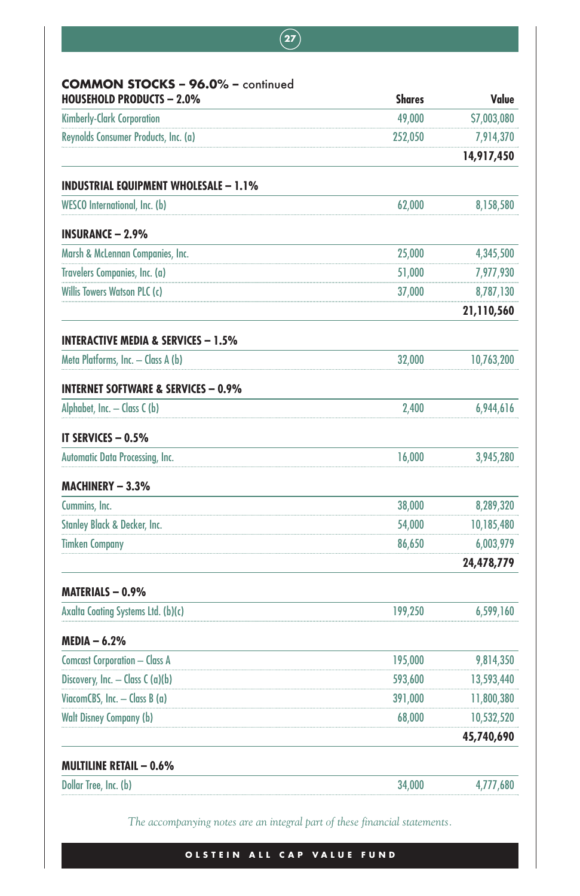## COMMON STOCKS – 96.0% – continued

| HOUSEHOLD PRODUCTS – 2.0% | Shares | Value |
|---|---|---|
| Kimberly-Clark Corporation | 49,000 | $7,003,080 |
| Reynolds Consumer Products, Inc. (a) | 252,050 | 7,914,370 |
| | | **14,917,450** |
| **INDUSTRIAL EQUIPMENT WHOLESALE – 1.1%** | | |
| WESCO International, Inc. (b) | 62,000 | 8,158,580 |
| **INSURANCE – 2.9%** | | |
| Marsh & McLennan Companies, Inc. | 25,000 | 4,345,500 |
| Travelers Companies, Inc. (a) | 51,000 | 7,977,930 |
| Willis Towers Watson PLC (c) | 37,000 | 8,787,130 |
| | | **21,110,560** |
| **INTERACTIVE MEDIA & SERVICES – 1.5%** | | |
| Meta Platforms, Inc. – Class A (b) | 32,000 | 10,763,200 |
| **INTERNET SOFTWARE & SERVICES – 0.9%** | | |
| Alphabet, Inc. – Class C (b) | 2,400 | 6,944,616 |
| **IT SERVICES – 0.5%** | | |
| Automatic Data Processing, Inc. | 16,000 | 3,945,280 |
| **MACHINERY – 3.3%** | | |
| Cummins, Inc. | 38,000 | 8,289,320 |
| Stanley Black & Decker, Inc. | 54,000 | 10,185,480 |
| Timken Company | 86,650 | 6,003,979 |
| | | **24,478,779** |
| **MATERIALS – 0.9%** | | |
| Axalta Coating Systems Ltd. (b)(c) | 199,250 | 6,599,160 |
| **MEDIA – 6.2%** | | |
| Comcast Corporation – Class A | 195,000 | 9,814,350 |
| Discovery, Inc. – Class C (a)(b) | 593,600 | 13,593,440 |
| ViacomCBS, Inc. – Class B (a) | 391,000 | 11,800,380 |
| Walt Disney Company (b) | 68,000 | 10,532,520 |
| | | **45,740,690** |
| **MULTILINE RETAIL – 0.6%** | | |
| Dollar Tree, Inc. (b) | 34,000 | 4,777,680 |

*The accompanying notes are an integral part of these financial statements.*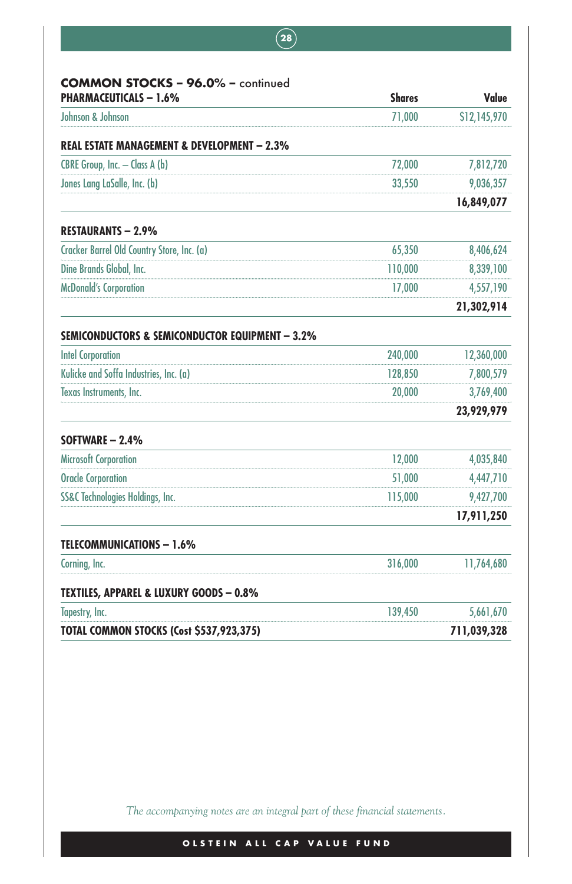**COMMON STOCKS – 96.0% – continued**

| PHARMACEUTICALS – 1.6% | Shares | Value |
|---|---|---|
| Johnson & Johnson | 71,000 | $12,145,970 |
| **REAL ESTATE MANAGEMENT & DEVELOPMENT – 2.3%** | | |
| CBRE Group, Inc. – Class A (b) | 72,000 | 7,812,720 |
| Jones Lang LaSalle, Inc. (b) | 33,550 | 9,036,357 |
| | | **16,849,077** |
| **RESTAURANTS – 2.9%** | | |
| Cracker Barrel Old Country Store, Inc. (a) | 65,350 | 8,406,624 |
| Dine Brands Global, Inc. | 110,000 | 8,339,100 |
| McDonald's Corporation | 17,000 | 4,557,190 |
| | | **21,302,914** |
| **SEMICONDUCTORS & SEMICONDUCTOR EQUIPMENT – 3.2%** | | |
| Intel Corporation | 240,000 | 12,360,000 |
| Kulicke and Soffa Industries, Inc. (a) | 128,850 | 7,800,579 |
| Texas Instruments, Inc. | 20,000 | 3,769,400 |
| | | **23,929,979** |
| **SOFTWARE – 2.4%** | | |
| Microsoft Corporation | 12,000 | 4,035,840 |
| Oracle Corporation | 51,000 | 4,447,710 |
| SS&C Technologies Holdings, Inc. | 115,000 | 9,427,700 |
| | | **17,911,250** |
| **TELECOMMUNICATIONS – 1.6%** | | |
| Corning, Inc. | 316,000 | 11,764,680 |
| **TEXTILES, APPAREL & LUXURY GOODS – 0.8%** | | |
| Tapestry, Inc. | 139,450 | 5,661,670 |
| **TOTAL COMMON STOCKS (Cost $537,923,375)** | | **711,039,328** |

*The accompanying notes are an integral part of these financial statements.*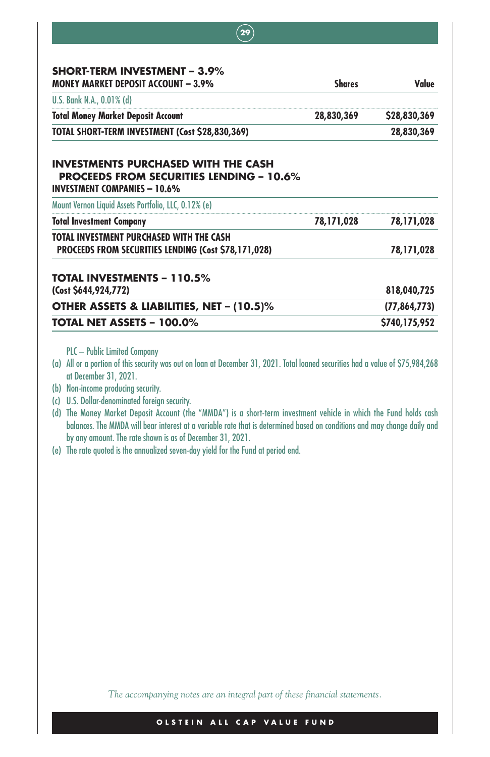| SHORT-TERM INVESTMENT – 3.9%<br>MONEY MARKET DEPOSIT ACCOUNT – 3.9% | Shares | Value |
|---|---|---|
| U.S. Bank N.A., 0.01% (d) | | |
| **Total Money Market Deposit Account** | **28,830,369** | **$28,830,369** |
| **TOTAL SHORT-TERM INVESTMENT (Cost $28,830,369)** | | **28,830,369** |

| INVESTMENTS PURCHASED WITH THE CASH PROCEEDS FROM SECURITIES LENDING – 10.6%<br>INVESTMENT COMPANIES – 10.6% | | |
|---|---|---|
| Mount Vernon Liquid Assets Portfolio, LLC, 0.12% (e) | | |
| **Total Investment Company** | **78,171,028** | **78,171,028** |
| **TOTAL INVESTMENT PURCHASED WITH THE CASH PROCEEDS FROM SECURITIES LENDING (Cost $78,171,028)** | | **78,171,028** |

| | | |
|---|---|---|
| **TOTAL INVESTMENTS – 110.5% (Cost $644,924,772)** | | **818,040,725** |
| **OTHER ASSETS & LIABILITIES, NET – (10.5)%** | | **(77,864,773)** |
| **TOTAL NET ASSETS – 100.0%** | | **$740,175,952** |

PLC – Public Limited Company

(a) All or a portion of this security was out on loan at December 31, 2021. Total loaned securities had a value of $75,984,268 at December 31, 2021.

(b) Non-income producing security.

(c) U.S. Dollar-denominated foreign security.

(d) The Money Market Deposit Account (the "MMDA") is a short-term investment vehicle in which the Fund holds cash balances. The MMDA will bear interest at a variable rate that is determined based on conditions and may change daily and by any amount. The rate shown is as of December 31, 2021.

(e) The rate quoted is the annualized seven-day yield for the Fund at period end.

*The accompanying notes are an integral part of these financial statements.*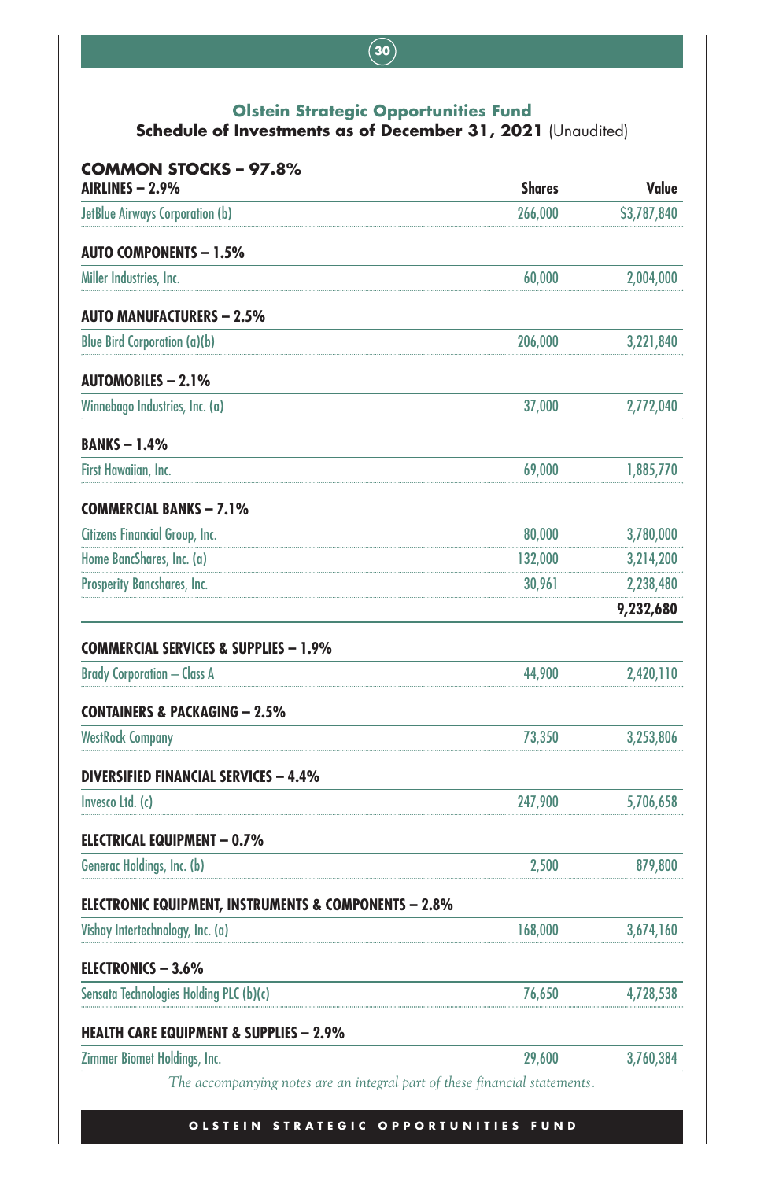## Olstein Strategic Opportunities Fund

### Schedule of Investments as of December 31, 2021 (Unaudited)

| COMMON STOCKS – 97.8% | | |
|---|---|---|
| **AIRLINES – 2.9%** | **Shares** | **Value** |
| JetBlue Airways Corporation (b) | 266,000 | $3,787,840 |
| **AUTO COMPONENTS – 1.5%** | | |
| Miller Industries, Inc. | 60,000 | 2,004,000 |
| **AUTO MANUFACTURERS – 2.5%** | | |
| Blue Bird Corporation (a)(b) | 206,000 | 3,221,840 |
| **AUTOMOBILES – 2.1%** | | |
| Winnebago Industries, Inc. (a) | 37,000 | 2,772,040 |
| **BANKS – 1.4%** | | |
| First Hawaiian, Inc. | 69,000 | 1,885,770 |
| **COMMERCIAL BANKS – 7.1%** | | |
| Citizens Financial Group, Inc. | 80,000 | 3,780,000 |
| Home BancShares, Inc. (a) | 132,000 | 3,214,200 |
| Prosperity Bancshares, Inc. | 30,961 | 2,238,480 |
| | | **9,232,680** |
| **COMMERCIAL SERVICES & SUPPLIES – 1.9%** | | |
| Brady Corporation – Class A | 44,900 | 2,420,110 |
| **CONTAINERS & PACKAGING – 2.5%** | | |
| WestRock Company | 73,350 | 3,253,806 |
| **DIVERSIFIED FINANCIAL SERVICES – 4.4%** | | |
| Invesco Ltd. (c) | 247,900 | 5,706,658 |
| **ELECTRICAL EQUIPMENT – 0.7%** | | |
| Generac Holdings, Inc. (b) | 2,500 | 879,800 |
| **ELECTRONIC EQUIPMENT, INSTRUMENTS & COMPONENTS – 2.8%** | | |
| Vishay Intertechnology, Inc. (a) | 168,000 | 3,674,160 |
| **ELECTRONICS – 3.6%** | | |
| Sensata Technologies Holding PLC (b)(c) | 76,650 | 4,728,538 |
| **HEALTH CARE EQUIPMENT & SUPPLIES – 2.9%** | | |
| Zimmer Biomet Holdings, Inc. | 29,600 | 3,760,384 |

*The accompanying notes are an integral part of these financial statements.*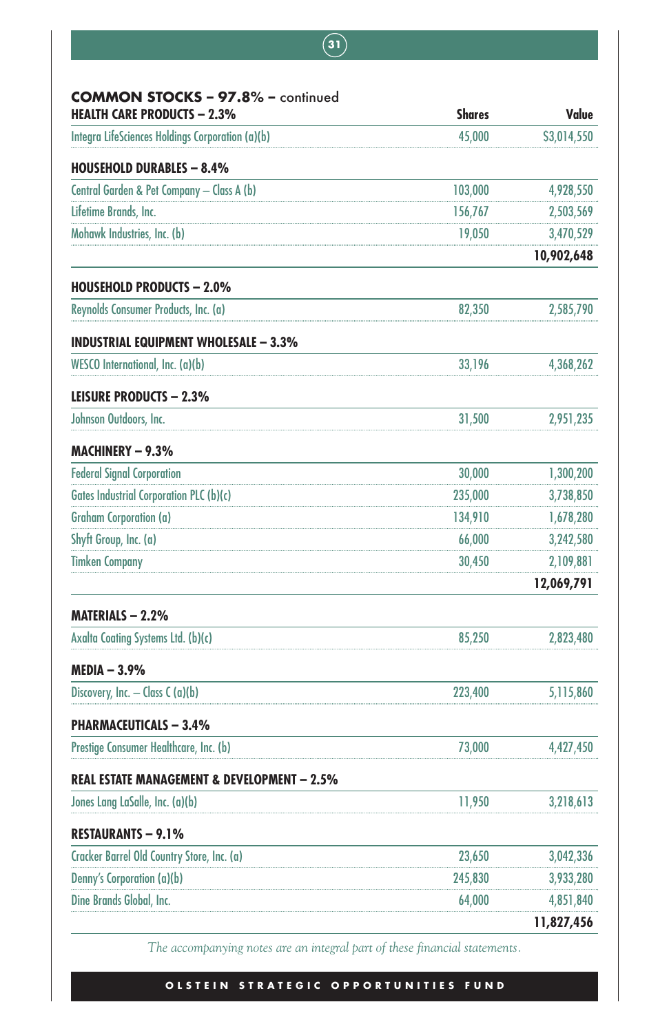## COMMON STOCKS – 97.8% – continued

| HEALTH CARE PRODUCTS – 2.3% | Shares | Value |
|---|---|---|
| Integra LifeSciences Holdings Corporation (a)(b) | 45,000 | $3,014,550 |
| **HOUSEHOLD DURABLES – 8.4%** | | |
| Central Garden & Pet Company – Class A (b) | 103,000 | 4,928,550 |
| Lifetime Brands, Inc. | 156,767 | 2,503,569 |
| Mohawk Industries, Inc. (b) | 19,050 | 3,470,529 |
| | | **10,902,648** |
| **HOUSEHOLD PRODUCTS – 2.0%** | | |
| Reynolds Consumer Products, Inc. (a) | 82,350 | 2,585,790 |
| **INDUSTRIAL EQUIPMENT WHOLESALE – 3.3%** | | |
| WESCO International, Inc. (a)(b) | 33,196 | 4,368,262 |
| **LEISURE PRODUCTS – 2.3%** | | |
| Johnson Outdoors, Inc. | 31,500 | 2,951,235 |
| **MACHINERY – 9.3%** | | |
| Federal Signal Corporation | 30,000 | 1,300,200 |
| Gates Industrial Corporation PLC (b)(c) | 235,000 | 3,738,850 |
| Graham Corporation (a) | 134,910 | 1,678,280 |
| Shyft Group, Inc. (a) | 66,000 | 3,242,580 |
| Timken Company | 30,450 | 2,109,881 |
| | | **12,069,791** |
| **MATERIALS – 2.2%** | | |
| Axalta Coating Systems Ltd. (b)(c) | 85,250 | 2,823,480 |
| **MEDIA – 3.9%** | | |
| Discovery, Inc. – Class C (a)(b) | 223,400 | 5,115,860 |
| **PHARMACEUTICALS – 3.4%** | | |
| Prestige Consumer Healthcare, Inc. (b) | 73,000 | 4,427,450 |
| **REAL ESTATE MANAGEMENT & DEVELOPMENT – 2.5%** | | |
| Jones Lang LaSalle, Inc. (a)(b) | 11,950 | 3,218,613 |
| **RESTAURANTS – 9.1%** | | |
| Cracker Barrel Old Country Store, Inc. (a) | 23,650 | 3,042,336 |
| Denny's Corporation (a)(b) | 245,830 | 3,933,280 |
| Dine Brands Global, Inc. | 64,000 | 4,851,840 |
| | | **11,827,456** |

*The accompanying notes are an integral part of these financial statements.*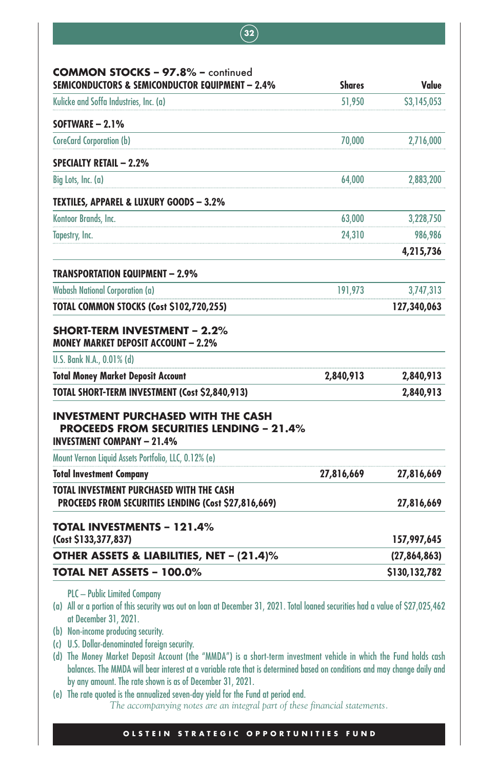## COMMON STOCKS – 97.8% – continued

| SEMICONDUCTORS & SEMICONDUCTOR EQUIPMENT – 2.4% | Shares | Value |
|---|---|---|
| Kulicke and Soffa Industries, Inc. (a) | 51,950 | $3,145,053 |
| **SOFTWARE – 2.1%** | | |
| CoreCard Corporation (b) | 70,000 | 2,716,000 |
| **SPECIALTY RETAIL – 2.2%** | | |
| Big Lots, Inc. (a) | 64,000 | 2,883,200 |
| **TEXTILES, APPAREL & LUXURY GOODS – 3.2%** | | |
| Kontoor Brands, Inc. | 63,000 | 3,228,750 |
| Tapestry, Inc. | 24,310 | 986,986 |
| | | **4,215,736** |
| **TRANSPORTATION EQUIPMENT – 2.9%** | | |
| Wabash National Corporation (a) | 191,973 | 3,747,313 |
| **TOTAL COMMON STOCKS (Cost $102,720,255)** | | **127,340,063** |

## SHORT-TERM INVESTMENT – 2.2%

| MONEY MARKET DEPOSIT ACCOUNT – 2.2% | | |
|---|---|---|
| U.S. Bank N.A., 0.01% (d) | | |
| **Total Money Market Deposit Account** | **2,840,913** | **2,840,913** |
| **TOTAL SHORT-TERM INVESTMENT (Cost $2,840,913)** | | **2,840,913** |

## INVESTMENT PURCHASED WITH THE CASH PROCEEDS FROM SECURITIES LENDING – 21.4%

| INVESTMENT COMPANY – 21.4% | | |
|---|---|---|
| Mount Vernon Liquid Assets Portfolio, LLC, 0.12% (e) | | |
| **Total Investment Company** | **27,816,669** | **27,816,669** |
| **TOTAL INVESTMENT PURCHASED WITH THE CASH PROCEEDS FROM SECURITIES LENDING (Cost $27,816,669)** | | **27,816,669** |
| **TOTAL INVESTMENTS – 121.4% (Cost $133,377,837)** | | **157,997,645** |
| **OTHER ASSETS & LIABILITIES, NET – (21.4)%** | | **(27,864,863)** |
| **TOTAL NET ASSETS – 100.0%** | | **$130,132,782** |

PLC – Public Limited Company

(a) All or a portion of this security was out on loan at December 31, 2021. Total loaned securities had a value of $27,025,462 at December 31, 2021.

(b) Non-income producing security.

(c) U.S. Dollar-denominated foreign security.

(d) The Money Market Deposit Account (the "MMDA") is a short-term investment vehicle in which the Fund holds cash balances. The MMDA will bear interest at a variable rate that is determined based on conditions and may change daily and by any amount. The rate shown is as of December 31, 2021.

(e) The rate quoted is the annualized seven-day yield for the Fund at period end.

*The accompanying notes are an integral part of these financial statements.*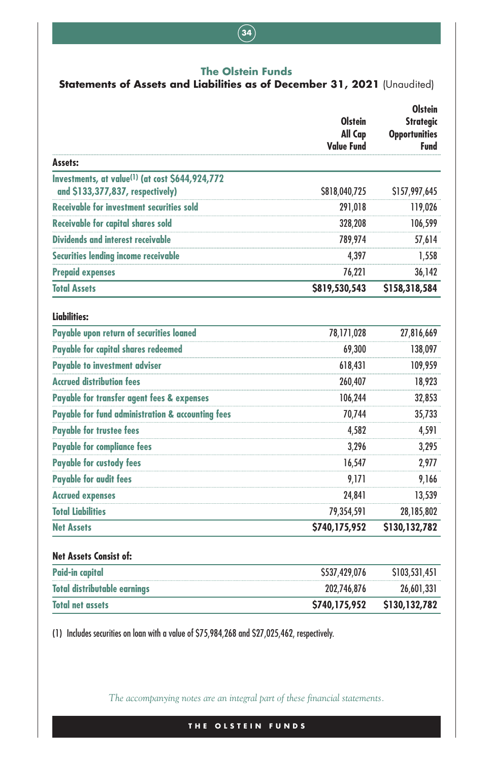## The Olstein Funds

### Statements of Assets and Liabilities as of December 31, 2021 (Unaudited)

| | Olstein All Cap Value Fund | Olstein Strategic Opportunities Fund |
|---|---|---|
| **Assets:** | | |
| Investments, at value[1] (at cost $644,924,772 and $133,377,837, respectively) | $818,040,725 | $157,997,645 |
| Receivable for investment securities sold | 291,018 | 119,026 |
| Receivable for capital shares sold | 328,208 | 106,599 |
| Dividends and interest receivable | 789,974 | 57,614 |
| Securities lending income receivable | 4,397 | 1,558 |
| Prepaid expenses | 76,221 | 36,142 |
| **Total Assets** | **$819,530,543** | **$158,318,584** |
| **Liabilities:** | | |
| Payable upon return of securities loaned | 78,171,028 | 27,816,669 |
| Payable for capital shares redeemed | 69,300 | 138,097 |
| Payable to investment adviser | 618,431 | 109,959 |
| Accrued distribution fees | 260,407 | 18,923 |
| Payable for transfer agent fees & expenses | 106,244 | 32,853 |
| Payable for fund administration & accounting fees | 70,744 | 35,733 |
| Payable for trustee fees | 4,582 | 4,591 |
| Payable for compliance fees | 3,296 | 3,295 |
| Payable for custody fees | 16,547 | 2,977 |
| Payable for audit fees | 9,171 | 9,166 |
| Accrued expenses | 24,841 | 13,539 |
| Total Liabilities | 79,354,591 | 28,185,802 |
| **Net Assets** | **$740,175,952** | **$130,132,782** |
| **Net Assets Consist of:** | | |
| Paid-in capital | $537,429,076 | $103,531,451 |
| Total distributable earnings | 202,746,876 | 26,601,331 |
| **Total net assets** | **$740,175,952** | **$130,132,782** |

(1) Includes securities on loan with a value of $75,984,268 and $27,025,462, respectively.

*The accompanying notes are an integral part of these financial statements.*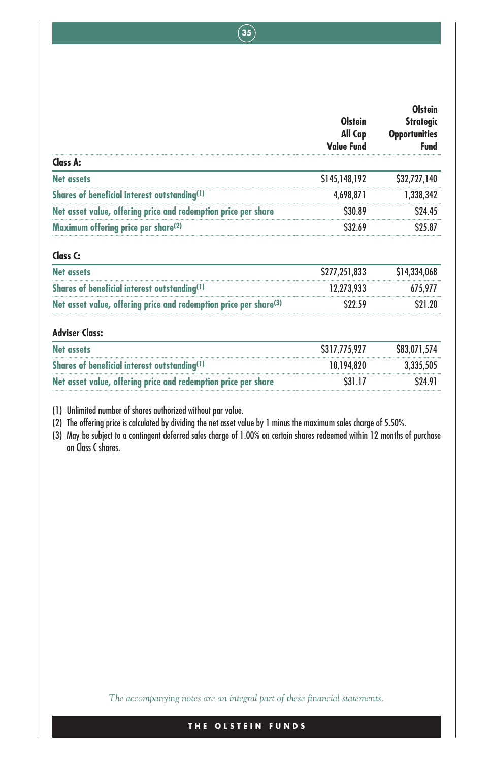| | Olstein All Cap Value Fund | Olstein Strategic Opportunities Fund |
|---|---|---|
| **Class A:** | | |
| Net assets | $145,148,192 | $32,727,140 |
| Shares of beneficial interest outstanding[(1)] | 4,698,871 | 1,338,342 |
| Net asset value, offering price and redemption price per share | $30.89 | $24.45 |
| Maximum offering price per share[(2)] | $32.69 | $25.87 |
| **Class C:** | | |
| Net assets | $277,251,833 | $14,334,068 |
| Shares of beneficial interest outstanding[(1)] | 12,273,933 | 675,977 |
| Net asset value, offering price and redemption price per share[(3)] | $22.59 | $21.20 |
| **Adviser Class:** | | |
| Net assets | $317,775,927 | $83,071,574 |
| Shares of beneficial interest outstanding[(1)] | 10,194,820 | 3,335,505 |
| Net asset value, offering price and redemption price per share | $31.17 | $24.91 |

(1) Unlimited number of shares authorized without par value.

(2) The offering price is calculated by dividing the net asset value by 1 minus the maximum sales charge of 5.50%.

(3) May be subject to a contingent deferred sales charge of 1.00% on certain shares redeemed within 12 months of purchase on Class C shares.

*The accompanying notes are an integral part of these financial statements.*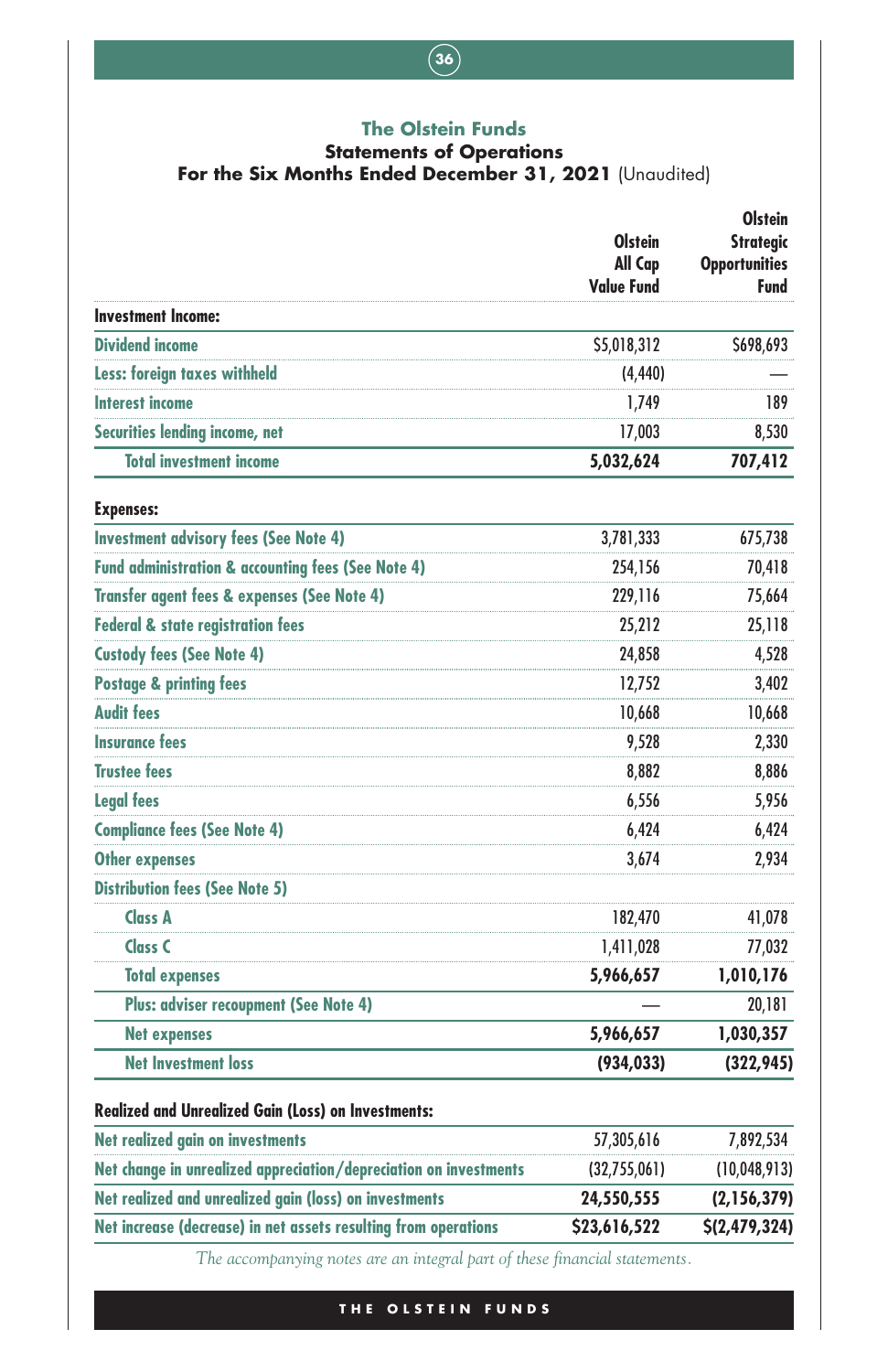# The Olstein Funds

## Statements of Operations

### For the Six Months Ended December 31, 2021 (Unaudited)

| | Olstein All Cap Value Fund | Olstein Strategic Opportunities Fund |
|---|---|---|
| **Investment Income:** | | |
| Dividend income | $5,018,312 | $698,693 |
| Less: foreign taxes withheld | (4,440) | — |
| Interest income | 1,749 | 189 |
| Securities lending income, net | 17,003 | 8,530 |
| Total investment income | **5,032,624** | **707,412** |
| **Expenses:** | | |
| Investment advisory fees (See Note 4) | 3,781,333 | 675,738 |
| Fund administration & accounting fees (See Note 4) | 254,156 | 70,418 |
| Transfer agent fees & expenses (See Note 4) | 229,116 | 75,664 |
| Federal & state registration fees | 25,212 | 25,118 |
| Custody fees (See Note 4) | 24,858 | 4,528 |
| Postage & printing fees | 12,752 | 3,402 |
| Audit fees | 10,668 | 10,668 |
| Insurance fees | 9,528 | 2,330 |
| Trustee fees | 8,882 | 8,886 |
| Legal fees | 6,556 | 5,956 |
| Compliance fees (See Note 4) | 6,424 | 6,424 |
| Other expenses | 3,674 | 2,934 |
| Distribution fees (See Note 5) | | |
| Class A | 182,470 | 41,078 |
| Class C | 1,411,028 | 77,032 |
| Total expenses | **5,966,657** | **1,010,176** |
| Plus: adviser recoupment (See Note 4) | — | 20,181 |
| Net expenses | **5,966,657** | **1,030,357** |
| Net Investment loss | **(934,033)** | **(322,945)** |
| **Realized and Unrealized Gain (Loss) on Investments:** | | |
| Net realized gain on investments | 57,305,616 | 7,892,534 |
| Net change in unrealized appreciation/depreciation on investments | (32,755,061) | (10,048,913) |
| Net realized and unrealized gain (loss) on investments | **24,550,555** | **(2,156,379)** |
| Net increase (decrease) in net assets resulting from operations | **$23,616,522** | **$(2,479,324)** |

*The accompanying notes are an integral part of these financial statements.*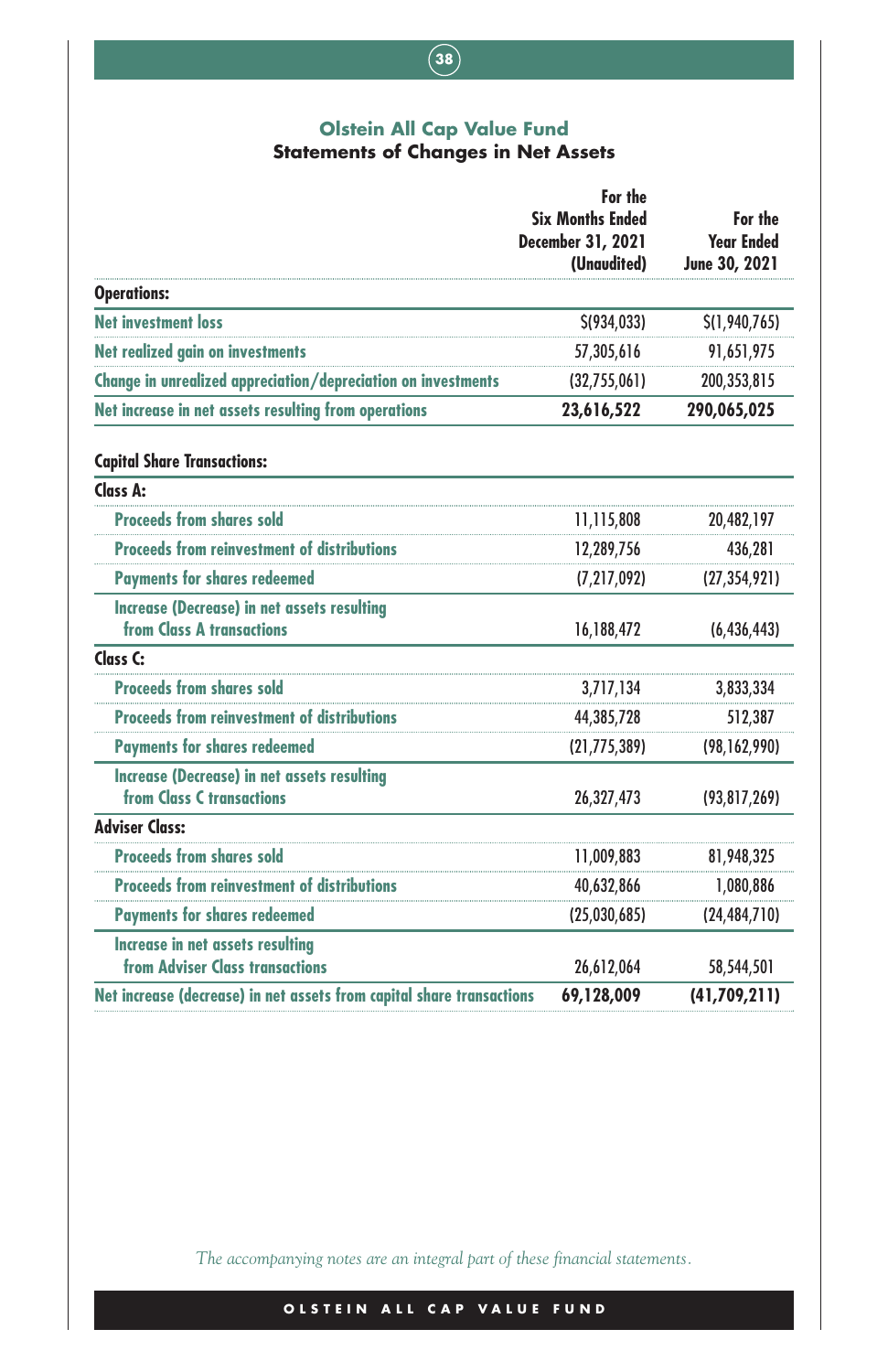## Olstein All Cap Value Fund
### Statements of Changes in Net Assets

| | For the Six Months Ended December 31, 2021 (Unaudited) | For the Year Ended June 30, 2021 |
|---|---|---|
| **Operations:** | | |
| Net investment loss | $(934,033) | $(1,940,765) |
| Net realized gain on investments | 57,305,616 | 91,651,975 |
| Change in unrealized appreciation/depreciation on investments | (32,755,061) | 200,353,815 |
| Net increase in net assets resulting from operations | **23,616,522** | **290,065,025** |
| **Capital Share Transactions:** | | |
| **Class A:** | | |
| Proceeds from shares sold | 11,115,808 | 20,482,197 |
| Proceeds from reinvestment of distributions | 12,289,756 | 436,281 |
| Payments for shares redeemed | (7,217,092) | (27,354,921) |
| Increase (Decrease) in net assets resulting from Class A transactions | 16,188,472 | (6,436,443) |
| **Class C:** | | |
| Proceeds from shares sold | 3,717,134 | 3,833,334 |
| Proceeds from reinvestment of distributions | 44,385,728 | 512,387 |
| Payments for shares redeemed | (21,775,389) | (98,162,990) |
| Increase (Decrease) in net assets resulting from Class C transactions | 26,327,473 | (93,817,269) |
| **Adviser Class:** | | |
| Proceeds from shares sold | 11,009,883 | 81,948,325 |
| Proceeds from reinvestment of distributions | 40,632,866 | 1,080,886 |
| Payments for shares redeemed | (25,030,685) | (24,484,710) |
| Increase in net assets resulting from Adviser Class transactions | 26,612,064 | 58,544,501 |
| Net increase (decrease) in net assets from capital share transactions | **69,128,009** | **(41,709,211)** |

*The accompanying notes are an integral part of these financial statements.*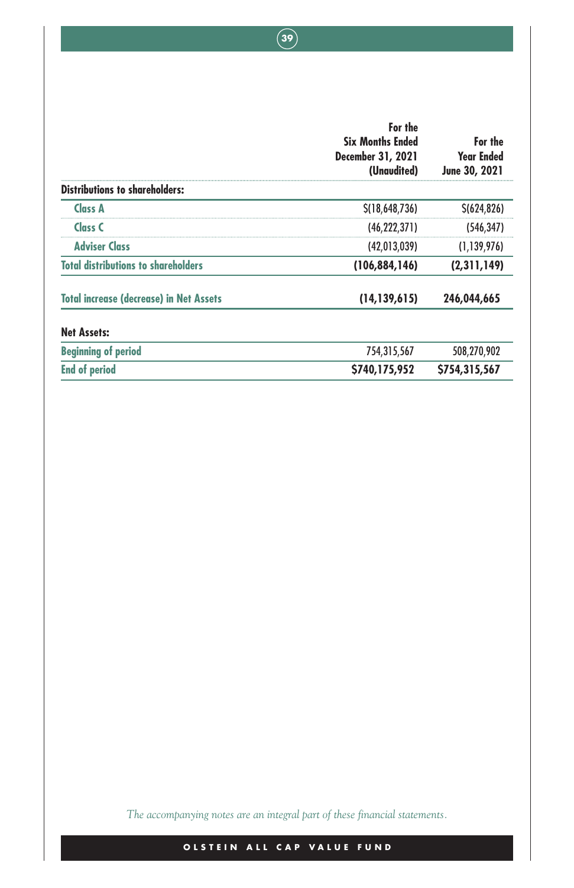| | For the Six Months Ended December 31, 2021 (Unaudited) | For the Year Ended June 30, 2021 |
|---|---|---|
| **Distributions to shareholders:** | | |
| Class A | $(18,648,736) | $(624,826) |
| Class C | (46,222,371) | (546,347) |
| Adviser Class | (42,013,039) | (1,139,976) |
| **Total distributions to shareholders** | **(106,884,146)** | **(2,311,149)** |
| **Total increase (decrease) in Net Assets** | **(14,139,615)** | **246,044,665** |
| **Net Assets:** | | |
| Beginning of period | 754,315,567 | 508,270,902 |
| End of period | **$740,175,952** | **$754,315,567** |

*The accompanying notes are an integral part of these financial statements.*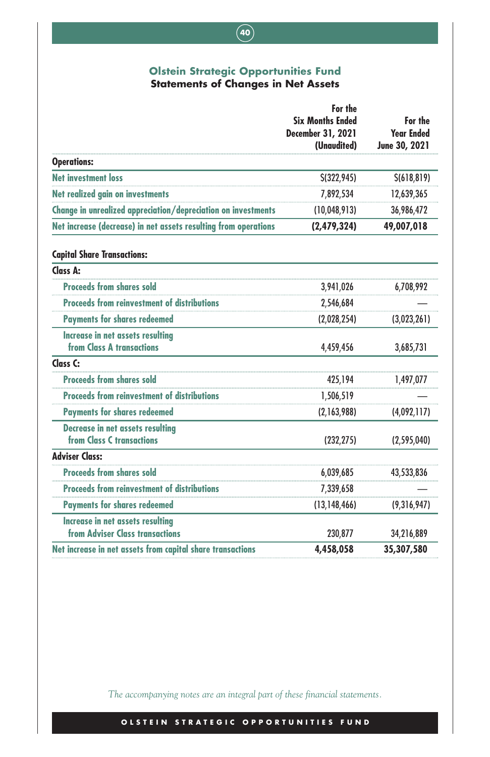## Olstein Strategic Opportunities Fund
### Statements of Changes in Net Assets

| | For the Six Months Ended December 31, 2021 (Unaudited) | For the Year Ended June 30, 2021 |
|---|---|---|
| **Operations:** | | |
| Net investment loss | $(322,945) | $(618,819) |
| Net realized gain on investments | 7,892,534 | 12,639,365 |
| Change in unrealized appreciation/depreciation on investments | (10,048,913) | 36,986,472 |
| **Net increase (decrease) in net assets resulting from operations** | **(2,479,324)** | **49,007,018** |
| **Capital Share Transactions:** | | |
| **Class A:** | | |
| Proceeds from shares sold | 3,941,026 | 6,708,992 |
| Proceeds from reinvestment of distributions | 2,546,684 | — |
| Payments for shares redeemed | (2,028,254) | (3,023,261) |
| Increase in net assets resulting from Class A transactions | 4,459,456 | 3,685,731 |
| **Class C:** | | |
| Proceeds from shares sold | 425,194 | 1,497,077 |
| Proceeds from reinvestment of distributions | 1,506,519 | — |
| Payments for shares redeemed | (2,163,988) | (4,092,117) |
| Decrease in net assets resulting from Class C transactions | (232,275) | (2,595,040) |
| **Adviser Class:** | | |
| Proceeds from shares sold | 6,039,685 | 43,533,836 |
| Proceeds from reinvestment of distributions | 7,339,658 | — |
| Payments for shares redeemed | (13,148,466) | (9,316,947) |
| Increase in net assets resulting from Adviser Class transactions | 230,877 | 34,216,889 |
| **Net increase in net assets from capital share transactions** | **4,458,058** | **35,307,580** |

*The accompanying notes are an integral part of these financial statements.*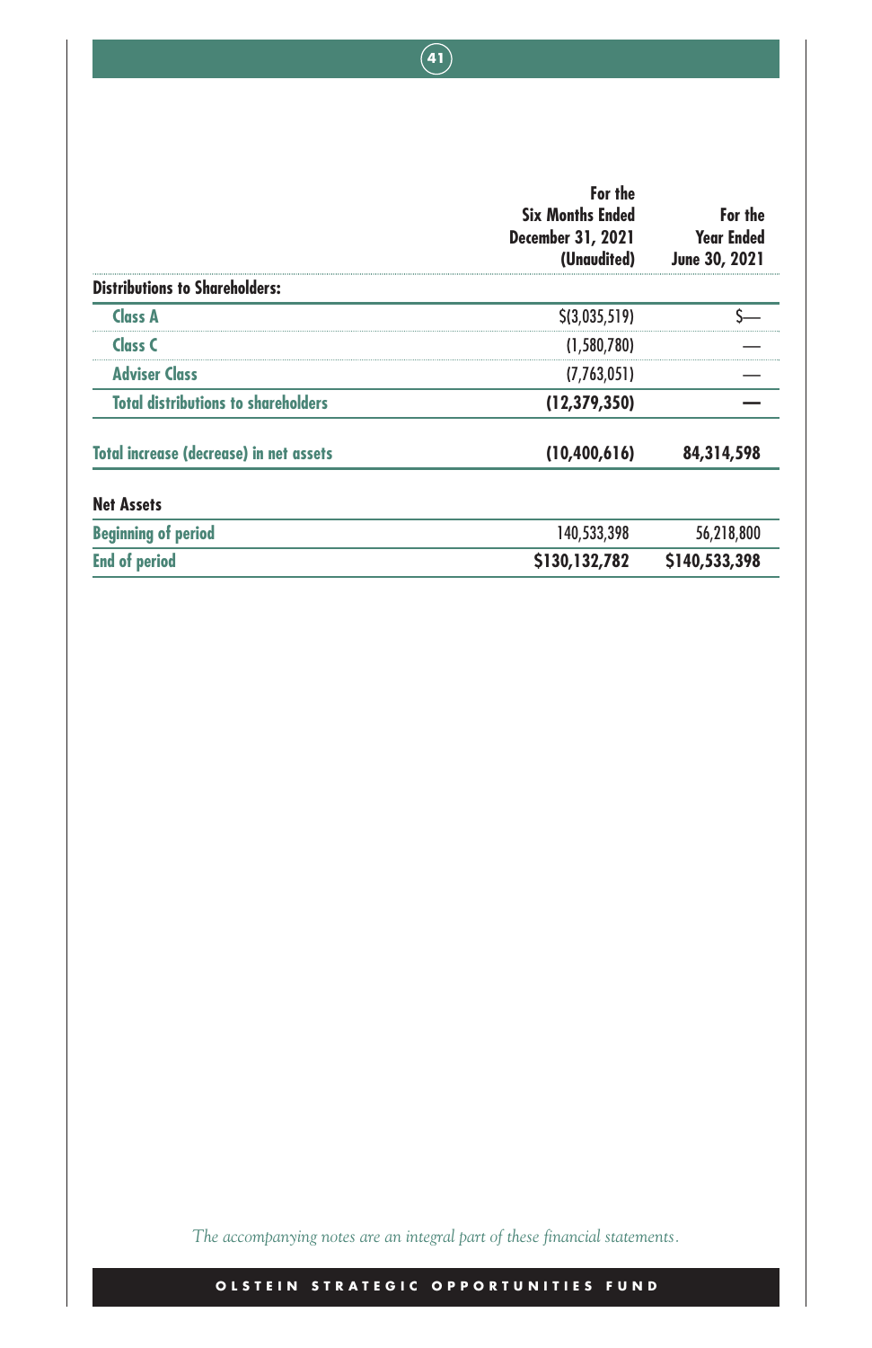| | For the Six Months Ended December 31, 2021 (Unaudited) | For the Year Ended June 30, 2021 |
|---|---|---|
| **Distributions to Shareholders:** | | |
| Class A | $(3,035,519) | $— |
| Class C | (1,580,780) | — |
| Adviser Class | (7,763,051) | — |
| **Total distributions to shareholders** | **(12,379,350)** | **—** |
| **Total increase (decrease) in net assets** | **(10,400,616)** | **84,314,598** |
| **Net Assets** | | |
| Beginning of period | 140,533,398 | 56,218,800 |
| **End of period** | **$130,132,782** | **$140,533,398** |

*The accompanying notes are an integral part of these financial statements.*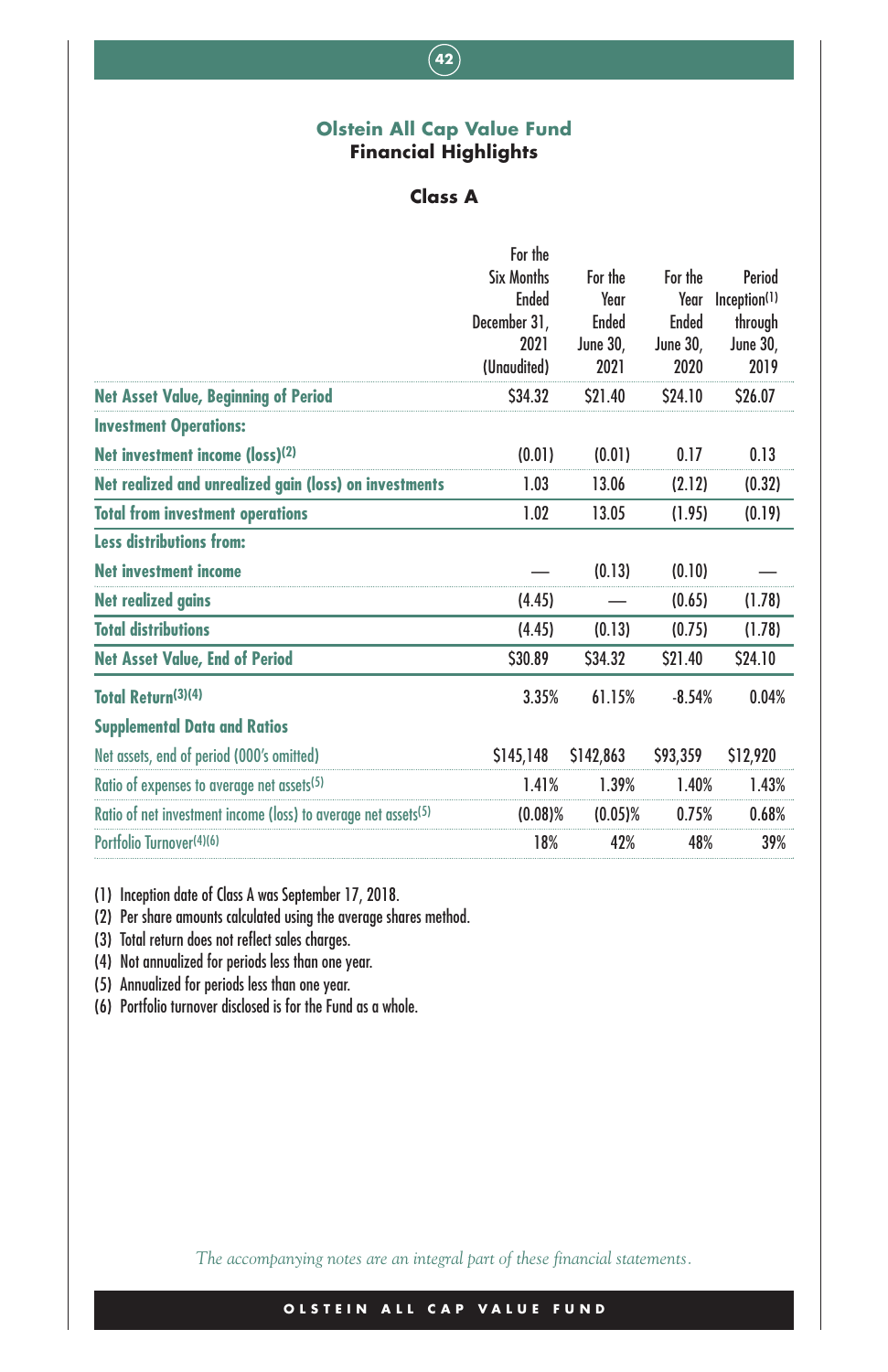## Olstein All Cap Value Fund
## Financial Highlights

### Class A

| | For the Six Months Ended December 31, 2021 (Unaudited) | For the Year Ended June 30, 2021 | For the Year Ended June 30, 2020 | Period Inception[1] through June 30, 2019 |
|---|---|---|---|---|
| **Net Asset Value, Beginning of Period** | $34.32 | $21.40 | $24.10 | $26.07 |
| **Investment Operations:** | | | | |
| **Net investment income (loss)**[2] | (0.01) | (0.01) | 0.17 | 0.13 |
| **Net realized and unrealized gain (loss) on investments** | 1.03 | 13.06 | (2.12) | (0.32) |
| **Total from investment operations** | 1.02 | 13.05 | (1.95) | (0.19) |
| **Less distributions from:** | | | | |
| **Net investment income** | — | (0.13) | (0.10) | — |
| **Net realized gains** | (4.45) | — | (0.65) | (1.78) |
| **Total distributions** | (4.45) | (0.13) | (0.75) | (1.78) |
| **Net Asset Value, End of Period** | $30.89 | $34.32 | $21.40 | $24.10 |
| **Total Return**[3][4] | 3.35% | 61.15% | -8.54% | 0.04% |
| **Supplemental Data and Ratios** | | | | |
| Net assets, end of period (000's omitted) | $145,148 | $142,863 | $93,359 | $12,920 |
| Ratio of expenses to average net assets[5] | 1.41% | 1.39% | 1.40% | 1.43% |
| Ratio of net investment income (loss) to average net assets[5] | (0.08)% | (0.05)% | 0.75% | 0.68% |
| Portfolio Turnover[4][6] | 18% | 42% | 48% | 39% |

(1) Inception date of Class A was September 17, 2018.
(2) Per share amounts calculated using the average shares method.
(3) Total return does not reflect sales charges.
(4) Not annualized for periods less than one year.
(5) Annualized for periods less than one year.
(6) Portfolio turnover disclosed is for the Fund as a whole.

*The accompanying notes are an integral part of these financial statements.*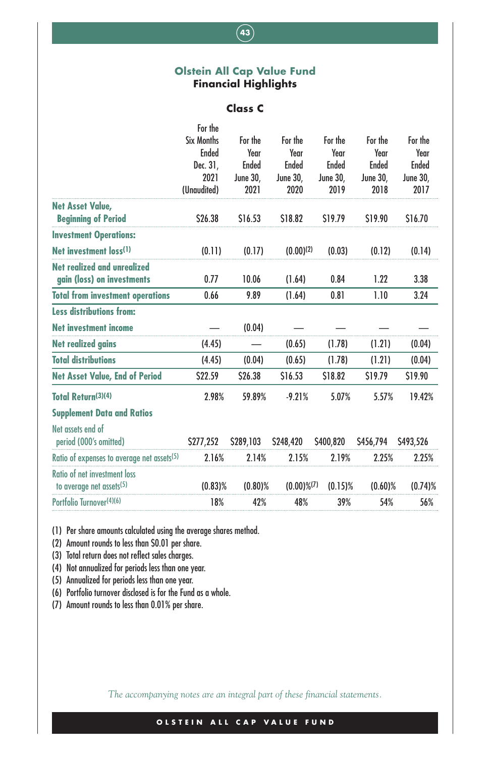## Olstein All Cap Value Fund
## Financial Highlights

### Class C

| | For the Six Months Ended Dec. 31, 2021 (Unaudited) | For the Year Ended June 30, 2021 | For the Year Ended June 30, 2020 | For the Year Ended June 30, 2019 | For the Year Ended June 30, 2018 | For the Year Ended June 30, 2017 |
|---|---|---|---|---|---|---|
| **Net Asset Value, Beginning of Period** | $26.38 | $16.53 | $18.82 | $19.79 | $19.90 | $16.70 |
| **Investment Operations:** | | | | | | |
| **Net investment loss**[(1)] | (0.11) | (0.17) | (0.00)[(2)] | (0.03) | (0.12) | (0.14) |
| **Net realized and unrealized gain (loss) on investments** | 0.77 | 10.06 | (1.64) | 0.84 | 1.22 | 3.38 |
| **Total from investment operations** | 0.66 | 9.89 | (1.64) | 0.81 | 1.10 | 3.24 |
| **Less distributions from:** | | | | | | |
| **Net investment income** | — | (0.04) | — | — | — | — |
| **Net realized gains** | (4.45) | — | (0.65) | (1.78) | (1.21) | (0.04) |
| **Total distributions** | (4.45) | (0.04) | (0.65) | (1.78) | (1.21) | (0.04) |
| **Net Asset Value, End of Period** | $22.59 | $26.38 | $16.53 | $18.82 | $19.79 | $19.90 |
| **Total Return**[(3)(4)] | 2.98% | 59.89% | -9.21% | 5.07% | 5.57% | 19.42% |
| **Supplement Data and Ratios** | | | | | | |
| Net assets end of period (000's omitted) | $277,252 | $289,103 | $248,420 | $400,820 | $456,794 | $493,526 |
| Ratio of expenses to average net assets[(5)] | 2.16% | 2.14% | 2.15% | 2.19% | 2.25% | 2.25% |
| Ratio of net investment loss to average net assets[(5)] | (0.83)% | (0.80)% | (0.00)%[(7)] | (0.15)% | (0.60)% | (0.74)% |
| Portfolio Turnover[(4)(6)] | 18% | 42% | 48% | 39% | 54% | 56% |

(1) Per share amounts calculated using the average shares method.
(2) Amount rounds to less than $0.01 per share.
(3) Total return does not reflect sales charges.
(4) Not annualized for periods less than one year.
(5) Annualized for periods less than one year.
(6) Portfolio turnover disclosed is for the Fund as a whole.
(7) Amount rounds to less than 0.01% per share.

*The accompanying notes are an integral part of these financial statements.*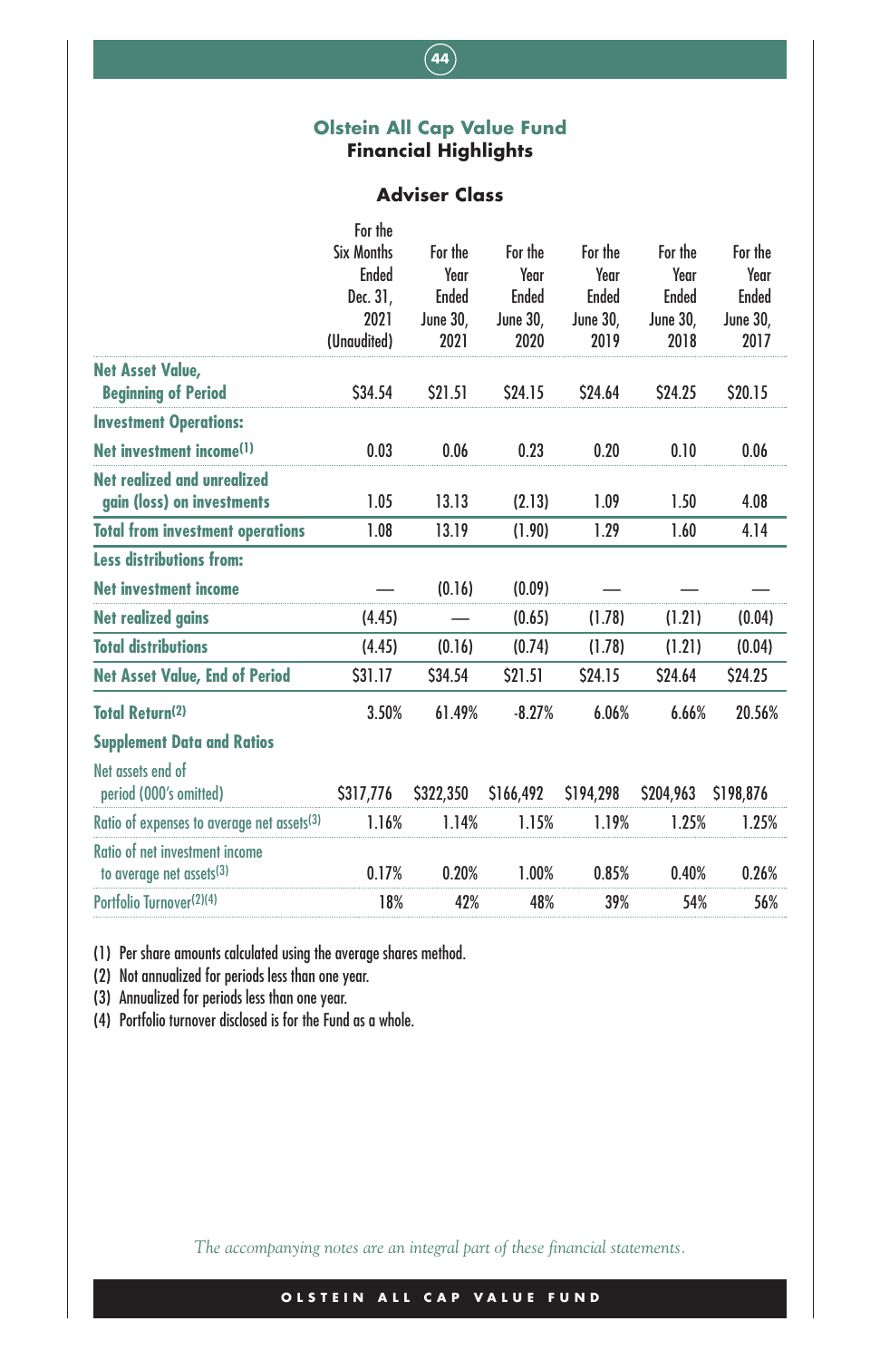## Olstein All Cap Value Fund
## Financial Highlights

### Adviser Class

| | For the Six Months Ended Dec. 31, 2021 (Unaudited) | For the Year Ended June 30, 2021 | For the Year Ended June 30, 2020 | For the Year Ended June 30, 2019 | For the Year Ended June 30, 2018 | For the Year Ended June 30, 2017 |
|---|---|---|---|---|---|---|
| **Net Asset Value, Beginning of Period** | $34.54 | $21.51 | $24.15 | $24.64 | $24.25 | $20.15 |
| **Investment Operations:** | | | | | | |
| **Net investment income**[1] | 0.03 | 0.06 | 0.23 | 0.20 | 0.10 | 0.06 |
| **Net realized and unrealized gain (loss) on investments** | 1.05 | 13.13 | (2.13) | 1.09 | 1.50 | 4.08 |
| **Total from investment operations** | 1.08 | 13.19 | (1.90) | 1.29 | 1.60 | 4.14 |
| **Less distributions from:** | | | | | | |
| **Net investment income** | — | (0.16) | (0.09) | — | — | — |
| **Net realized gains** | (4.45) | — | (0.65) | (1.78) | (1.21) | (0.04) |
| **Total distributions** | (4.45) | (0.16) | (0.74) | (1.78) | (1.21) | (0.04) |
| **Net Asset Value, End of Period** | $31.17 | $34.54 | $21.51 | $24.15 | $24.64 | $24.25 |
| **Total Return**[2] | 3.50% | 61.49% | -8.27% | 6.06% | 6.66% | 20.56% |
| **Supplement Data and Ratios** | | | | | | |
| Net assets end of period (000's omitted) | $317,776 | $322,350 | $166,492 | $194,298 | $204,963 | $198,876 |
| Ratio of expenses to average net assets[3] | 1.16% | 1.14% | 1.15% | 1.19% | 1.25% | 1.25% |
| Ratio of net investment income to average net assets[3] | 0.17% | 0.20% | 1.00% | 0.85% | 0.40% | 0.26% |
| Portfolio Turnover[2][4] | 18% | 42% | 48% | 39% | 54% | 56% |

(1) Per share amounts calculated using the average shares method.
(2) Not annualized for periods less than one year.
(3) Annualized for periods less than one year.
(4) Portfolio turnover disclosed is for the Fund as a whole.

*The accompanying notes are an integral part of these financial statements.*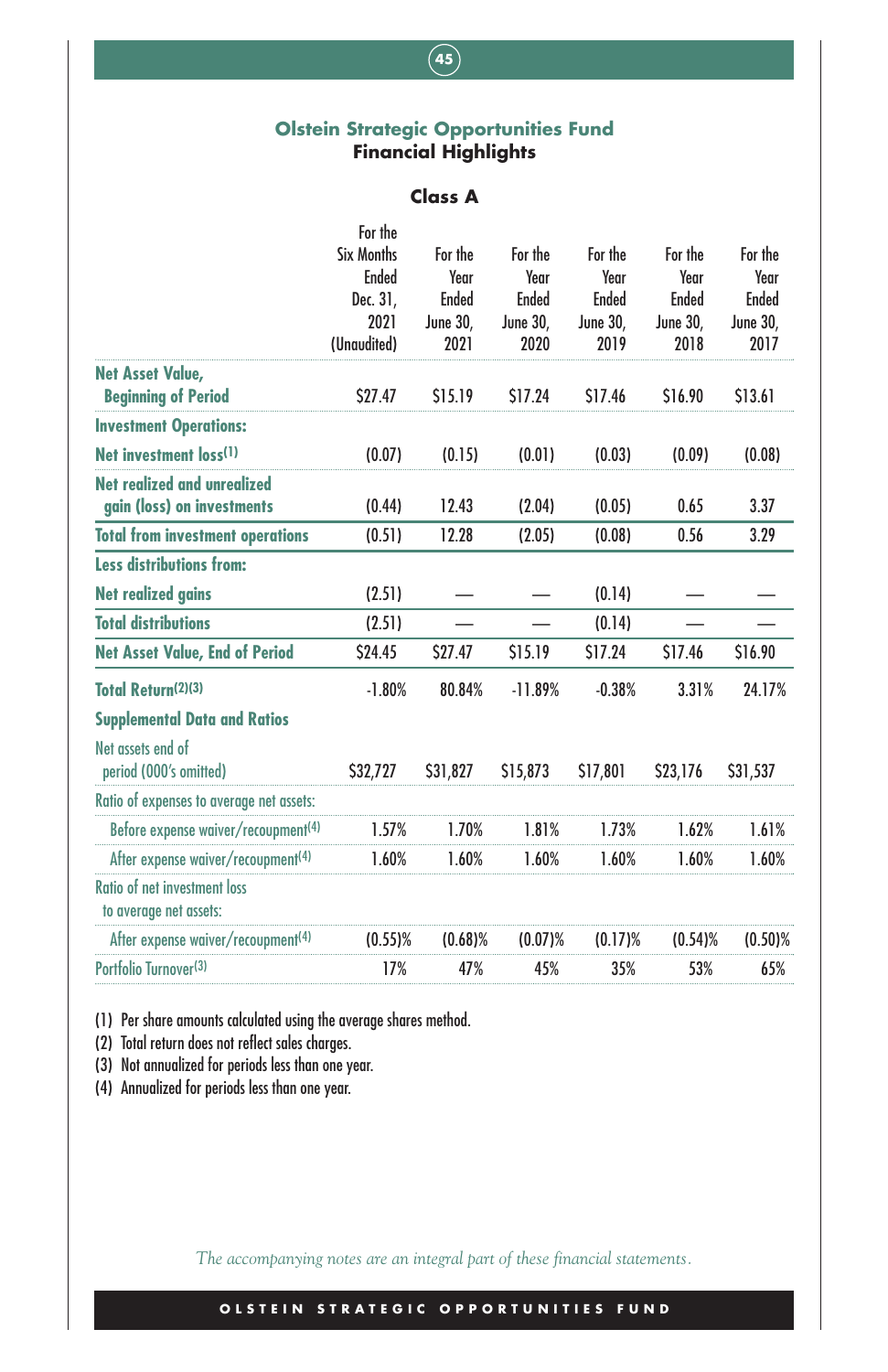## Olstein Strategic Opportunities Fund
### Financial Highlights

**Class A**

| | For the Six Months Ended Dec. 31, 2021 (Unaudited) | For the Year Ended June 30, 2021 | For the Year Ended June 30, 2020 | For the Year Ended June 30, 2019 | For the Year Ended June 30, 2018 | For the Year Ended June 30, 2017 |
|---|---|---|---|---|---|---|
| **Net Asset Value, Beginning of Period** | $27.47 | $15.19 | $17.24 | $17.46 | $16.90 | $13.61 |
| **Investment Operations:** | | | | | | |
| **Net investment loss**[1] | (0.07) | (0.15) | (0.01) | (0.03) | (0.09) | (0.08) |
| **Net realized and unrealized gain (loss) on investments** | (0.44) | 12.43 | (2.04) | (0.05) | 0.65 | 3.37 |
| **Total from investment operations** | (0.51) | 12.28 | (2.05) | (0.08) | 0.56 | 3.29 |
| **Less distributions from:** | | | | | | |
| **Net realized gains** | (2.51) | — | — | (0.14) | — | — |
| **Total distributions** | (2.51) | — | — | (0.14) | — | — |
| **Net Asset Value, End of Period** | $24.45 | $27.47 | $15.19 | $17.24 | $17.46 | $16.90 |
| **Total Return**[2][3] | -1.80% | 80.84% | -11.89% | -0.38% | 3.31% | 24.17% |
| **Supplemental Data and Ratios** | | | | | | |
| Net assets end of period (000's omitted) | $32,727 | $31,827 | $15,873 | $17,801 | $23,176 | $31,537 |
| Ratio of expenses to average net assets: | | | | | | |
| Before expense waiver/recoupment[4] | 1.57% | 1.70% | 1.81% | 1.73% | 1.62% | 1.61% |
| After expense waiver/recoupment[4] | 1.60% | 1.60% | 1.60% | 1.60% | 1.60% | 1.60% |
| Ratio of net investment loss to average net assets: | | | | | | |
| After expense waiver/recoupment[4] | (0.55)% | (0.68)% | (0.07)% | (0.17)% | (0.54)% | (0.50)% |
| Portfolio Turnover[3] | 17% | 47% | 45% | 35% | 53% | 65% |

(1) Per share amounts calculated using the average shares method.
(2) Total return does not reflect sales charges.
(3) Not annualized for periods less than one year.
(4) Annualized for periods less than one year.

*The accompanying notes are an integral part of these financial statements.*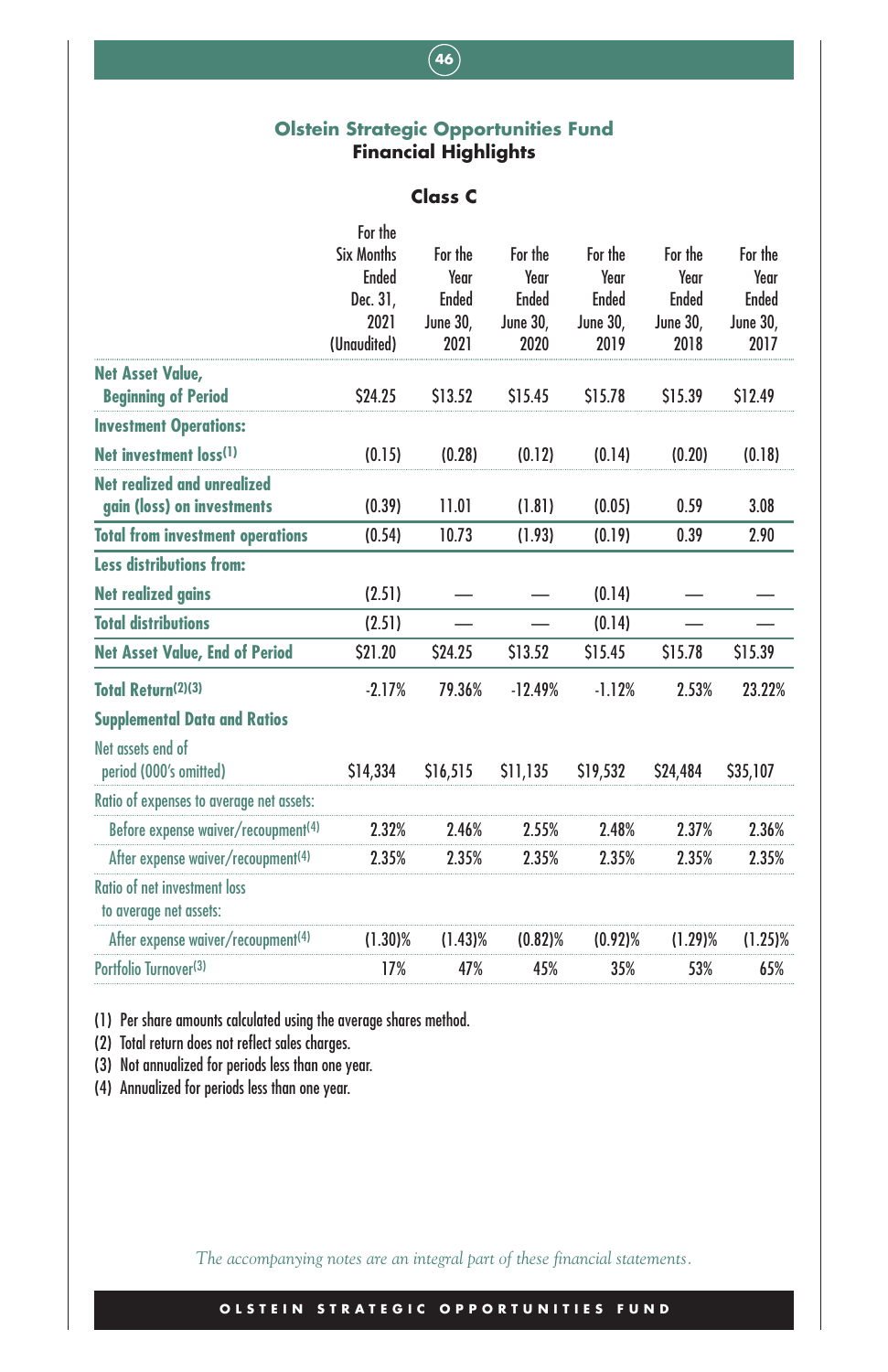## Olstein Strategic Opportunities Fund
### Financial Highlights

**Class C**

| | For the Six Months Ended Dec. 31, 2021 (Unaudited) | For the Year Ended June 30, 2021 | For the Year Ended June 30, 2020 | For the Year Ended June 30, 2019 | For the Year Ended June 30, 2018 | For the Year Ended June 30, 2017 |
|---|---|---|---|---|---|---|
| **Net Asset Value, Beginning of Period** | $24.25 | $13.52 | $15.45 | $15.78 | $15.39 | $12.49 |
| **Investment Operations:** | | | | | | |
| **Net investment loss**(1) | (0.15) | (0.28) | (0.12) | (0.14) | (0.20) | (0.18) |
| **Net realized and unrealized gain (loss) on investments** | (0.39) | 11.01 | (1.81) | (0.05) | 0.59 | 3.08 |
| **Total from investment operations** | (0.54) | 10.73 | (1.93) | (0.19) | 0.39 | 2.90 |
| **Less distributions from:** | | | | | | |
| **Net realized gains** | (2.51) | — | — | (0.14) | — | — |
| **Total distributions** | (2.51) | — | — | (0.14) | — | — |
| **Net Asset Value, End of Period** | $21.20 | $24.25 | $13.52 | $15.45 | $15.78 | $15.39 |
| **Total Return**(2)(3) | -2.17% | 79.36% | -12.49% | -1.12% | 2.53% | 23.22% |
| **Supplemental Data and Ratios** | | | | | | |
| Net assets end of period (000's omitted) | $14,334 | $16,515 | $11,135 | $19,532 | $24,484 | $35,107 |
| Ratio of expenses to average net assets: | | | | | | |
| Before expense waiver/recoupment(4) | 2.32% | 2.46% | 2.55% | 2.48% | 2.37% | 2.36% |
| After expense waiver/recoupment(4) | 2.35% | 2.35% | 2.35% | 2.35% | 2.35% | 2.35% |
| Ratio of net investment loss to average net assets: | | | | | | |
| After expense waiver/recoupment(4) | (1.30)% | (1.43)% | (0.82)% | (0.92)% | (1.29)% | (1.25)% |
| Portfolio Turnover(3) | 17% | 47% | 45% | 35% | 53% | 65% |

(1) Per share amounts calculated using the average shares method.
(2) Total return does not reflect sales charges.
(3) Not annualized for periods less than one year.
(4) Annualized for periods less than one year.

*The accompanying notes are an integral part of these financial statements.*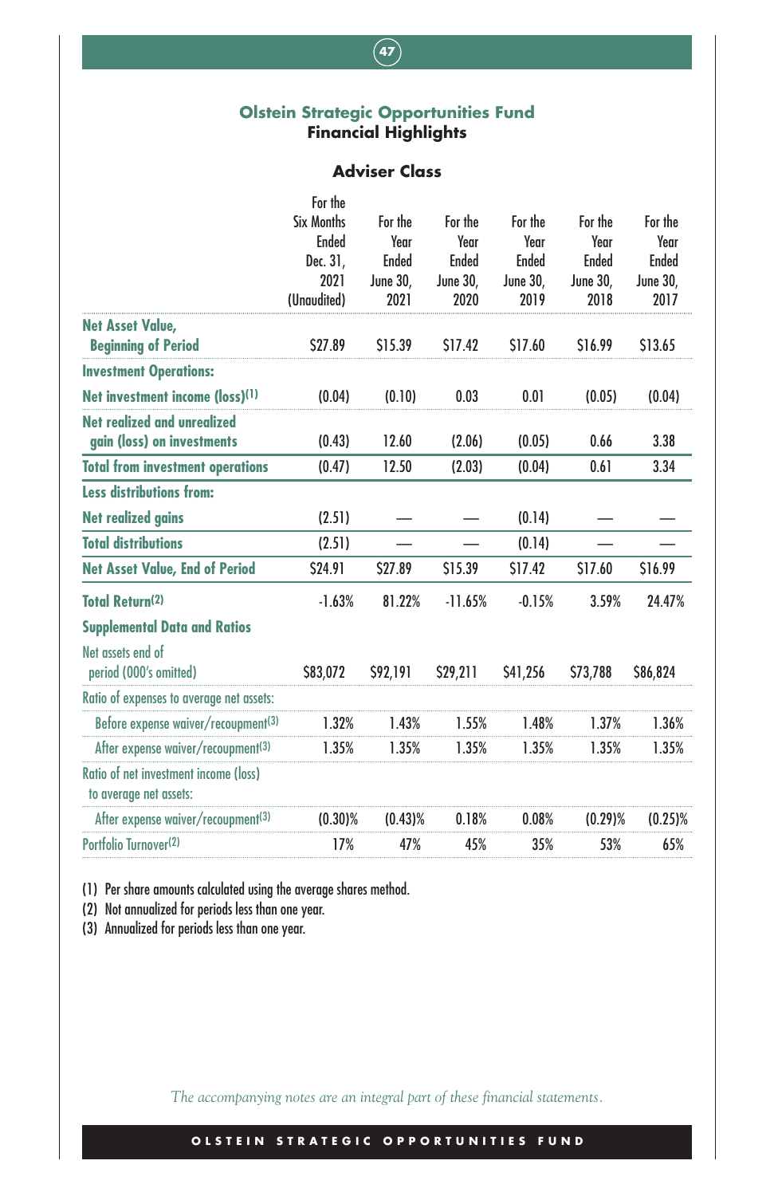## Olstein Strategic Opportunities Fund
## Financial Highlights

### Adviser Class

| | For the Six Months Ended Dec. 31, 2021 (Unaudited) | For the Year Ended June 30, 2021 | For the Year Ended June 30, 2020 | For the Year Ended June 30, 2019 | For the Year Ended June 30, 2018 | For the Year Ended June 30, 2017 |
|---|---|---|---|---|---|---|
| **Net Asset Value, Beginning of Period** | $27.89 | $15.39 | $17.42 | $17.60 | $16.99 | $13.65 |
| **Investment Operations:** | | | | | | |
| **Net investment income (loss)**[1] | (0.04) | (0.10) | 0.03 | 0.01 | (0.05) | (0.04) |
| **Net realized and unrealized gain (loss) on investments** | (0.43) | 12.60 | (2.06) | (0.05) | 0.66 | 3.38 |
| **Total from investment operations** | (0.47) | 12.50 | (2.03) | (0.04) | 0.61 | 3.34 |
| **Less distributions from:** | | | | | | |
| **Net realized gains** | (2.51) | — | — | (0.14) | — | — |
| **Total distributions** | (2.51) | — | — | (0.14) | — | — |
| **Net Asset Value, End of Period** | $24.91 | $27.89 | $15.39 | $17.42 | $17.60 | $16.99 |
| **Total Return**[2] | -1.63% | 81.22% | -11.65% | -0.15% | 3.59% | 24.47% |
| **Supplemental Data and Ratios** | | | | | | |
| Net assets end of period (000's omitted) | $83,072 | $92,191 | $29,211 | $41,256 | $73,788 | $86,824 |
| Ratio of expenses to average net assets: | | | | | | |
| Before expense waiver/recoupment[3] | 1.32% | 1.43% | 1.55% | 1.48% | 1.37% | 1.36% |
| After expense waiver/recoupment[3] | 1.35% | 1.35% | 1.35% | 1.35% | 1.35% | 1.35% |
| Ratio of net investment income (loss) to average net assets: | | | | | | |
| After expense waiver/recoupment[3] | (0.30)% | (0.43)% | 0.18% | 0.08% | (0.29)% | (0.25)% |
| Portfolio Turnover[2] | 17% | 47% | 45% | 35% | 53% | 65% |

(1) Per share amounts calculated using the average shares method.
(2) Not annualized for periods less than one year.
(3) Annualized for periods less than one year.

*The accompanying notes are an integral part of these financial statements.*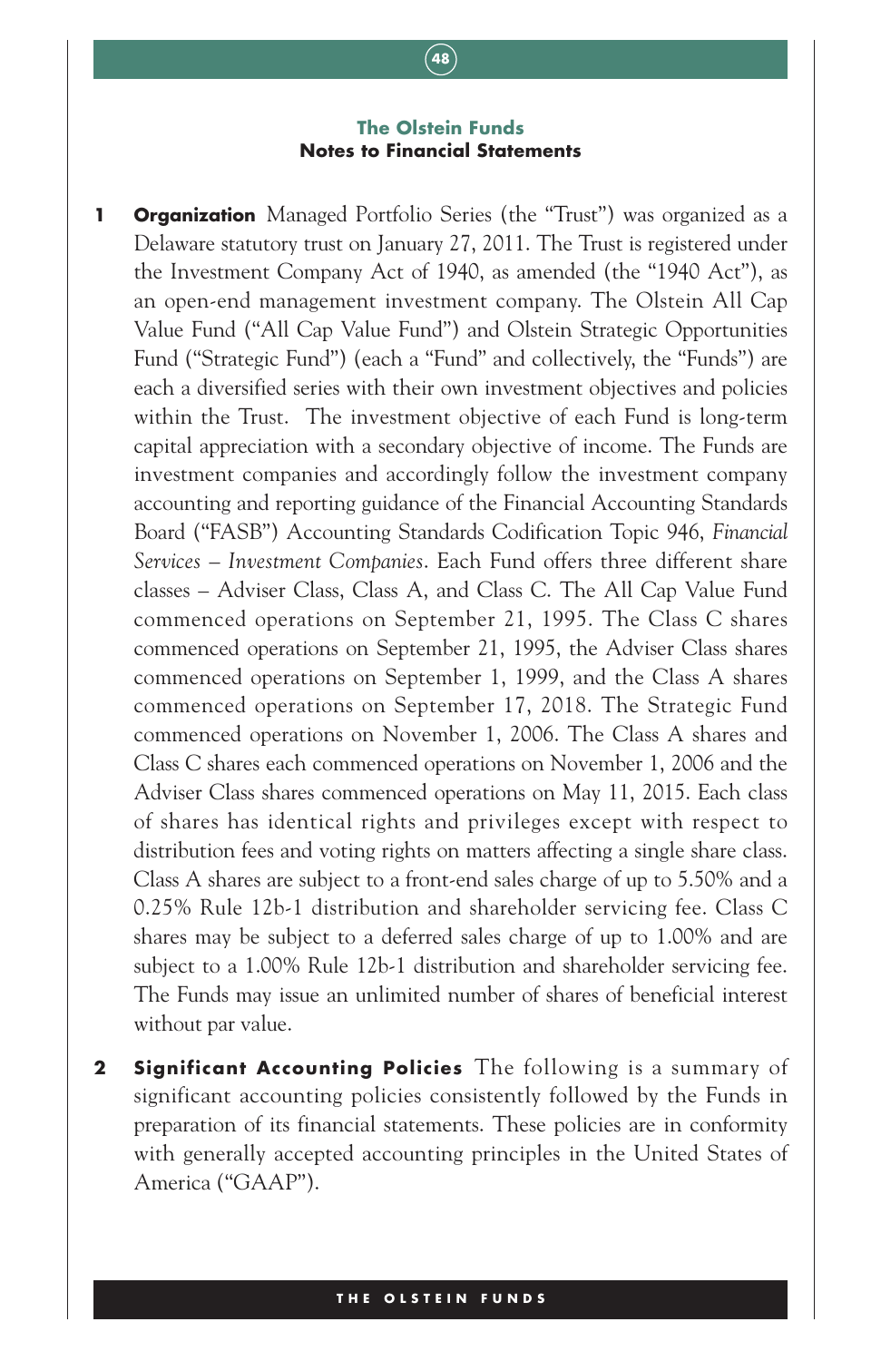## The Olstein Funds
## Notes to Financial Statements

**1 Organization** Managed Portfolio Series (the "Trust") was organized as a Delaware statutory trust on January 27, 2011. The Trust is registered under the Investment Company Act of 1940, as amended (the "1940 Act"), as an open-end management investment company. The Olstein All Cap Value Fund ("All Cap Value Fund") and Olstein Strategic Opportunities Fund ("Strategic Fund") (each a "Fund" and collectively, the "Funds") are each a diversified series with their own investment objectives and policies within the Trust. The investment objective of each Fund is long-term capital appreciation with a secondary objective of income. The Funds are investment companies and accordingly follow the investment company accounting and reporting guidance of the Financial Accounting Standards Board ("FASB") Accounting Standards Codification Topic 946, *Financial Services – Investment Companies*. Each Fund offers three different share classes – Adviser Class, Class A, and Class C. The All Cap Value Fund commenced operations on September 21, 1995. The Class C shares commenced operations on September 21, 1995, the Adviser Class shares commenced operations on September 1, 1999, and the Class A shares commenced operations on September 17, 2018. The Strategic Fund commenced operations on November 1, 2006. The Class A shares and Class C shares each commenced operations on November 1, 2006 and the Adviser Class shares commenced operations on May 11, 2015. Each class of shares has identical rights and privileges except with respect to distribution fees and voting rights on matters affecting a single share class. Class A shares are subject to a front-end sales charge of up to 5.50% and a 0.25% Rule 12b-1 distribution and shareholder servicing fee. Class C shares may be subject to a deferred sales charge of up to 1.00% and are subject to a 1.00% Rule 12b-1 distribution and shareholder servicing fee. The Funds may issue an unlimited number of shares of beneficial interest without par value.

**2 Significant Accounting Policies** The following is a summary of significant accounting policies consistently followed by the Funds in preparation of its financial statements. These policies are in conformity with generally accepted accounting principles in the United States of America ("GAAP").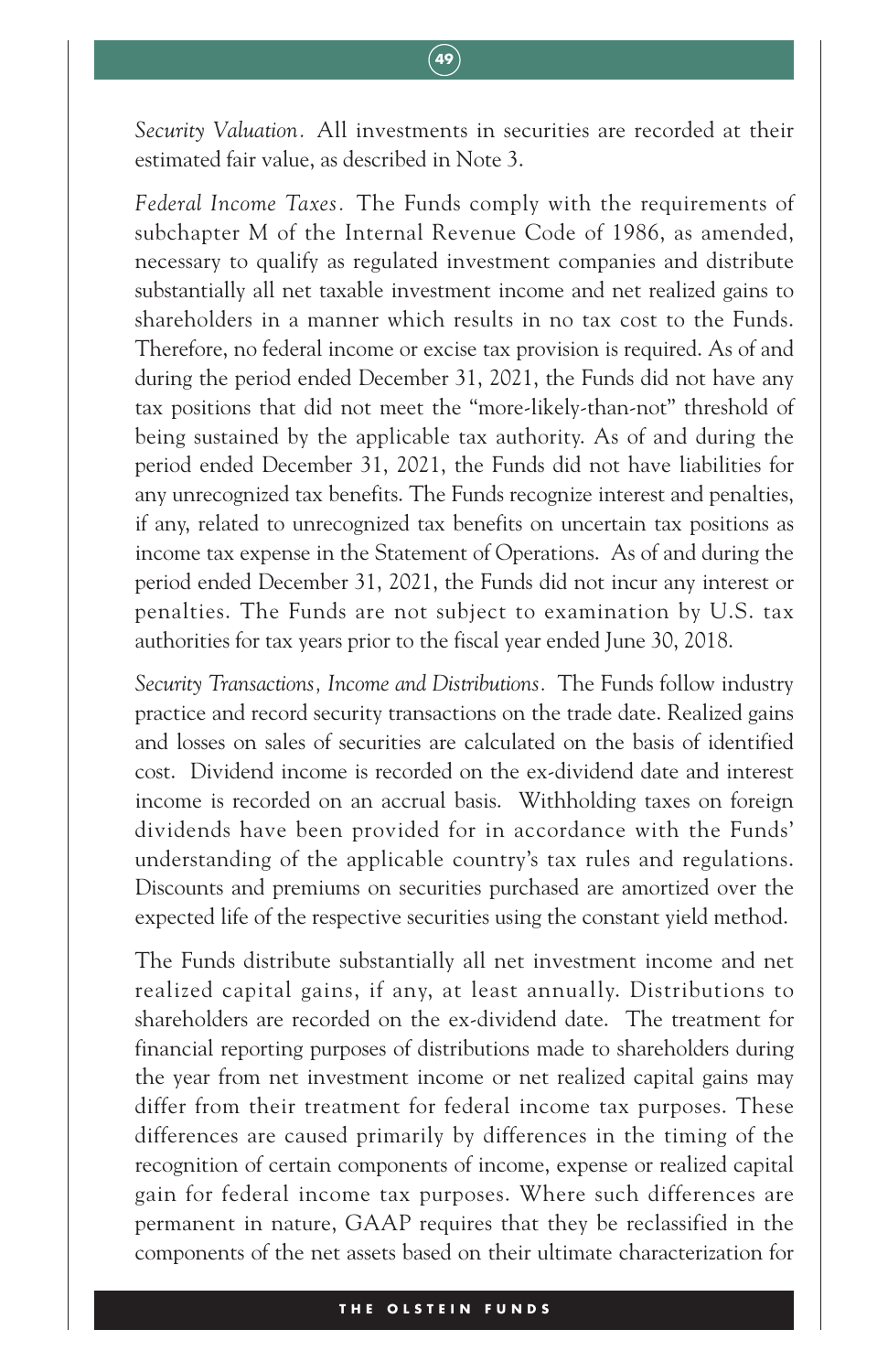*Security Valuation.* All investments in securities are recorded at their estimated fair value, as described in Note 3.

*Federal Income Taxes.* The Funds comply with the requirements of subchapter M of the Internal Revenue Code of 1986, as amended, necessary to qualify as regulated investment companies and distribute substantially all net taxable investment income and net realized gains to shareholders in a manner which results in no tax cost to the Funds. Therefore, no federal income or excise tax provision is required. As of and during the period ended December 31, 2021, the Funds did not have any tax positions that did not meet the "more-likely-than-not" threshold of being sustained by the applicable tax authority. As of and during the period ended December 31, 2021, the Funds did not have liabilities for any unrecognized tax benefits. The Funds recognize interest and penalties, if any, related to unrecognized tax benefits on uncertain tax positions as income tax expense in the Statement of Operations. As of and during the period ended December 31, 2021, the Funds did not incur any interest or penalties. The Funds are not subject to examination by U.S. tax authorities for tax years prior to the fiscal year ended June 30, 2018.

*Security Transactions, Income and Distributions.* The Funds follow industry practice and record security transactions on the trade date. Realized gains and losses on sales of securities are calculated on the basis of identified cost. Dividend income is recorded on the ex-dividend date and interest income is recorded on an accrual basis. Withholding taxes on foreign dividends have been provided for in accordance with the Funds' understanding of the applicable country's tax rules and regulations. Discounts and premiums on securities purchased are amortized over the expected life of the respective securities using the constant yield method.

The Funds distribute substantially all net investment income and net realized capital gains, if any, at least annually. Distributions to shareholders are recorded on the ex-dividend date. The treatment for financial reporting purposes of distributions made to shareholders during the year from net investment income or net realized capital gains may differ from their treatment for federal income tax purposes. These differences are caused primarily by differences in the timing of the recognition of certain components of income, expense or realized capital gain for federal income tax purposes. Where such differences are permanent in nature, GAAP requires that they be reclassified in the components of the net assets based on their ultimate characterization for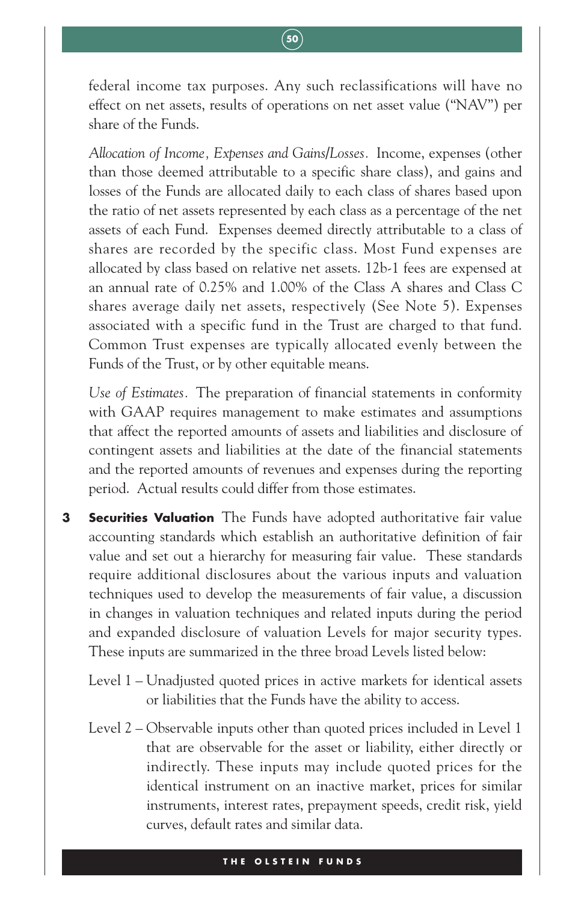federal income tax purposes. Any such reclassifications will have no effect on net assets, results of operations on net asset value ("NAV") per share of the Funds.

*Allocation of Income, Expenses and Gains/Losses.* Income, expenses (other than those deemed attributable to a specific share class), and gains and losses of the Funds are allocated daily to each class of shares based upon the ratio of net assets represented by each class as a percentage of the net assets of each Fund. Expenses deemed directly attributable to a class of shares are recorded by the specific class. Most Fund expenses are allocated by class based on relative net assets. 12b-1 fees are expensed at an annual rate of 0.25% and 1.00% of the Class A shares and Class C shares average daily net assets, respectively (See Note 5). Expenses associated with a specific fund in the Trust are charged to that fund. Common Trust expenses are typically allocated evenly between the Funds of the Trust, or by other equitable means.

*Use of Estimates.* The preparation of financial statements in conformity with GAAP requires management to make estimates and assumptions that affect the reported amounts of assets and liabilities and disclosure of contingent assets and liabilities at the date of the financial statements and the reported amounts of revenues and expenses during the reporting period. Actual results could differ from those estimates.

**3 Securities Valuation** The Funds have adopted authoritative fair value accounting standards which establish an authoritative definition of fair value and set out a hierarchy for measuring fair value. These standards require additional disclosures about the various inputs and valuation techniques used to develop the measurements of fair value, a discussion in changes in valuation techniques and related inputs during the period and expanded disclosure of valuation Levels for major security types. These inputs are summarized in the three broad Levels listed below:

Level 1 – Unadjusted quoted prices in active markets for identical assets or liabilities that the Funds have the ability to access.

Level 2 – Observable inputs other than quoted prices included in Level 1 that are observable for the asset or liability, either directly or indirectly. These inputs may include quoted prices for the identical instrument on an inactive market, prices for similar instruments, interest rates, prepayment speeds, credit risk, yield curves, default rates and similar data.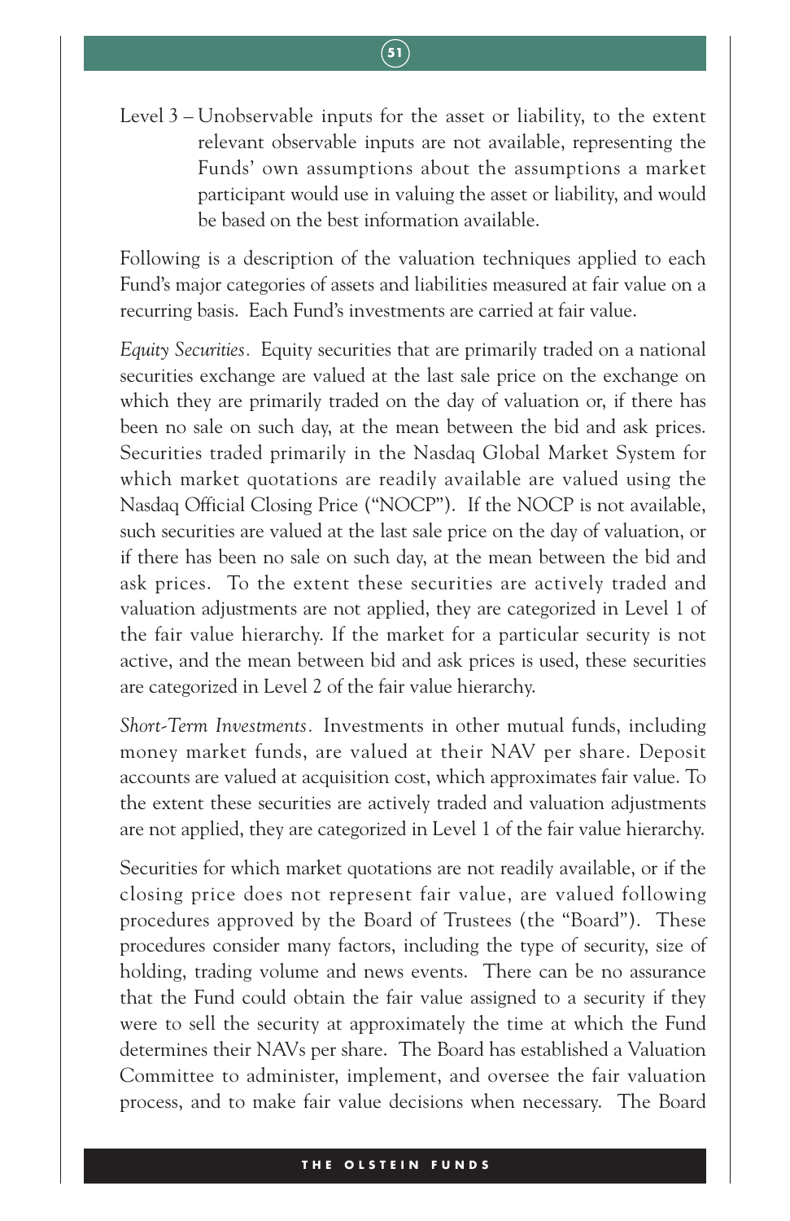Level 3 – Unobservable inputs for the asset or liability, to the extent relevant observable inputs are not available, representing the Funds' own assumptions about the assumptions a market participant would use in valuing the asset or liability, and would be based on the best information available.

Following is a description of the valuation techniques applied to each Fund's major categories of assets and liabilities measured at fair value on a recurring basis. Each Fund's investments are carried at fair value.

*Equity Securities.* Equity securities that are primarily traded on a national securities exchange are valued at the last sale price on the exchange on which they are primarily traded on the day of valuation or, if there has been no sale on such day, at the mean between the bid and ask prices. Securities traded primarily in the Nasdaq Global Market System for which market quotations are readily available are valued using the Nasdaq Official Closing Price ("NOCP"). If the NOCP is not available, such securities are valued at the last sale price on the day of valuation, or if there has been no sale on such day, at the mean between the bid and ask prices. To the extent these securities are actively traded and valuation adjustments are not applied, they are categorized in Level 1 of the fair value hierarchy. If the market for a particular security is not active, and the mean between bid and ask prices is used, these securities are categorized in Level 2 of the fair value hierarchy.

*Short-Term Investments.* Investments in other mutual funds, including money market funds, are valued at their NAV per share. Deposit accounts are valued at acquisition cost, which approximates fair value. To the extent these securities are actively traded and valuation adjustments are not applied, they are categorized in Level 1 of the fair value hierarchy.

Securities for which market quotations are not readily available, or if the closing price does not represent fair value, are valued following procedures approved by the Board of Trustees (the "Board"). These procedures consider many factors, including the type of security, size of holding, trading volume and news events. There can be no assurance that the Fund could obtain the fair value assigned to a security if they were to sell the security at approximately the time at which the Fund determines their NAVs per share. The Board has established a Valuation Committee to administer, implement, and oversee the fair valuation process, and to make fair value decisions when necessary. The Board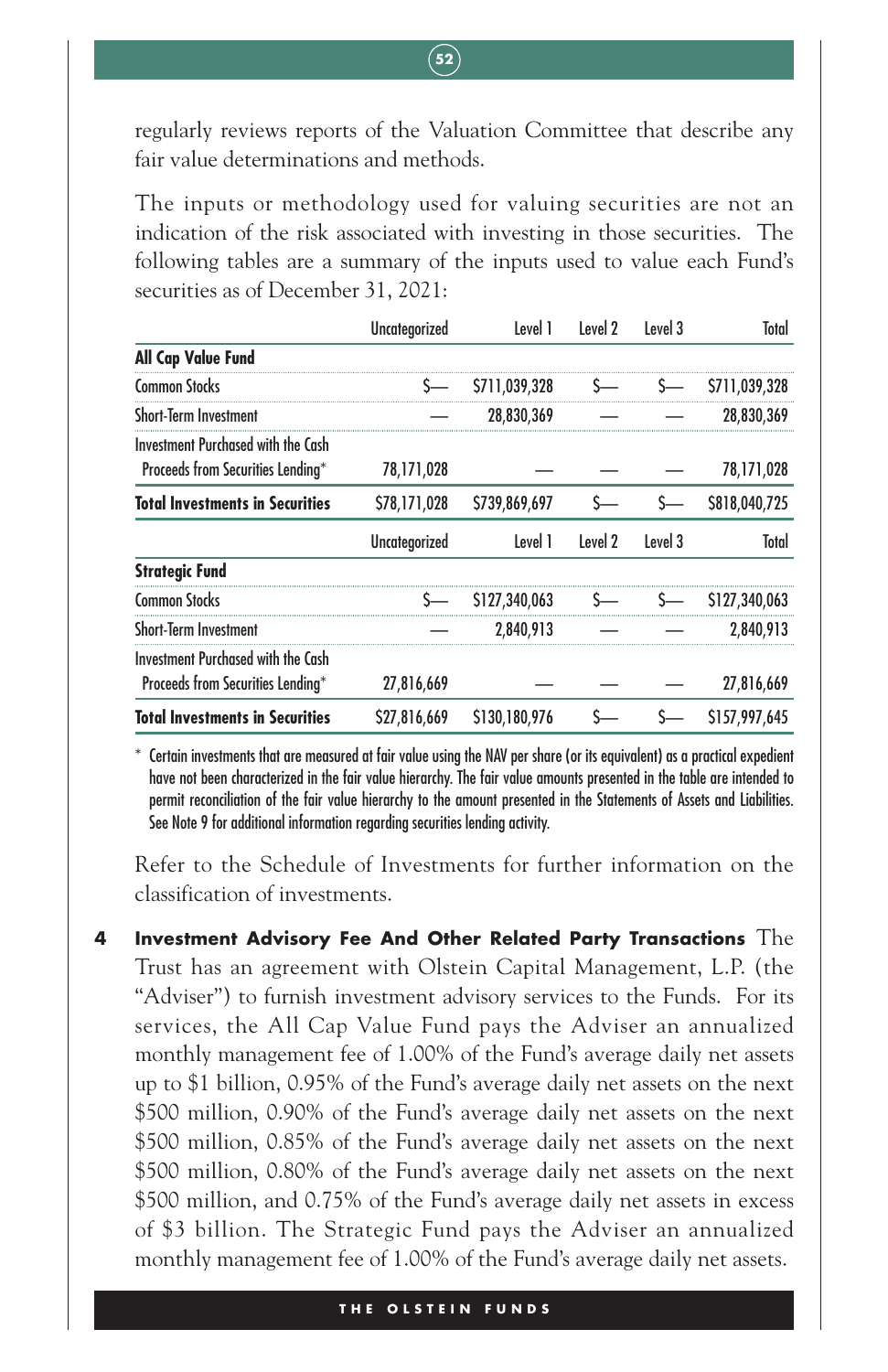regularly reviews reports of the Valuation Committee that describe any fair value determinations and methods.

The inputs or methodology used for valuing securities are not an indication of the risk associated with investing in those securities. The following tables are a summary of the inputs used to value each Fund's securities as of December 31, 2021:

| | Uncategorized | Level 1 | Level 2 | Level 3 | Total |
|---|---|---|---|---|---|
| **All Cap Value Fund** | | | | | |
| Common Stocks | $— | $711,039,328 | $— | $— | $711,039,328 |
| Short-Term Investment | — | 28,830,369 | — | — | 28,830,369 |
| Investment Purchased with the Cash Proceeds from Securities Lending* | 78,171,028 | — | — | — | 78,171,028 |
| **Total Investments in Securities** | $78,171,028 | $739,869,697 | $— | $— | $818,040,725 |

| | Uncategorized | Level 1 | Level 2 | Level 3 | Total |
|---|---|---|---|---|---|
| **Strategic Fund** | | | | | |
| Common Stocks | $— | $127,340,063 | $— | $— | $127,340,063 |
| Short-Term Investment | — | 2,840,913 | — | — | 2,840,913 |
| Investment Purchased with the Cash Proceeds from Securities Lending* | 27,816,669 | — | — | — | 27,816,669 |
| **Total Investments in Securities** | $27,816,669 | $130,180,976 | $— | $— | $157,997,645 |

\* Certain investments that are measured at fair value using the NAV per share (or its equivalent) as a practical expedient have not been characterized in the fair value hierarchy. The fair value amounts presented in the table are intended to permit reconciliation of the fair value hierarchy to the amount presented in the Statements of Assets and Liabilities. See Note 9 for additional information regarding securities lending activity.

Refer to the Schedule of Investments for further information on the classification of investments.

**4 Investment Advisory Fee And Other Related Party Transactions** The Trust has an agreement with Olstein Capital Management, L.P. (the "Adviser") to furnish investment advisory services to the Funds. For its services, the All Cap Value Fund pays the Adviser an annualized monthly management fee of 1.00% of the Fund's average daily net assets up to $1 billion, 0.95% of the Fund's average daily net assets on the next $500 million, 0.90% of the Fund's average daily net assets on the next $500 million, 0.85% of the Fund's average daily net assets on the next $500 million, 0.80% of the Fund's average daily net assets on the next $500 million, and 0.75% of the Fund's average daily net assets in excess of $3 billion. The Strategic Fund pays the Adviser an annualized monthly management fee of 1.00% of the Fund's average daily net assets.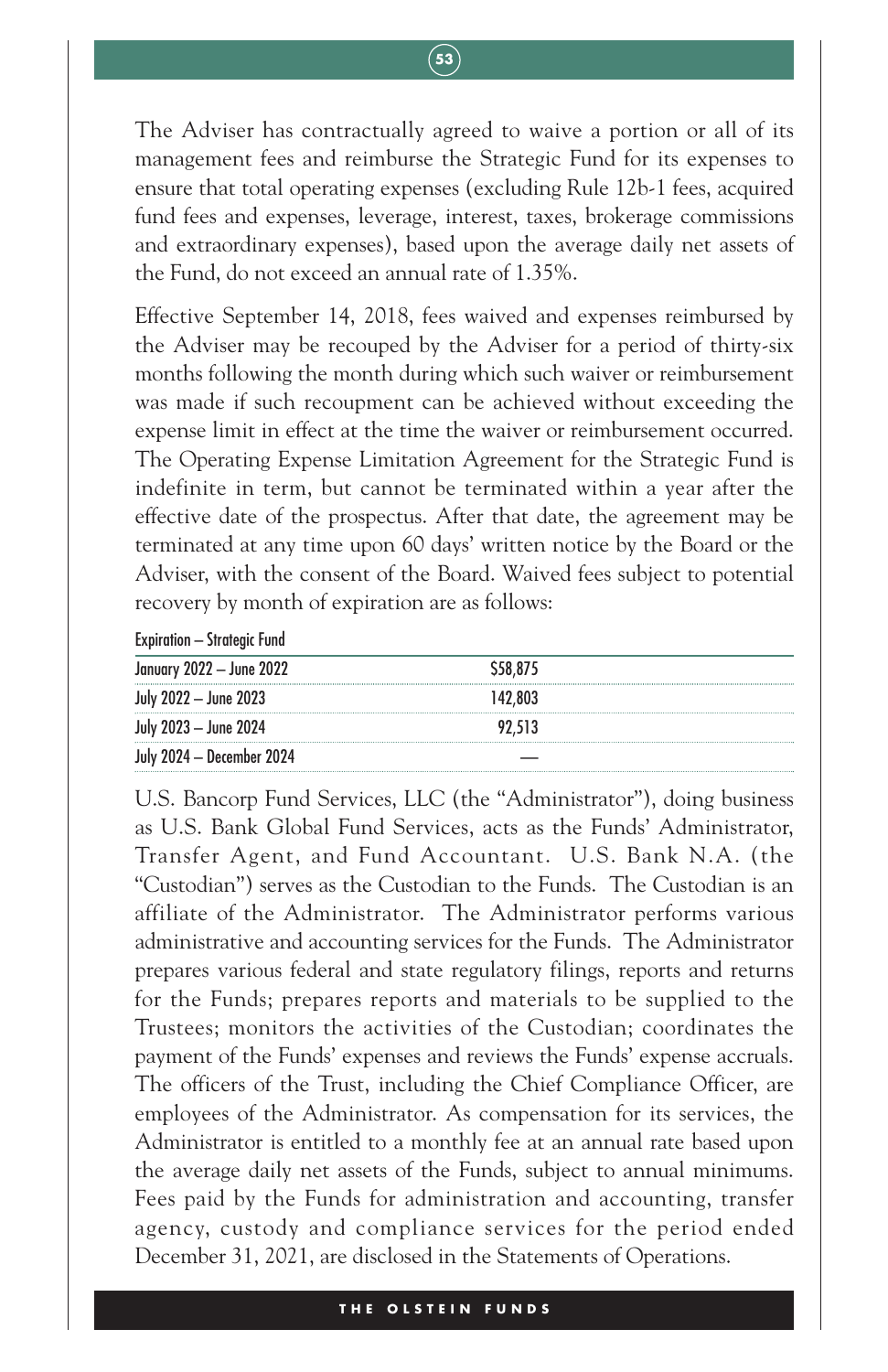The Adviser has contractually agreed to waive a portion or all of its management fees and reimburse the Strategic Fund for its expenses to ensure that total operating expenses (excluding Rule 12b-1 fees, acquired fund fees and expenses, leverage, interest, taxes, brokerage commissions and extraordinary expenses), based upon the average daily net assets of the Fund, do not exceed an annual rate of 1.35%.

Effective September 14, 2018, fees waived and expenses reimbursed by the Adviser may be recouped by the Adviser for a period of thirty-six months following the month during which such waiver or reimbursement was made if such recoupment can be achieved without exceeding the expense limit in effect at the time the waiver or reimbursement occurred. The Operating Expense Limitation Agreement for the Strategic Fund is indefinite in term, but cannot be terminated within a year after the effective date of the prospectus. After that date, the agreement may be terminated at any time upon 60 days' written notice by the Board or the Adviser, with the consent of the Board. Waived fees subject to potential recovery by month of expiration are as follows:

| Expiration – Strategic Fund | |
|---|---|
| January 2022 – June 2022 | $58,875 |
| July 2022 – June 2023 | 142,803 |
| July 2023 – June 2024 | 92,513 |
| July 2024 – December 2024 | — |

U.S. Bancorp Fund Services, LLC (the "Administrator"), doing business as U.S. Bank Global Fund Services, acts as the Funds' Administrator, Transfer Agent, and Fund Accountant. U.S. Bank N.A. (the "Custodian") serves as the Custodian to the Funds. The Custodian is an affiliate of the Administrator. The Administrator performs various administrative and accounting services for the Funds. The Administrator prepares various federal and state regulatory filings, reports and returns for the Funds; prepares reports and materials to be supplied to the Trustees; monitors the activities of the Custodian; coordinates the payment of the Funds' expenses and reviews the Funds' expense accruals. The officers of the Trust, including the Chief Compliance Officer, are employees of the Administrator. As compensation for its services, the Administrator is entitled to a monthly fee at an annual rate based upon the average daily net assets of the Funds, subject to annual minimums. Fees paid by the Funds for administration and accounting, transfer agency, custody and compliance services for the period ended December 31, 2021, are disclosed in the Statements of Operations.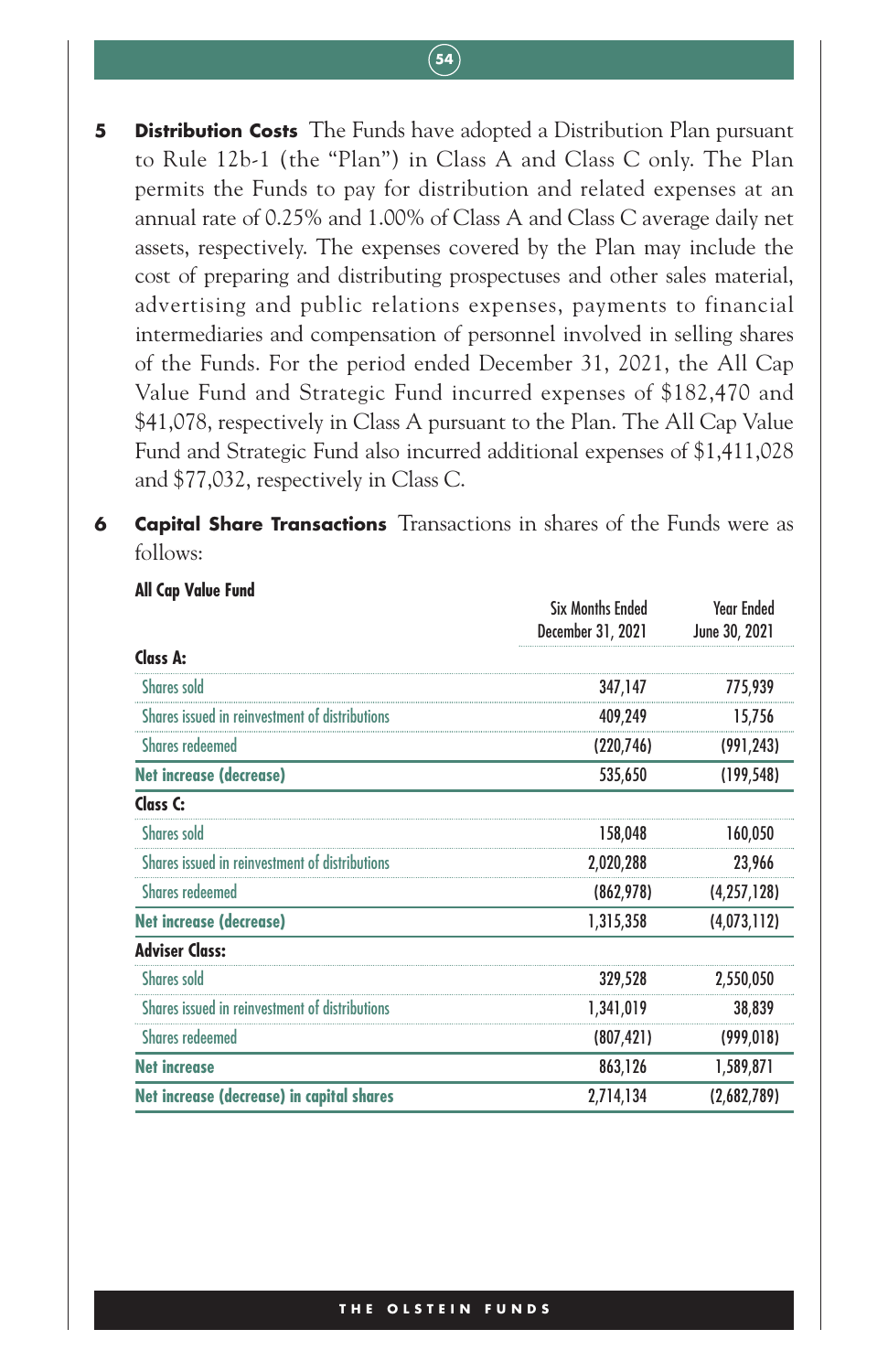**5 Distribution Costs** The Funds have adopted a Distribution Plan pursuant to Rule 12b-1 (the "Plan") in Class A and Class C only. The Plan permits the Funds to pay for distribution and related expenses at an annual rate of 0.25% and 1.00% of Class A and Class C average daily net assets, respectively. The expenses covered by the Plan may include the cost of preparing and distributing prospectuses and other sales material, advertising and public relations expenses, payments to financial intermediaries and compensation of personnel involved in selling shares of the Funds. For the period ended December 31, 2021, the All Cap Value Fund and Strategic Fund incurred expenses of $182,470 and $41,078, respectively in Class A pursuant to the Plan. The All Cap Value Fund and Strategic Fund also incurred additional expenses of $1,411,028 and $77,032, respectively in Class C.

**6 Capital Share Transactions** Transactions in shares of the Funds were as follows:

**All Cap Value Fund**

| | Six Months Ended December 31, 2021 | Year Ended June 30, 2021 |
|---|---|---|
| **Class A:** | | |
| Shares sold | 347,147 | 775,939 |
| Shares issued in reinvestment of distributions | 409,249 | 15,756 |
| Shares redeemed | (220,746) | (991,243) |
| **Net increase (decrease)** | 535,650 | (199,548) |
| **Class C:** | | |
| Shares sold | 158,048 | 160,050 |
| Shares issued in reinvestment of distributions | 2,020,288 | 23,966 |
| Shares redeemed | (862,978) | (4,257,128) |
| **Net increase (decrease)** | 1,315,358 | (4,073,112) |
| **Adviser Class:** | | |
| Shares sold | 329,528 | 2,550,050 |
| Shares issued in reinvestment of distributions | 1,341,019 | 38,839 |
| Shares redeemed | (807,421) | (999,018) |
| **Net increase** | 863,126 | 1,589,871 |
| **Net increase (decrease) in capital shares** | 2,714,134 | (2,682,789) |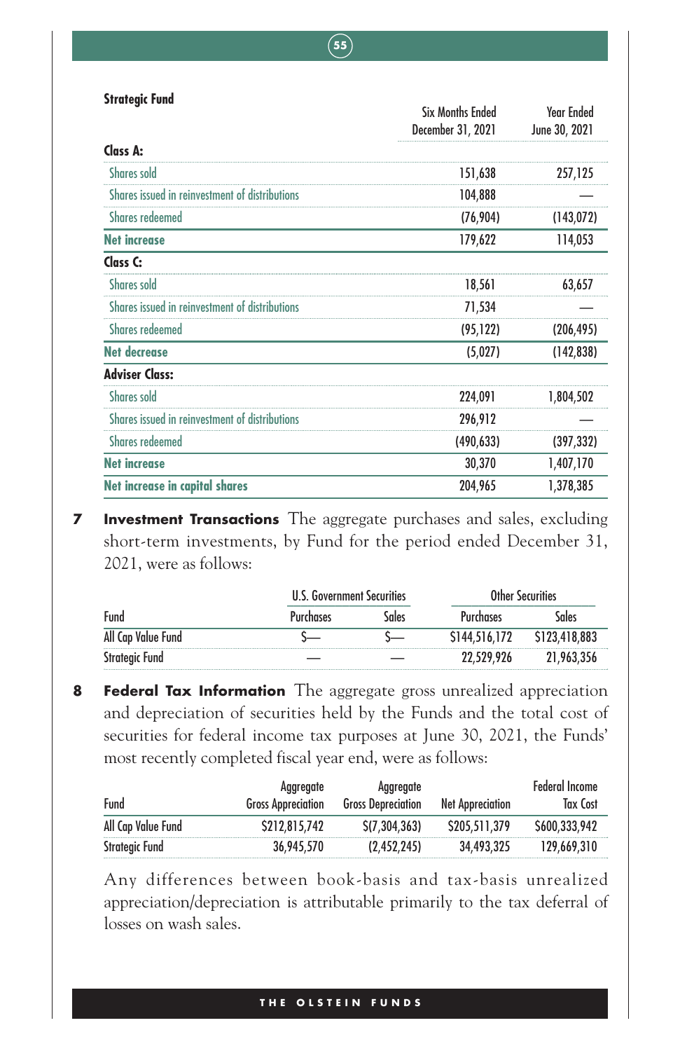**Strategic Fund**

| | Six Months Ended December 31, 2021 | Year Ended June 30, 2021 |
|---|---|---|
| **Class A:** | | |
| Shares sold | 151,638 | 257,125 |
| Shares issued in reinvestment of distributions | 104,888 | — |
| Shares redeemed | (76,904) | (143,072) |
| **Net increase** | 179,622 | 114,053 |
| **Class C:** | | |
| Shares sold | 18,561 | 63,657 |
| Shares issued in reinvestment of distributions | 71,534 | — |
| Shares redeemed | (95,122) | (206,495) |
| **Net decrease** | (5,027) | (142,838) |
| **Adviser Class:** | | |
| Shares sold | 224,091 | 1,804,502 |
| Shares issued in reinvestment of distributions | 296,912 | — |
| Shares redeemed | (490,633) | (397,332) |
| **Net increase** | 30,370 | 1,407,170 |
| **Net increase in capital shares** | 204,965 | 1,378,385 |

**7 Investment Transactions** The aggregate purchases and sales, excluding short-term investments, by Fund for the period ended December 31, 2021, were as follows:

| | U.S. Government Securities | | Other Securities | |
|---|---|---|---|---|
| Fund | Purchases | Sales | Purchases | Sales |
| All Cap Value Fund | $— | $— | $144,516,172 | $123,418,883 |
| Strategic Fund | — | — | 22,529,926 | 21,963,356 |

**8 Federal Tax Information** The aggregate gross unrealized appreciation and depreciation of securities held by the Funds and the total cost of securities for federal income tax purposes at June 30, 2021, the Funds' most recently completed fiscal year end, were as follows:

| Fund | Aggregate Gross Appreciation | Aggregate Gross Depreciation | Net Appreciation | Federal Income Tax Cost |
|---|---|---|---|---|
| All Cap Value Fund | $212,815,742 | $(7,304,363) | $205,511,379 | $600,333,942 |
| Strategic Fund | 36,945,570 | (2,452,245) | 34,493,325 | 129,669,310 |

Any differences between book-basis and tax-basis unrealized appreciation/depreciation is attributable primarily to the tax deferral of losses on wash sales.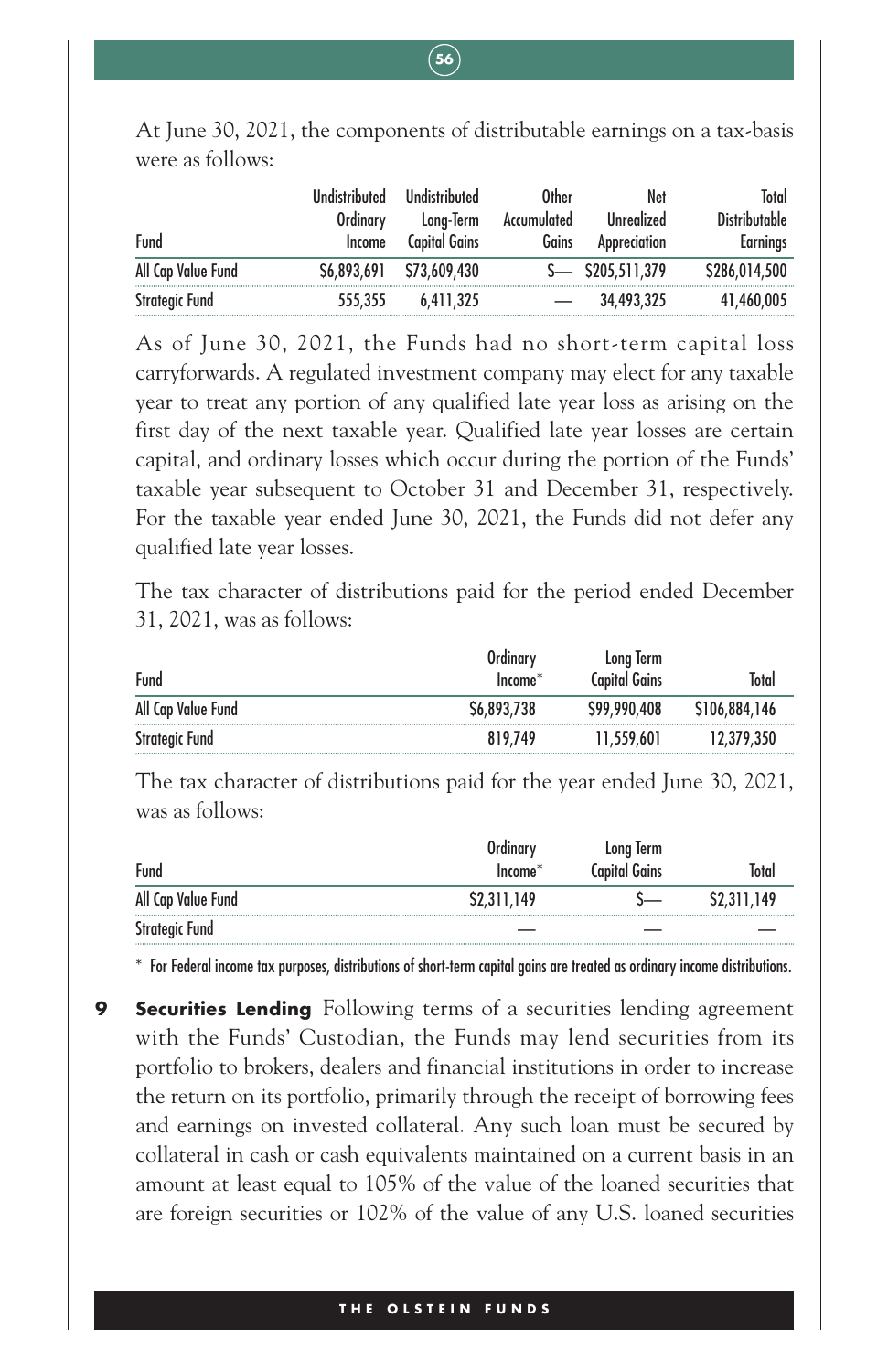At June 30, 2021, the components of distributable earnings on a tax-basis were as follows:

| Fund | Undistributed Ordinary Income | Undistributed Long-Term Capital Gains | Other Accumulated Gains | Net Unrealized Appreciation | Total Distributable Earnings |
|---|---|---|---|---|---|
| All Cap Value Fund | $6,893,691 | $73,609,430 | $— | $205,511,379 | $286,014,500 |
| Strategic Fund | 555,355 | 6,411,325 | — | 34,493,325 | 41,460,005 |

As of June 30, 2021, the Funds had no short-term capital loss carryforwards. A regulated investment company may elect for any taxable year to treat any portion of any qualified late year loss as arising on the first day of the next taxable year. Qualified late year losses are certain capital, and ordinary losses which occur during the portion of the Funds' taxable year subsequent to October 31 and December 31, respectively. For the taxable year ended June 30, 2021, the Funds did not defer any qualified late year losses.

The tax character of distributions paid for the period ended December 31, 2021, was as follows:

| Fund | Ordinary Income* | Long Term Capital Gains | Total |
|---|---|---|---|
| All Cap Value Fund | $6,893,738 | $99,990,408 | $106,884,146 |
| Strategic Fund | 819,749 | 11,559,601 | 12,379,350 |

The tax character of distributions paid for the year ended June 30, 2021, was as follows:

| Fund | Ordinary Income* | Long Term Capital Gains | Total |
|---|---|---|---|
| All Cap Value Fund | $2,311,149 | $— | $2,311,149 |
| Strategic Fund | — | — | — |

\* For Federal income tax purposes, distributions of short-term capital gains are treated as ordinary income distributions.

**9 Securities Lending** Following terms of a securities lending agreement with the Funds' Custodian, the Funds may lend securities from its portfolio to brokers, dealers and financial institutions in order to increase the return on its portfolio, primarily through the receipt of borrowing fees and earnings on invested collateral. Any such loan must be secured by collateral in cash or cash equivalents maintained on a current basis in an amount at least equal to 105% of the value of the loaned securities that are foreign securities or 102% of the value of any U.S. loaned securities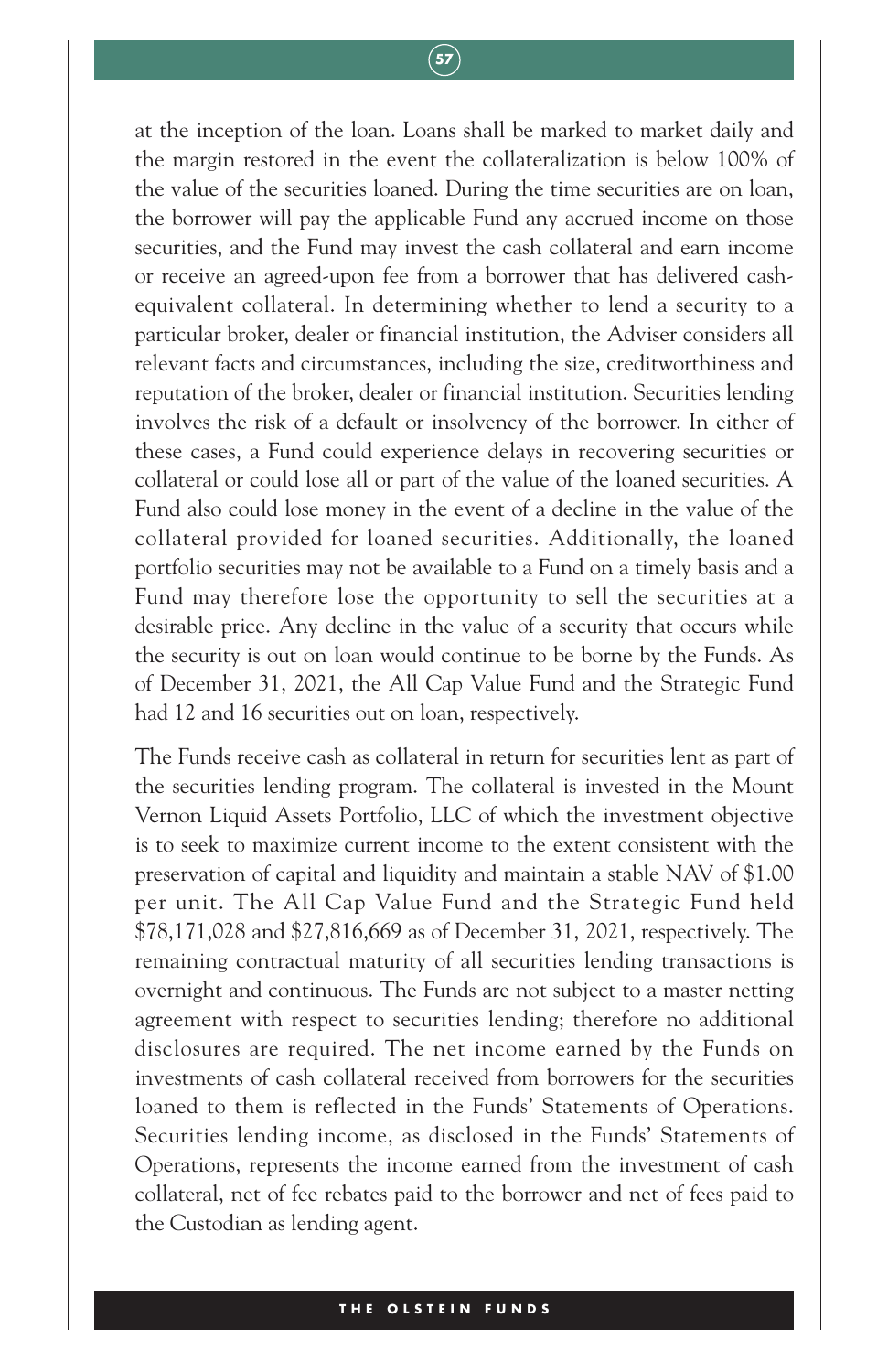at the inception of the loan. Loans shall be marked to market daily and the margin restored in the event the collateralization is below 100% of the value of the securities loaned. During the time securities are on loan, the borrower will pay the applicable Fund any accrued income on those securities, and the Fund may invest the cash collateral and earn income or receive an agreed-upon fee from a borrower that has delivered cash-equivalent collateral. In determining whether to lend a security to a particular broker, dealer or financial institution, the Adviser considers all relevant facts and circumstances, including the size, creditworthiness and reputation of the broker, dealer or financial institution. Securities lending involves the risk of a default or insolvency of the borrower. In either of these cases, a Fund could experience delays in recovering securities or collateral or could lose all or part of the value of the loaned securities. A Fund also could lose money in the event of a decline in the value of the collateral provided for loaned securities. Additionally, the loaned portfolio securities may not be available to a Fund on a timely basis and a Fund may therefore lose the opportunity to sell the securities at a desirable price. Any decline in the value of a security that occurs while the security is out on loan would continue to be borne by the Funds. As of December 31, 2021, the All Cap Value Fund and the Strategic Fund had 12 and 16 securities out on loan, respectively.

The Funds receive cash as collateral in return for securities lent as part of the securities lending program. The collateral is invested in the Mount Vernon Liquid Assets Portfolio, LLC of which the investment objective is to seek to maximize current income to the extent consistent with the preservation of capital and liquidity and maintain a stable NAV of $1.00 per unit. The All Cap Value Fund and the Strategic Fund held $78,171,028 and $27,816,669 as of December 31, 2021, respectively. The remaining contractual maturity of all securities lending transactions is overnight and continuous. The Funds are not subject to a master netting agreement with respect to securities lending; therefore no additional disclosures are required. The net income earned by the Funds on investments of cash collateral received from borrowers for the securities loaned to them is reflected in the Funds' Statements of Operations. Securities lending income, as disclosed in the Funds' Statements of Operations, represents the income earned from the investment of cash collateral, net of fee rebates paid to the borrower and net of fees paid to the Custodian as lending agent.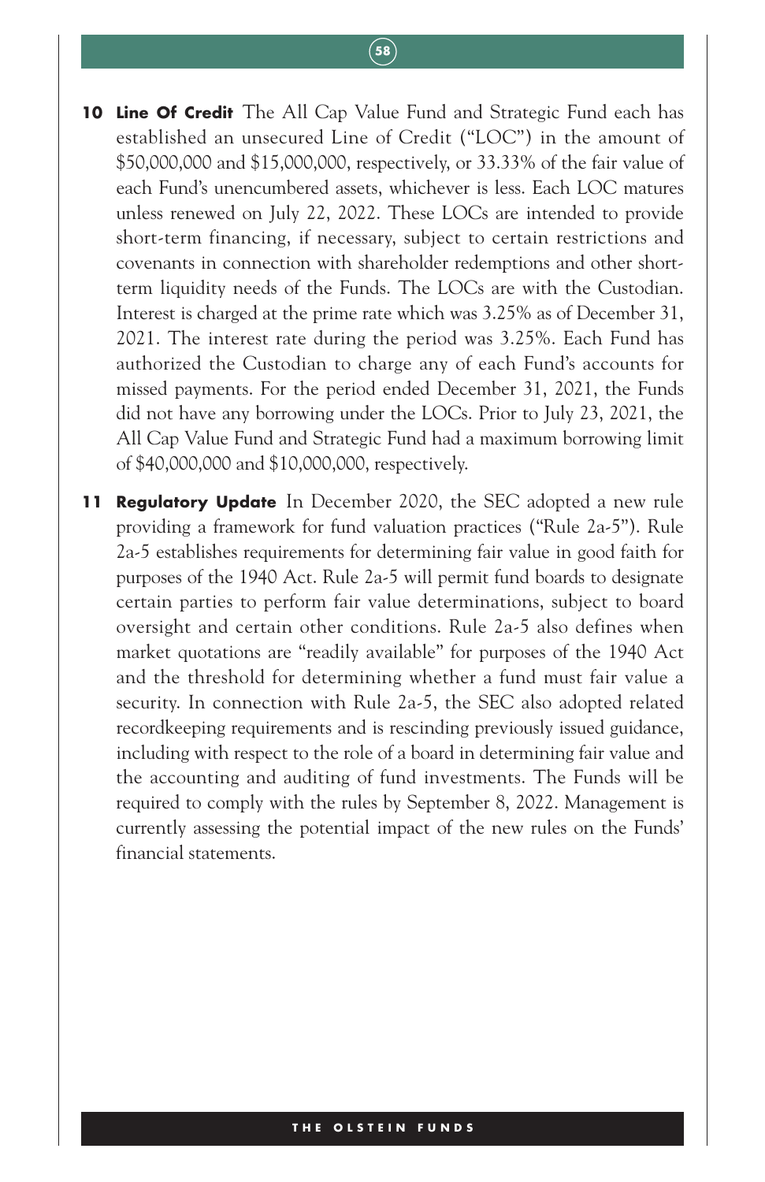**10 Line Of Credit** The All Cap Value Fund and Strategic Fund each has established an unsecured Line of Credit ("LOC") in the amount of $50,000,000 and $15,000,000, respectively, or 33.33% of the fair value of each Fund's unencumbered assets, whichever is less. Each LOC matures unless renewed on July 22, 2022. These LOCs are intended to provide short-term financing, if necessary, subject to certain restrictions and covenants in connection with shareholder redemptions and other short-term liquidity needs of the Funds. The LOCs are with the Custodian. Interest is charged at the prime rate which was 3.25% as of December 31, 2021. The interest rate during the period was 3.25%. Each Fund has authorized the Custodian to charge any of each Fund's accounts for missed payments. For the period ended December 31, 2021, the Funds did not have any borrowing under the LOCs. Prior to July 23, 2021, the All Cap Value Fund and Strategic Fund had a maximum borrowing limit of $40,000,000 and $10,000,000, respectively.

**11 Regulatory Update** In December 2020, the SEC adopted a new rule providing a framework for fund valuation practices ("Rule 2a-5"). Rule 2a-5 establishes requirements for determining fair value in good faith for purposes of the 1940 Act. Rule 2a-5 will permit fund boards to designate certain parties to perform fair value determinations, subject to board oversight and certain other conditions. Rule 2a-5 also defines when market quotations are "readily available" for purposes of the 1940 Act and the threshold for determining whether a fund must fair value a security. In connection with Rule 2a-5, the SEC also adopted related recordkeeping requirements and is rescinding previously issued guidance, including with respect to the role of a board in determining fair value and the accounting and auditing of fund investments. The Funds will be required to comply with the rules by September 8, 2022. Management is currently assessing the potential impact of the new rules on the Funds' financial statements.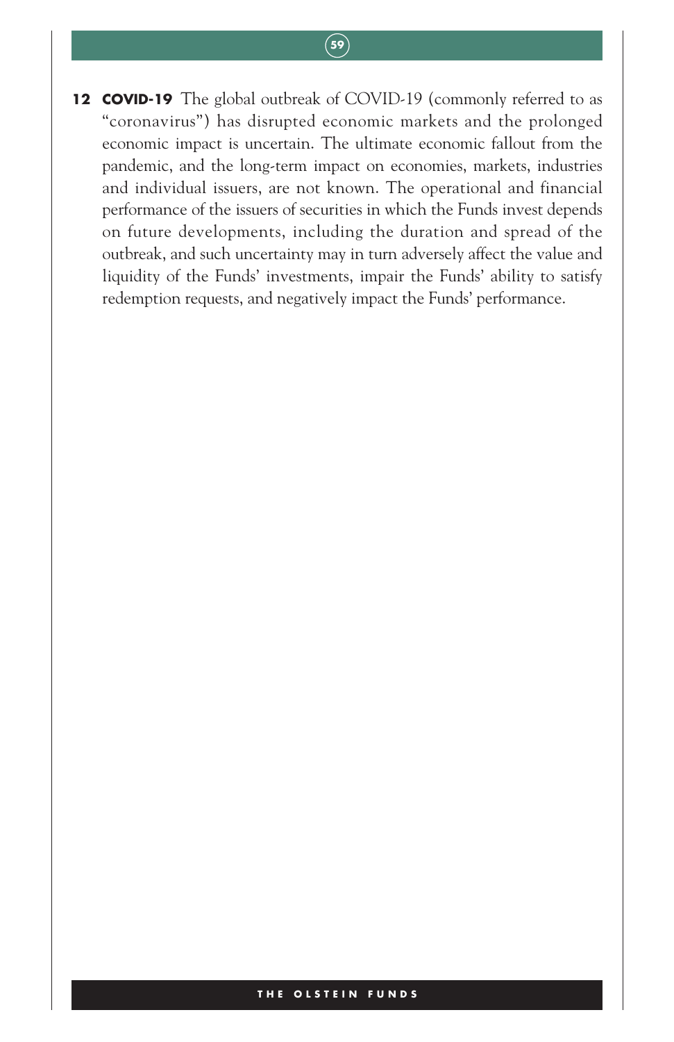**12 COVID-19** The global outbreak of COVID-19 (commonly referred to as "coronavirus") has disrupted economic markets and the prolonged economic impact is uncertain. The ultimate economic fallout from the pandemic, and the long-term impact on economies, markets, industries and individual issuers, are not known. The operational and financial performance of the issuers of securities in which the Funds invest depends on future developments, including the duration and spread of the outbreak, and such uncertainty may in turn adversely affect the value and liquidity of the Funds' investments, impair the Funds' ability to satisfy redemption requests, and negatively impact the Funds' performance.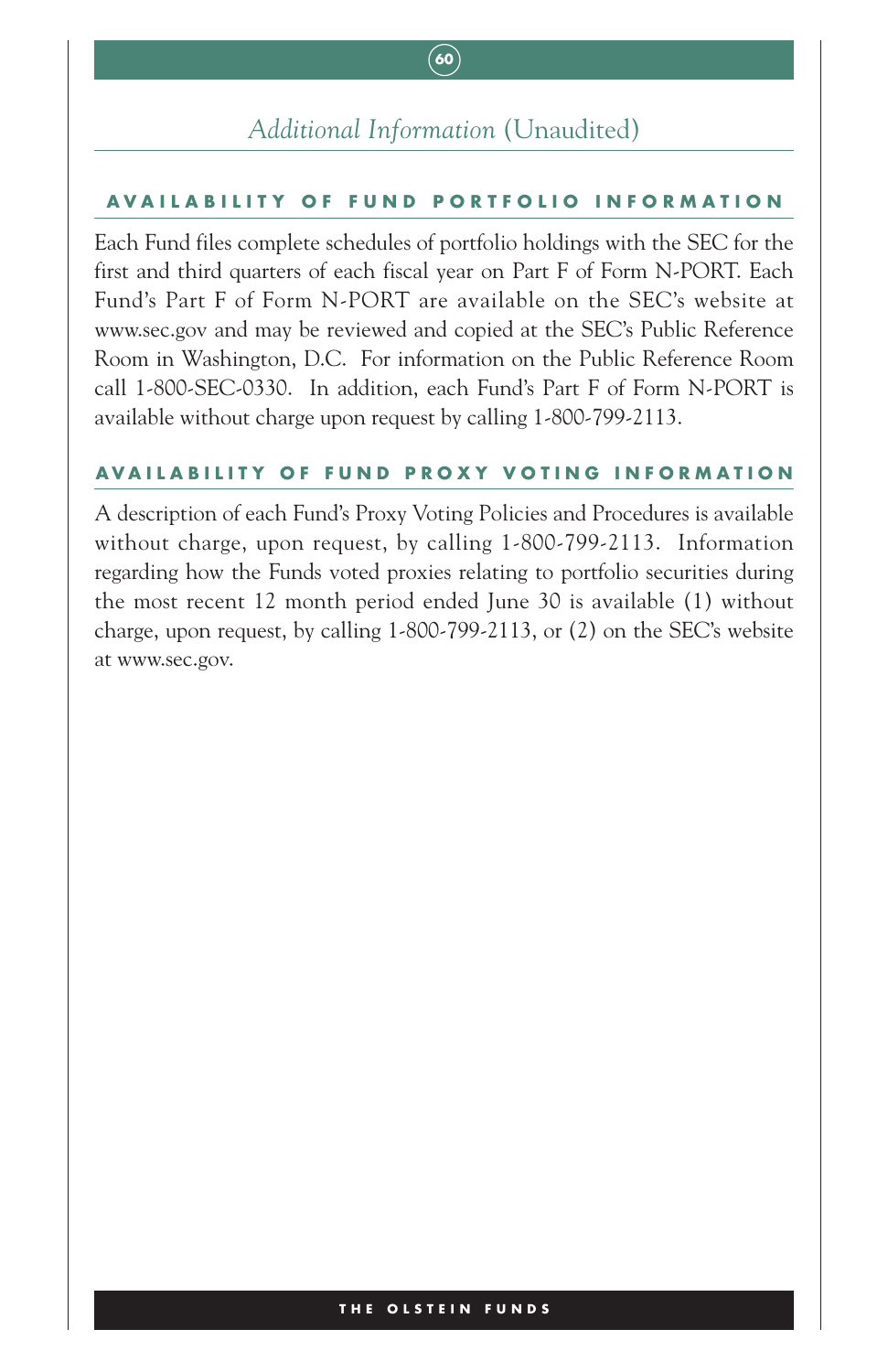# *Additional Information* (Unaudited)

## AVAILABILITY OF FUND PORTFOLIO INFORMATION

Each Fund files complete schedules of portfolio holdings with the SEC for the first and third quarters of each fiscal year on Part F of Form N-PORT. Each Fund's Part F of Form N-PORT are available on the SEC's website at www.sec.gov and may be reviewed and copied at the SEC's Public Reference Room in Washington, D.C. For information on the Public Reference Room call 1-800-SEC-0330. In addition, each Fund's Part F of Form N-PORT is available without charge upon request by calling 1-800-799-2113.

## AVAILABILITY OF FUND PROXY VOTING INFORMATION

A description of each Fund's Proxy Voting Policies and Procedures is available without charge, upon request, by calling 1-800-799-2113. Information regarding how the Funds voted proxies relating to portfolio securities during the most recent 12 month period ended June 30 is available (1) without charge, upon request, by calling 1-800-799-2113, or (2) on the SEC's website at www.sec.gov.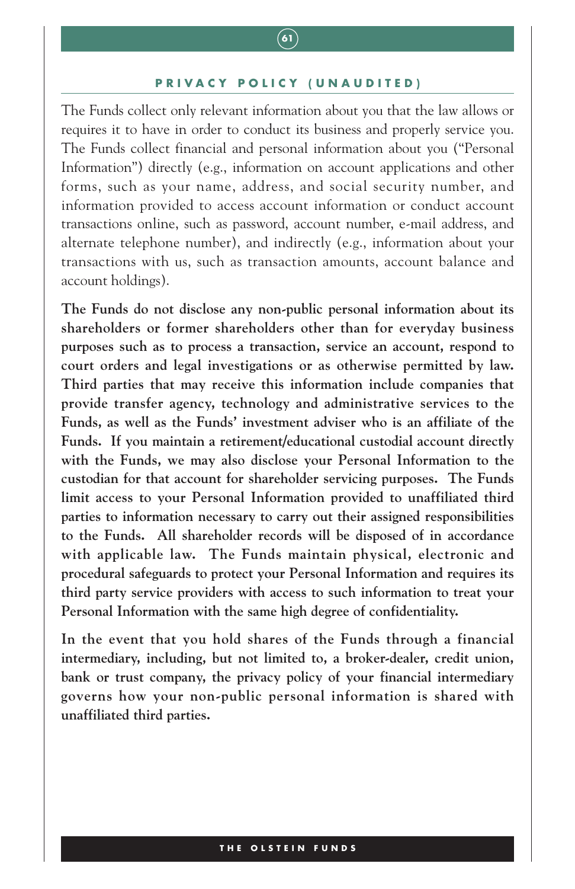## PRIVACY POLICY (UNAUDITED)

The Funds collect only relevant information about you that the law allows or requires it to have in order to conduct its business and properly service you. The Funds collect financial and personal information about you ("Personal Information") directly (e.g., information on account applications and other forms, such as your name, address, and social security number, and information provided to access account information or conduct account transactions online, such as password, account number, e-mail address, and alternate telephone number), and indirectly (e.g., information about your transactions with us, such as transaction amounts, account balance and account holdings).

**The Funds do not disclose any non-public personal information about its shareholders or former shareholders other than for everyday business purposes such as to process a transaction, service an account, respond to court orders and legal investigations or as otherwise permitted by law. Third parties that may receive this information include companies that provide transfer agency, technology and administrative services to the Funds, as well as the Funds' investment adviser who is an affiliate of the Funds. If you maintain a retirement/educational custodial account directly with the Funds, we may also disclose your Personal Information to the custodian for that account for shareholder servicing purposes. The Funds limit access to your Personal Information provided to unaffiliated third parties to information necessary to carry out their assigned responsibilities to the Funds. All shareholder records will be disposed of in accordance with applicable law. The Funds maintain physical, electronic and procedural safeguards to protect your Personal Information and requires its third party service providers with access to such information to treat your Personal Information with the same high degree of confidentiality.**

**In the event that you hold shares of the Funds through a financial intermediary, including, but not limited to, a broker-dealer, credit union, bank or trust company, the privacy policy of your financial intermediary governs how your non-public personal information is shared with unaffiliated third parties.**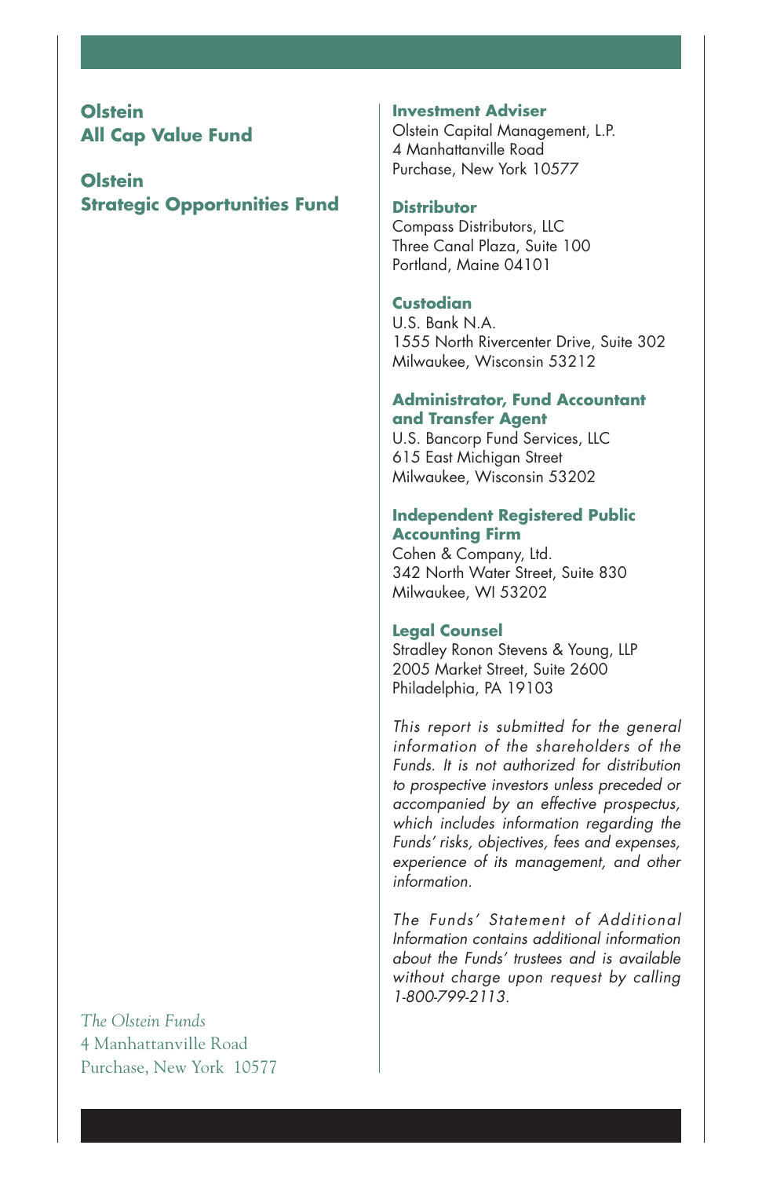**Olstein**
**All Cap Value Fund**

**Olstein**
**Strategic Opportunities Fund**

*The Olstein Funds*
4 Manhattanville Road
Purchase, New York 10577

**Investment Adviser**
Olstein Capital Management, L.P.
4 Manhattanville Road
Purchase, New York 10577

**Distributor**
Compass Distributors, LLC
Three Canal Plaza, Suite 100
Portland, Maine 04101

**Custodian**
U.S. Bank N.A.
1555 North Rivercenter Drive, Suite 302
Milwaukee, Wisconsin 53212

**Administrator, Fund Accountant and Transfer Agent**
U.S. Bancorp Fund Services, LLC
615 East Michigan Street
Milwaukee, Wisconsin 53202

**Independent Registered Public Accounting Firm**
Cohen & Company, Ltd.
342 North Water Street, Suite 830
Milwaukee, WI 53202

**Legal Counsel**
Stradley Ronon Stevens & Young, LLP
2005 Market Street, Suite 2600
Philadelphia, PA 19103

*This report is submitted for the general information of the shareholders of the Funds. It is not authorized for distribution to prospective investors unless preceded or accompanied by an effective prospectus, which includes information regarding the Funds' risks, objectives, fees and expenses, experience of its management, and other information.*

*The Funds' Statement of Additional Information contains additional information about the Funds' trustees and is available without charge upon request by calling 1-800-799-2113.*